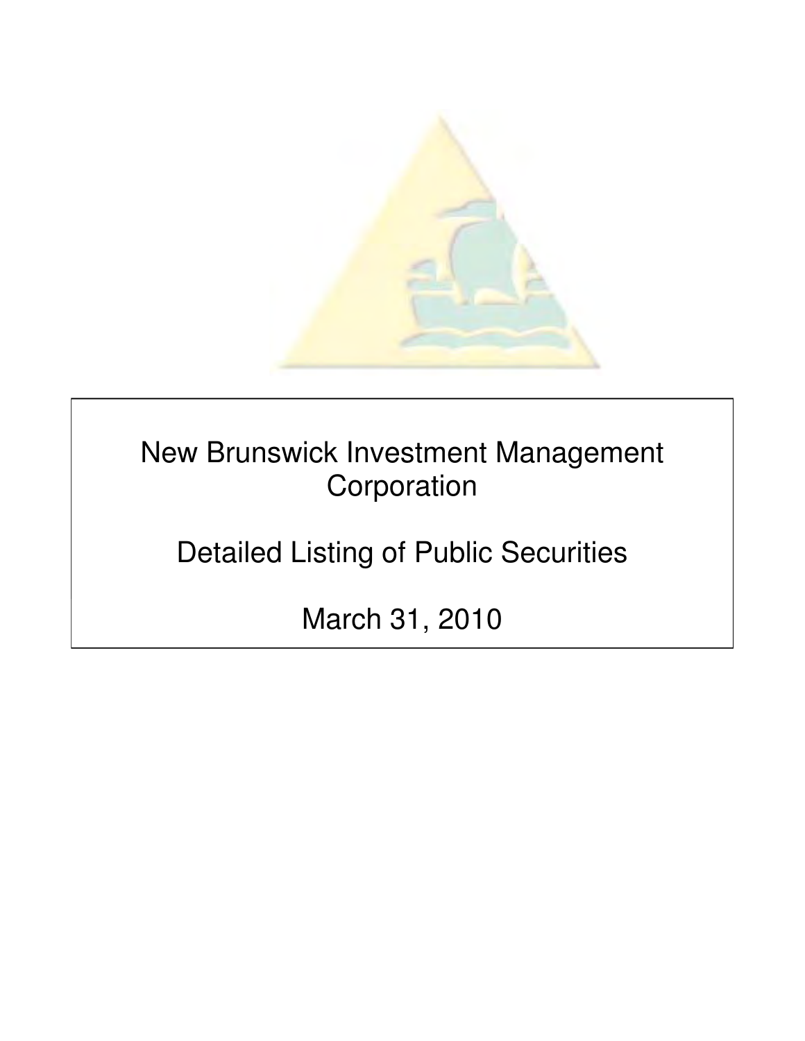# New Brunswick Investment Management Corporation

## Detailed Listing of Public Securities

## March 31, 2010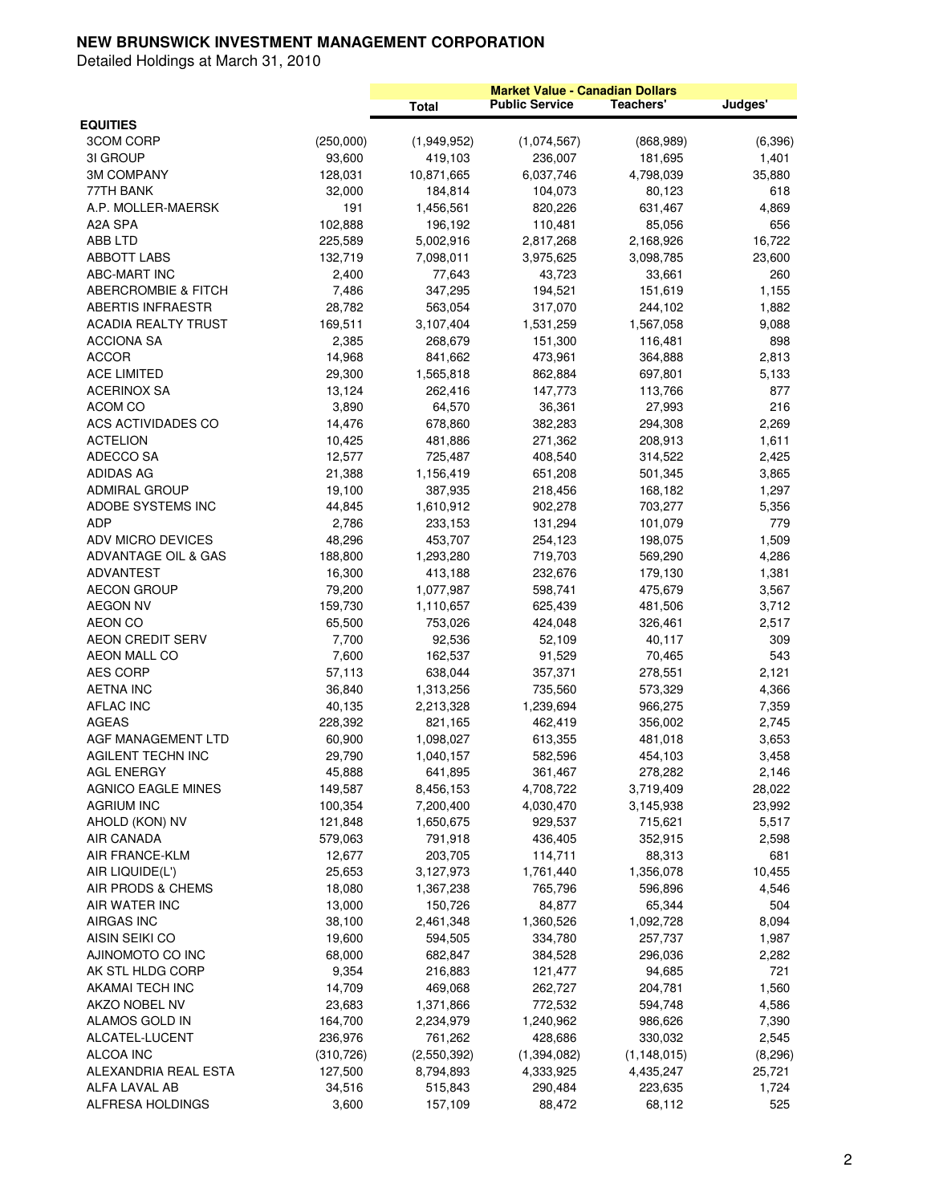# NEW BRUNSWICK INVESTMENT MANAGEMENT CORPORATION

Detailed Holdings at March 31, 2010

| | | Market Value - Canadian Dollars | | | |
|---|---|---|---|---|---|
| | | Total | Public Service | Teachers' | Judges' |
| **EQUITIES** | | | | | |
| 3COM CORP | (250,000) | (1,949,952) | (1,074,567) | (868,989) | (6,396) |
| 3I GROUP | 93,600 | 419,103 | 236,007 | 181,695 | 1,401 |
| 3M COMPANY | 128,031 | 10,871,665 | 6,037,746 | 4,798,039 | 35,880 |
| 77TH BANK | 32,000 | 184,814 | 104,073 | 80,123 | 618 |
| A.P. MOLLER-MAERSK | 191 | 1,456,561 | 820,226 | 631,467 | 4,869 |
| A2A SPA | 102,888 | 196,192 | 110,481 | 85,056 | 656 |
| ABB LTD | 225,589 | 5,002,916 | 2,817,268 | 2,168,926 | 16,722 |
| ABBOTT LABS | 132,719 | 7,098,011 | 3,975,625 | 3,098,785 | 23,600 |
| ABC-MART INC | 2,400 | 77,643 | 43,723 | 33,661 | 260 |
| ABERCROMBIE & FITCH | 7,486 | 347,295 | 194,521 | 151,619 | 1,155 |
| ABERTIS INFRAESTR | 28,782 | 563,054 | 317,070 | 244,102 | 1,882 |
| ACADIA REALTY TRUST | 169,511 | 3,107,404 | 1,531,259 | 1,567,058 | 9,088 |
| ACCIONA SA | 2,385 | 268,679 | 151,300 | 116,481 | 898 |
| ACCOR | 14,968 | 841,662 | 473,961 | 364,888 | 2,813 |
| ACE LIMITED | 29,300 | 1,565,818 | 862,884 | 697,801 | 5,133 |
| ACERINOX SA | 13,124 | 262,416 | 147,773 | 113,766 | 877 |
| ACOM CO | 3,890 | 64,570 | 36,361 | 27,993 | 216 |
| ACS ACTIVIDADES CO | 14,476 | 678,860 | 382,283 | 294,308 | 2,269 |
| ACTELION | 10,425 | 481,886 | 271,362 | 208,913 | 1,611 |
| ADECCO SA | 12,577 | 725,487 | 408,540 | 314,522 | 2,425 |
| ADIDAS AG | 21,388 | 1,156,419 | 651,208 | 501,345 | 3,865 |
| ADMIRAL GROUP | 19,100 | 387,935 | 218,456 | 168,182 | 1,297 |
| ADOBE SYSTEMS INC | 44,845 | 1,610,912 | 902,278 | 703,277 | 5,356 |
| ADP | 2,786 | 233,153 | 131,294 | 101,079 | 779 |
| ADV MICRO DEVICES | 48,296 | 453,707 | 254,123 | 198,075 | 1,509 |
| ADVANTAGE OIL & GAS | 188,800 | 1,293,280 | 719,703 | 569,290 | 4,286 |
| ADVANTEST | 16,300 | 413,188 | 232,676 | 179,130 | 1,381 |
| AECON GROUP | 79,200 | 1,077,987 | 598,741 | 475,679 | 3,567 |
| AEGON NV | 159,730 | 1,110,657 | 625,439 | 481,506 | 3,712 |
| AEON CO | 65,500 | 753,026 | 424,048 | 326,461 | 2,517 |
| AEON CREDIT SERV | 7,700 | 92,536 | 52,109 | 40,117 | 309 |
| AEON MALL CO | 7,600 | 162,537 | 91,529 | 70,465 | 543 |
| AES CORP | 57,113 | 638,044 | 357,371 | 278,551 | 2,121 |
| AETNA INC | 36,840 | 1,313,256 | 735,560 | 573,329 | 4,366 |
| AFLAC INC | 40,135 | 2,213,328 | 1,239,694 | 966,275 | 7,359 |
| AGEAS | 228,392 | 821,165 | 462,419 | 356,002 | 2,745 |
| AGF MANAGEMENT LTD | 60,900 | 1,098,027 | 613,355 | 481,018 | 3,653 |
| AGILENT TECHN INC | 29,790 | 1,040,157 | 582,596 | 454,103 | 3,458 |
| AGL ENERGY | 45,888 | 641,895 | 361,467 | 278,282 | 2,146 |
| AGNICO EAGLE MINES | 149,587 | 8,456,153 | 4,708,722 | 3,719,409 | 28,022 |
| AGRIUM INC | 100,354 | 7,200,400 | 4,030,470 | 3,145,938 | 23,992 |
| AHOLD (KON) NV | 121,848 | 1,650,675 | 929,537 | 715,621 | 5,517 |
| AIR CANADA | 579,063 | 791,918 | 436,405 | 352,915 | 2,598 |
| AIR FRANCE-KLM | 12,677 | 203,705 | 114,711 | 88,313 | 681 |
| AIR LIQUIDE(L') | 25,653 | 3,127,973 | 1,761,440 | 1,356,078 | 10,455 |
| AIR PRODS & CHEMS | 18,080 | 1,367,238 | 765,796 | 596,896 | 4,546 |
| AIR WATER INC | 13,000 | 150,726 | 84,877 | 65,344 | 504 |
| AIRGAS INC | 38,100 | 2,461,348 | 1,360,526 | 1,092,728 | 8,094 |
| AISIN SEIKI CO | 19,600 | 594,505 | 334,780 | 257,737 | 1,987 |
| AJINOMOTO CO INC | 68,000 | 682,847 | 384,528 | 296,036 | 2,282 |
| AK STL HLDG CORP | 9,354 | 216,883 | 121,477 | 94,685 | 721 |
| AKAMAI TECH INC | 14,709 | 469,068 | 262,727 | 204,781 | 1,560 |
| AKZO NOBEL NV | 23,683 | 1,371,866 | 772,532 | 594,748 | 4,586 |
| ALAMOS GOLD IN | 164,700 | 2,234,979 | 1,240,962 | 986,626 | 7,390 |
| ALCATEL-LUCENT | 236,976 | 761,262 | 428,686 | 330,032 | 2,545 |
| ALCOA INC | (310,726) | (2,550,392) | (1,394,082) | (1,148,015) | (8,296) |
| ALEXANDRIA REAL ESTA | 127,500 | 8,794,893 | 4,333,925 | 4,435,247 | 25,721 |
| ALFA LAVAL AB | 34,516 | 515,843 | 290,484 | 223,635 | 1,724 |
| ALFRESA HOLDINGS | 3,600 | 157,109 | 88,472 | 68,112 | 525 |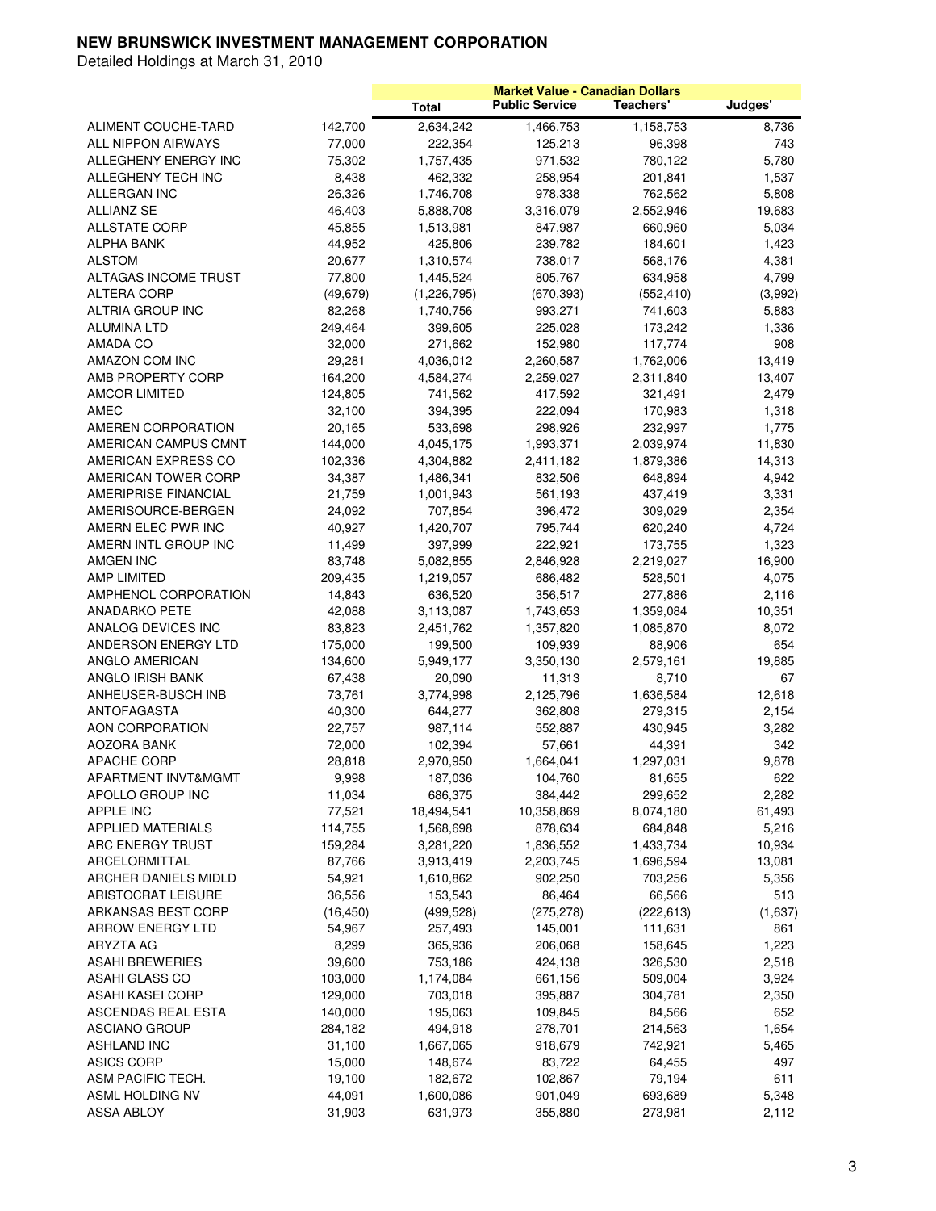# NEW BRUNSWICK INVESTMENT MANAGEMENT CORPORATION

Detailed Holdings at March 31, 2010

| | | Market Value - Canadian Dollars | | | |
|---|---|---|---|---|---|
| | | Total | Public Service | Teachers' | Judges' |
| ALIMENT COUCHE-TARD | 142,700 | 2,634,242 | 1,466,753 | 1,158,753 | 8,736 |
| ALL NIPPON AIRWAYS | 77,000 | 222,354 | 125,213 | 96,398 | 743 |
| ALLEGHENY ENERGY INC | 75,302 | 1,757,435 | 971,532 | 780,122 | 5,780 |
| ALLEGHENY TECH INC | 8,438 | 462,332 | 258,954 | 201,841 | 1,537 |
| ALLERGAN INC | 26,326 | 1,746,708 | 978,338 | 762,562 | 5,808 |
| ALLIANZ SE | 46,403 | 5,888,708 | 3,316,079 | 2,552,946 | 19,683 |
| ALLSTATE CORP | 45,855 | 1,513,981 | 847,987 | 660,960 | 5,034 |
| ALPHA BANK | 44,952 | 425,806 | 239,782 | 184,601 | 1,423 |
| ALSTOM | 20,677 | 1,310,574 | 738,017 | 568,176 | 4,381 |
| ALTAGAS INCOME TRUST | 77,800 | 1,445,524 | 805,767 | 634,958 | 4,799 |
| ALTERA CORP | (49,679) | (1,226,795) | (670,393) | (552,410) | (3,992) |
| ALTRIA GROUP INC | 82,268 | 1,740,756 | 993,271 | 741,603 | 5,883 |
| ALUMINA LTD | 249,464 | 399,605 | 225,028 | 173,242 | 1,336 |
| AMADA CO | 32,000 | 271,662 | 152,980 | 117,774 | 908 |
| AMAZON COM INC | 29,281 | 4,036,012 | 2,260,587 | 1,762,006 | 13,419 |
| AMB PROPERTY CORP | 164,200 | 4,584,274 | 2,259,027 | 2,311,840 | 13,407 |
| AMCOR LIMITED | 124,805 | 741,562 | 417,592 | 321,491 | 2,479 |
| AMEC | 32,100 | 394,395 | 222,094 | 170,983 | 1,318 |
| AMEREN CORPORATION | 20,165 | 533,698 | 298,926 | 232,997 | 1,775 |
| AMERICAN CAMPUS CMNT | 144,000 | 4,045,175 | 1,993,371 | 2,039,974 | 11,830 |
| AMERICAN EXPRESS CO | 102,336 | 4,304,882 | 2,411,182 | 1,879,386 | 14,313 |
| AMERICAN TOWER CORP | 34,387 | 1,486,341 | 832,506 | 648,894 | 4,942 |
| AMERIPRISE FINANCIAL | 21,759 | 1,001,943 | 561,193 | 437,419 | 3,331 |
| AMERISOURCE-BERGEN | 24,092 | 707,854 | 396,472 | 309,029 | 2,354 |
| AMERN ELEC PWR INC | 40,927 | 1,420,707 | 795,744 | 620,240 | 4,724 |
| AMERN INTL GROUP INC | 11,499 | 397,999 | 222,921 | 173,755 | 1,323 |
| AMGEN INC | 83,748 | 5,082,855 | 2,846,928 | 2,219,027 | 16,900 |
| AMP LIMITED | 209,435 | 1,219,057 | 686,482 | 528,501 | 4,075 |
| AMPHENOL CORPORATION | 14,843 | 636,520 | 356,517 | 277,886 | 2,116 |
| ANADARKO PETE | 42,088 | 3,113,087 | 1,743,653 | 1,359,084 | 10,351 |
| ANALOG DEVICES INC | 83,823 | 2,451,762 | 1,357,820 | 1,085,870 | 8,072 |
| ANDERSON ENERGY LTD | 175,000 | 199,500 | 109,939 | 88,906 | 654 |
| ANGLO AMERICAN | 134,600 | 5,949,177 | 3,350,130 | 2,579,161 | 19,885 |
| ANGLO IRISH BANK | 67,438 | 20,090 | 11,313 | 8,710 | 67 |
| ANHEUSER-BUSCH INB | 73,761 | 3,774,998 | 2,125,796 | 1,636,584 | 12,618 |
| ANTOFAGASTA | 40,300 | 644,277 | 362,808 | 279,315 | 2,154 |
| AON CORPORATION | 22,757 | 987,114 | 552,887 | 430,945 | 3,282 |
| AOZORA BANK | 72,000 | 102,394 | 57,661 | 44,391 | 342 |
| APACHE CORP | 28,818 | 2,970,950 | 1,664,041 | 1,297,031 | 9,878 |
| APARTMENT INVT&MGMT | 9,998 | 187,036 | 104,760 | 81,655 | 622 |
| APOLLO GROUP INC | 11,034 | 686,375 | 384,442 | 299,652 | 2,282 |
| APPLE INC | 77,521 | 18,494,541 | 10,358,869 | 8,074,180 | 61,493 |
| APPLIED MATERIALS | 114,755 | 1,568,698 | 878,634 | 684,848 | 5,216 |
| ARC ENERGY TRUST | 159,284 | 3,281,220 | 1,836,552 | 1,433,734 | 10,934 |
| ARCELORMITTAL | 87,766 | 3,913,419 | 2,203,745 | 1,696,594 | 13,081 |
| ARCHER DANIELS MIDLD | 54,921 | 1,610,862 | 902,250 | 703,256 | 5,356 |
| ARISTOCRAT LEISURE | 36,556 | 153,543 | 86,464 | 66,566 | 513 |
| ARKANSAS BEST CORP | (16,450) | (499,528) | (275,278) | (222,613) | (1,637) |
| ARROW ENERGY LTD | 54,967 | 257,493 | 145,001 | 111,631 | 861 |
| ARYZTA AG | 8,299 | 365,936 | 206,068 | 158,645 | 1,223 |
| ASAHI BREWERIES | 39,600 | 753,186 | 424,138 | 326,530 | 2,518 |
| ASAHI GLASS CO | 103,000 | 1,174,084 | 661,156 | 509,004 | 3,924 |
| ASAHI KASEI CORP | 129,000 | 703,018 | 395,887 | 304,781 | 2,350 |
| ASCENDAS REAL ESTA | 140,000 | 195,063 | 109,845 | 84,566 | 652 |
| ASCIANO GROUP | 284,182 | 494,918 | 278,701 | 214,563 | 1,654 |
| ASHLAND INC | 31,100 | 1,667,065 | 918,679 | 742,921 | 5,465 |
| ASICS CORP | 15,000 | 148,674 | 83,722 | 64,455 | 497 |
| ASM PACIFIC TECH. | 19,100 | 182,672 | 102,867 | 79,194 | 611 |
| ASML HOLDING NV | 44,091 | 1,600,086 | 901,049 | 693,689 | 5,348 |
| ASSA ABLOY | 31,903 | 631,973 | 355,880 | 273,981 | 2,112 |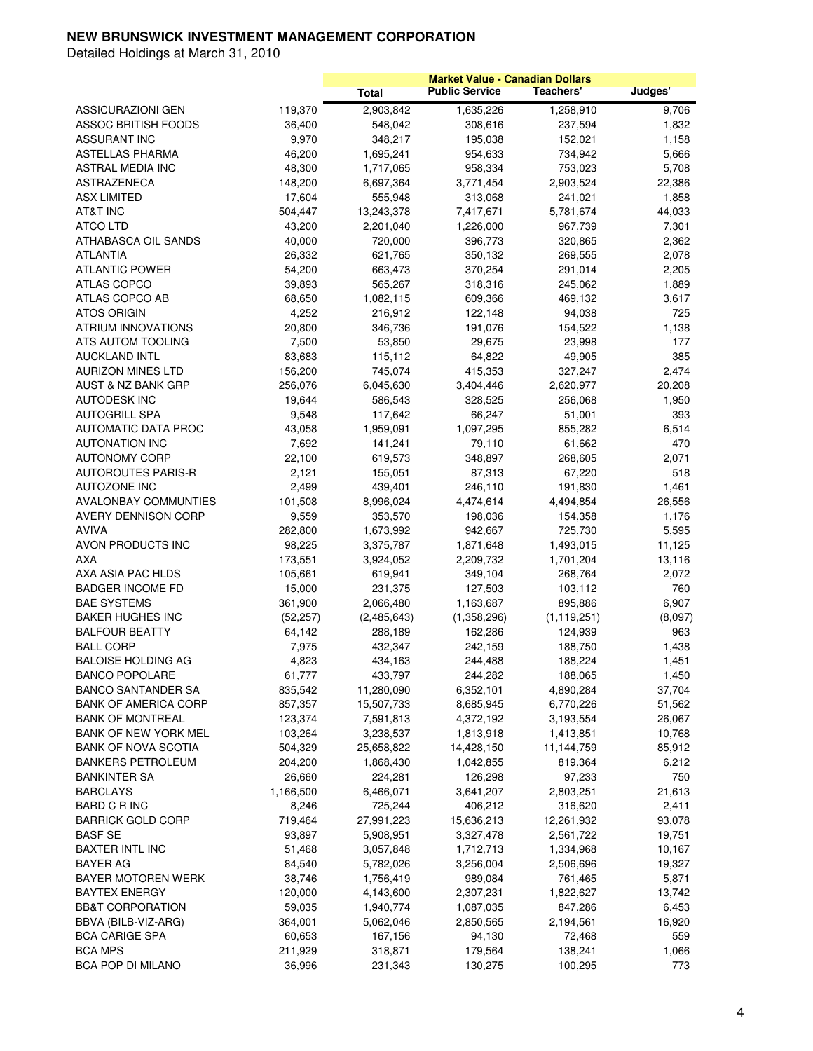# NEW BRUNSWICK INVESTMENT MANAGEMENT CORPORATION

Detailed Holdings at March 31, 2010

| | | Market Value - Canadian Dollars | | | |
|---|---|---|---|---|---|
| | | Total | Public Service | Teachers' | Judges' |
| ASSICURAZIONI GEN | 119,370 | 2,903,842 | 1,635,226 | 1,258,910 | 9,706 |
| ASSOC BRITISH FOODS | 36,400 | 548,042 | 308,616 | 237,594 | 1,832 |
| ASSURANT INC | 9,970 | 348,217 | 195,038 | 152,021 | 1,158 |
| ASTELLAS PHARMA | 46,200 | 1,695,241 | 954,633 | 734,942 | 5,666 |
| ASTRAL MEDIA INC | 48,300 | 1,717,065 | 958,334 | 753,023 | 5,708 |
| ASTRAZENECA | 148,200 | 6,697,364 | 3,771,454 | 2,903,524 | 22,386 |
| ASX LIMITED | 17,604 | 555,948 | 313,068 | 241,021 | 1,858 |
| AT&T INC | 504,447 | 13,243,378 | 7,417,671 | 5,781,674 | 44,033 |
| ATCO LTD | 43,200 | 2,201,040 | 1,226,000 | 967,739 | 7,301 |
| ATHABASCA OIL SANDS | 40,000 | 720,000 | 396,773 | 320,865 | 2,362 |
| ATLANTIA | 26,332 | 621,765 | 350,132 | 269,555 | 2,078 |
| ATLANTIC POWER | 54,200 | 663,473 | 370,254 | 291,014 | 2,205 |
| ATLAS COPCO | 39,893 | 565,267 | 318,316 | 245,062 | 1,889 |
| ATLAS COPCO AB | 68,650 | 1,082,115 | 609,366 | 469,132 | 3,617 |
| ATOS ORIGIN | 4,252 | 216,912 | 122,148 | 94,038 | 725 |
| ATRIUM INNOVATIONS | 20,800 | 346,736 | 191,076 | 154,522 | 1,138 |
| ATS AUTOM TOOLING | 7,500 | 53,850 | 29,675 | 23,998 | 177 |
| AUCKLAND INTL | 83,683 | 115,112 | 64,822 | 49,905 | 385 |
| AURIZON MINES LTD | 156,200 | 745,074 | 415,353 | 327,247 | 2,474 |
| AUST & NZ BANK GRP | 256,076 | 6,045,630 | 3,404,446 | 2,620,977 | 20,208 |
| AUTODESK INC | 19,644 | 586,543 | 328,525 | 256,068 | 1,950 |
| AUTOGRILL SPA | 9,548 | 117,642 | 66,247 | 51,001 | 393 |
| AUTOMATIC DATA PROC | 43,058 | 1,959,091 | 1,097,295 | 855,282 | 6,514 |
| AUTONATION INC | 7,692 | 141,241 | 79,110 | 61,662 | 470 |
| AUTONOMY CORP | 22,100 | 619,573 | 348,897 | 268,605 | 2,071 |
| AUTOROUTES PARIS-R | 2,121 | 155,051 | 87,313 | 67,220 | 518 |
| AUTOZONE INC | 2,499 | 439,401 | 246,110 | 191,830 | 1,461 |
| AVALONBAY COMMUNTIES | 101,508 | 8,996,024 | 4,474,614 | 4,494,854 | 26,556 |
| AVERY DENNISON CORP | 9,559 | 353,570 | 198,036 | 154,358 | 1,176 |
| AVIVA | 282,800 | 1,673,992 | 942,667 | 725,730 | 5,595 |
| AVON PRODUCTS INC | 98,225 | 3,375,787 | 1,871,648 | 1,493,015 | 11,125 |
| AXA | 173,551 | 3,924,052 | 2,209,732 | 1,701,204 | 13,116 |
| AXA ASIA PAC HLDS | 105,661 | 619,941 | 349,104 | 268,764 | 2,072 |
| BADGER INCOME FD | 15,000 | 231,375 | 127,503 | 103,112 | 760 |
| BAE SYSTEMS | 361,900 | 2,066,480 | 1,163,687 | 895,886 | 6,907 |
| BAKER HUGHES INC | (52,257) | (2,485,643) | (1,358,296) | (1,119,251) | (8,097) |
| BALFOUR BEATTY | 64,142 | 288,189 | 162,286 | 124,939 | 963 |
| BALL CORP | 7,975 | 432,347 | 242,159 | 188,750 | 1,438 |
| BALOISE HOLDING AG | 4,823 | 434,163 | 244,488 | 188,224 | 1,451 |
| BANCO POPOLARE | 61,777 | 433,797 | 244,282 | 188,065 | 1,450 |
| BANCO SANTANDER SA | 835,542 | 11,280,090 | 6,352,101 | 4,890,284 | 37,704 |
| BANK OF AMERICA CORP | 857,357 | 15,507,733 | 8,685,945 | 6,770,226 | 51,562 |
| BANK OF MONTREAL | 123,374 | 7,591,813 | 4,372,192 | 3,193,554 | 26,067 |
| BANK OF NEW YORK MEL | 103,264 | 3,238,537 | 1,813,918 | 1,413,851 | 10,768 |
| BANK OF NOVA SCOTIA | 504,329 | 25,658,822 | 14,428,150 | 11,144,759 | 85,912 |
| BANKERS PETROLEUM | 204,200 | 1,868,430 | 1,042,855 | 819,364 | 6,212 |
| BANKINTER SA | 26,660 | 224,281 | 126,298 | 97,233 | 750 |
| BARCLAYS | 1,166,500 | 6,466,071 | 3,641,207 | 2,803,251 | 21,613 |
| BARD C R INC | 8,246 | 725,244 | 406,212 | 316,620 | 2,411 |
| BARRICK GOLD CORP | 719,464 | 27,991,223 | 15,636,213 | 12,261,932 | 93,078 |
| BASF SE | 93,897 | 5,908,951 | 3,327,478 | 2,561,722 | 19,751 |
| BAXTER INTL INC | 51,468 | 3,057,848 | 1,712,713 | 1,334,968 | 10,167 |
| BAYER AG | 84,540 | 5,782,026 | 3,256,004 | 2,506,696 | 19,327 |
| BAYER MOTOREN WERK | 38,746 | 1,756,419 | 989,084 | 761,465 | 5,871 |
| BAYTEX ENERGY | 120,000 | 4,143,600 | 2,307,231 | 1,822,627 | 13,742 |
| BB&T CORPORATION | 59,035 | 1,940,774 | 1,087,035 | 847,286 | 6,453 |
| BBVA (BILB-VIZ-ARG) | 364,001 | 5,062,046 | 2,850,565 | 2,194,561 | 16,920 |
| BCA CARIGE SPA | 60,653 | 167,156 | 94,130 | 72,468 | 559 |
| BCA MPS | 211,929 | 318,871 | 179,564 | 138,241 | 1,066 |
| BCA POP DI MILANO | 36,996 | 231,343 | 130,275 | 100,295 | 773 |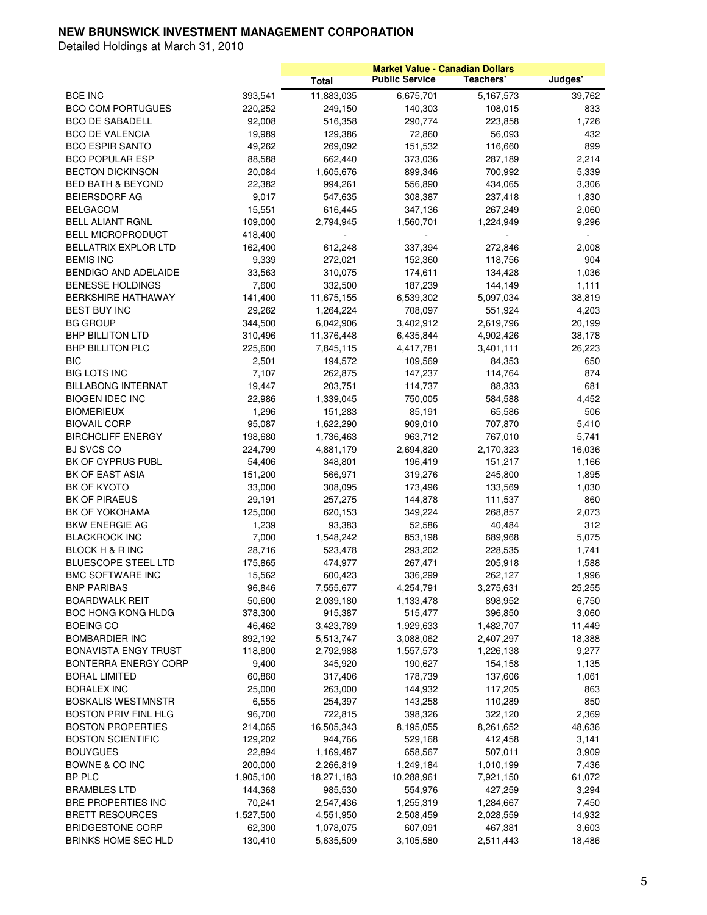**NEW BRUNSWICK INVESTMENT MANAGEMENT CORPORATION**

Detailed Holdings at March 31, 2010

| | | Market Value - Canadian Dollars | | | |
|---|---|---|---|---|---|
| | | Total | Public Service | Teachers' | Judges' |
| BCE INC | 393,541 | 11,883,035 | 6,675,701 | 5,167,573 | 39,762 |
| BCO COM PORTUGUES | 220,252 | 249,150 | 140,303 | 108,015 | 833 |
| BCO DE SABADELL | 92,008 | 516,358 | 290,774 | 223,858 | 1,726 |
| BCO DE VALENCIA | 19,989 | 129,386 | 72,860 | 56,093 | 432 |
| BCO ESPIR SANTO | 49,262 | 269,092 | 151,532 | 116,660 | 899 |
| BCO POPULAR ESP | 88,588 | 662,440 | 373,036 | 287,189 | 2,214 |
| BECTON DICKINSON | 20,084 | 1,605,676 | 899,346 | 700,992 | 5,339 |
| BED BATH & BEYOND | 22,382 | 994,261 | 556,890 | 434,065 | 3,306 |
| BEIERSDORF AG | 9,017 | 547,635 | 308,387 | 237,418 | 1,830 |
| BELGACOM | 15,551 | 616,445 | 347,136 | 267,249 | 2,060 |
| BELL ALIANT RGNL | 109,000 | 2,794,945 | 1,560,701 | 1,224,949 | 9,296 |
| BELL MICROPRODUCT | 418,400 | - | - | - | - |
| BELLATRIX EXPLOR LTD | 162,400 | 612,248 | 337,394 | 272,846 | 2,008 |
| BEMIS INC | 9,339 | 272,021 | 152,360 | 118,756 | 904 |
| BENDIGO AND ADELAIDE | 33,563 | 310,075 | 174,611 | 134,428 | 1,036 |
| BENESSE HOLDINGS | 7,600 | 332,500 | 187,239 | 144,149 | 1,111 |
| BERKSHIRE HATHAWAY | 141,400 | 11,675,155 | 6,539,302 | 5,097,034 | 38,819 |
| BEST BUY INC | 29,262 | 1,264,224 | 708,097 | 551,924 | 4,203 |
| BG GROUP | 344,500 | 6,042,906 | 3,402,912 | 2,619,796 | 20,199 |
| BHP BILLITON LTD | 310,496 | 11,376,448 | 6,435,844 | 4,902,426 | 38,178 |
| BHP BILLITON PLC | 225,600 | 7,845,115 | 4,417,781 | 3,401,111 | 26,223 |
| BIC | 2,501 | 194,572 | 109,569 | 84,353 | 650 |
| BIG LOTS INC | 7,107 | 262,875 | 147,237 | 114,764 | 874 |
| BILLABONG INTERNAT | 19,447 | 203,751 | 114,737 | 88,333 | 681 |
| BIOGEN IDEC INC | 22,986 | 1,339,045 | 750,005 | 584,588 | 4,452 |
| BIOMERIEUX | 1,296 | 151,283 | 85,191 | 65,586 | 506 |
| BIOVAIL CORP | 95,087 | 1,622,290 | 909,010 | 707,870 | 5,410 |
| BIRCHCLIFF ENERGY | 198,680 | 1,736,463 | 963,712 | 767,010 | 5,741 |
| BJ SVCS CO | 224,799 | 4,881,179 | 2,694,820 | 2,170,323 | 16,036 |
| BK OF CYPRUS PUBL | 54,406 | 348,801 | 196,419 | 151,217 | 1,166 |
| BK OF EAST ASIA | 151,200 | 566,971 | 319,276 | 245,800 | 1,895 |
| BK OF KYOTO | 33,000 | 308,095 | 173,496 | 133,569 | 1,030 |
| BK OF PIRAEUS | 29,191 | 257,275 | 144,878 | 111,537 | 860 |
| BK OF YOKOHAMA | 125,000 | 620,153 | 349,224 | 268,857 | 2,073 |
| BKW ENERGIE AG | 1,239 | 93,383 | 52,586 | 40,484 | 312 |
| BLACKROCK INC | 7,000 | 1,548,242 | 853,198 | 689,968 | 5,075 |
| BLOCK H & R INC | 28,716 | 523,478 | 293,202 | 228,535 | 1,741 |
| BLUESCOPE STEEL LTD | 175,865 | 474,977 | 267,471 | 205,918 | 1,588 |
| BMC SOFTWARE INC | 15,562 | 600,423 | 336,299 | 262,127 | 1,996 |
| BNP PARIBAS | 96,846 | 7,555,677 | 4,254,791 | 3,275,631 | 25,255 |
| BOARDWALK REIT | 50,600 | 2,039,180 | 1,133,478 | 898,952 | 6,750 |
| BOC HONG KONG HLDG | 378,300 | 915,387 | 515,477 | 396,850 | 3,060 |
| BOEING CO | 46,462 | 3,423,789 | 1,929,633 | 1,482,707 | 11,449 |
| BOMBARDIER INC | 892,192 | 5,513,747 | 3,088,062 | 2,407,297 | 18,388 |
| BONAVISTA ENGY TRUST | 118,800 | 2,792,988 | 1,557,573 | 1,226,138 | 9,277 |
| BONTERRA ENERGY CORP | 9,400 | 345,920 | 190,627 | 154,158 | 1,135 |
| BORAL LIMITED | 60,860 | 317,406 | 178,739 | 137,606 | 1,061 |
| BORALEX INC | 25,000 | 263,000 | 144,932 | 117,205 | 863 |
| BOSKALIS WESTMNSTR | 6,555 | 254,397 | 143,258 | 110,289 | 850 |
| BOSTON PRIV FINL HLG | 96,700 | 722,815 | 398,326 | 322,120 | 2,369 |
| BOSTON PROPERTIES | 214,065 | 16,505,343 | 8,195,055 | 8,261,652 | 48,636 |
| BOSTON SCIENTIFIC | 129,202 | 944,766 | 529,168 | 412,458 | 3,141 |
| BOUYGUES | 22,894 | 1,169,487 | 658,567 | 507,011 | 3,909 |
| BOWNE & CO INC | 200,000 | 2,266,819 | 1,249,184 | 1,010,199 | 7,436 |
| BP PLC | 1,905,100 | 18,271,183 | 10,288,961 | 7,921,150 | 61,072 |
| BRAMBLES LTD | 144,368 | 985,530 | 554,976 | 427,259 | 3,294 |
| BRE PROPERTIES INC | 70,241 | 2,547,436 | 1,255,319 | 1,284,667 | 7,450 |
| BRETT RESOURCES | 1,527,500 | 4,551,950 | 2,508,459 | 2,028,559 | 14,932 |
| BRIDGESTONE CORP | 62,300 | 1,078,075 | 607,091 | 467,381 | 3,603 |
| BRINKS HOME SEC HLD | 130,410 | 5,635,509 | 3,105,580 | 2,511,443 | 18,486 |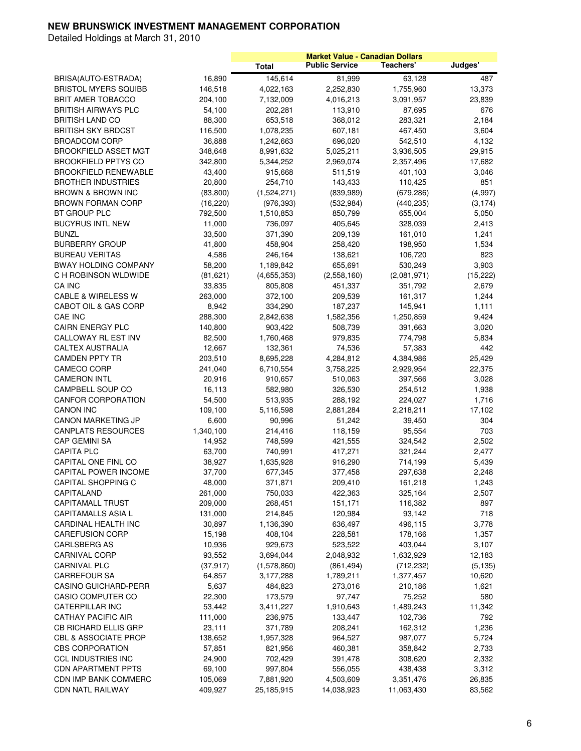**NEW BRUNSWICK INVESTMENT MANAGEMENT CORPORATION**

Detailed Holdings at March 31, 2010

| | | Market Value - Canadian Dollars | | | |
|---|---|---|---|---|---|
| | | Total | Public Service | Teachers' | Judges' |
| BRISA(AUTO-ESTRADA) | 16,890 | 145,614 | 81,999 | 63,128 | 487 |
| BRISTOL MYERS SQUIBB | 146,518 | 4,022,163 | 2,252,830 | 1,755,960 | 13,373 |
| BRIT AMER TOBACCO | 204,100 | 7,132,009 | 4,016,213 | 3,091,957 | 23,839 |
| BRITISH AIRWAYS PLC | 54,100 | 202,281 | 113,910 | 87,695 | 676 |
| BRITISH LAND CO | 88,300 | 653,518 | 368,012 | 283,321 | 2,184 |
| BRITISH SKY BRDCST | 116,500 | 1,078,235 | 607,181 | 467,450 | 3,604 |
| BROADCOM CORP | 36,888 | 1,242,663 | 696,020 | 542,510 | 4,132 |
| BROOKFIELD ASSET MGT | 348,648 | 8,991,632 | 5,025,211 | 3,936,505 | 29,915 |
| BROOKFIELD PPTYS CO | 342,800 | 5,344,252 | 2,969,074 | 2,357,496 | 17,682 |
| BROOKFIELD RENEWABLE | 43,400 | 915,668 | 511,519 | 401,103 | 3,046 |
| BROTHER INDUSTRIES | 20,800 | 254,710 | 143,433 | 110,425 | 851 |
| BROWN & BROWN INC | (83,800) | (1,524,271) | (839,989) | (679,286) | (4,997) |
| BROWN FORMAN CORP | (16,220) | (976,393) | (532,984) | (440,235) | (3,174) |
| BT GROUP PLC | 792,500 | 1,510,853 | 850,799 | 655,004 | 5,050 |
| BUCYRUS INTL NEW | 11,000 | 736,097 | 405,645 | 328,039 | 2,413 |
| BUNZL | 33,500 | 371,390 | 209,139 | 161,010 | 1,241 |
| BURBERRY GROUP | 41,800 | 458,904 | 258,420 | 198,950 | 1,534 |
| BUREAU VERITAS | 4,586 | 246,164 | 138,621 | 106,720 | 823 |
| BWAY HOLDING COMPANY | 58,200 | 1,189,842 | 655,691 | 530,249 | 3,903 |
| C H ROBINSON WLDWIDE | (81,621) | (4,655,353) | (2,558,160) | (2,081,971) | (15,222) |
| CA INC | 33,835 | 805,808 | 451,337 | 351,792 | 2,679 |
| CABLE & WIRELESS W | 263,000 | 372,100 | 209,539 | 161,317 | 1,244 |
| CABOT OIL & GAS CORP | 8,942 | 334,290 | 187,237 | 145,941 | 1,111 |
| CAE INC | 288,300 | 2,842,638 | 1,582,356 | 1,250,859 | 9,424 |
| CAIRN ENERGY PLC | 140,800 | 903,422 | 508,739 | 391,663 | 3,020 |
| CALLOWAY RL EST INV | 82,500 | 1,760,468 | 979,835 | 774,798 | 5,834 |
| CALTEX AUSTRALIA | 12,667 | 132,361 | 74,536 | 57,383 | 442 |
| CAMDEN PPTY TR | 203,510 | 8,695,228 | 4,284,812 | 4,384,986 | 25,429 |
| CAMECO CORP | 241,040 | 6,710,554 | 3,758,225 | 2,929,954 | 22,375 |
| CAMERON INTL | 20,916 | 910,657 | 510,063 | 397,566 | 3,028 |
| CAMPBELL SOUP CO | 16,113 | 582,980 | 326,530 | 254,512 | 1,938 |
| CANFOR CORPORATION | 54,500 | 513,935 | 288,192 | 224,027 | 1,716 |
| CANON INC | 109,100 | 5,116,598 | 2,881,284 | 2,218,211 | 17,102 |
| CANON MARKETING JP | 6,600 | 90,996 | 51,242 | 39,450 | 304 |
| CANPLATS RESOURCES | 1,340,100 | 214,416 | 118,159 | 95,554 | 703 |
| CAP GEMINI SA | 14,952 | 748,599 | 421,555 | 324,542 | 2,502 |
| CAPITA PLC | 63,700 | 740,991 | 417,271 | 321,244 | 2,477 |
| CAPITAL ONE FINL CO | 38,927 | 1,635,928 | 916,290 | 714,199 | 5,439 |
| CAPITAL POWER INCOME | 37,700 | 677,345 | 377,458 | 297,638 | 2,248 |
| CAPITAL SHOPPING C | 48,000 | 371,871 | 209,410 | 161,218 | 1,243 |
| CAPITALAND | 261,000 | 750,033 | 422,363 | 325,164 | 2,507 |
| CAPITAMALL TRUST | 209,000 | 268,451 | 151,171 | 116,382 | 897 |
| CAPITAMALLS ASIA L | 131,000 | 214,845 | 120,984 | 93,142 | 718 |
| CARDINAL HEALTH INC | 30,897 | 1,136,390 | 636,497 | 496,115 | 3,778 |
| CAREFUSION CORP | 15,198 | 408,104 | 228,581 | 178,166 | 1,357 |
| CARLSBERG AS | 10,936 | 929,673 | 523,522 | 403,044 | 3,107 |
| CARNIVAL CORP | 93,552 | 3,694,044 | 2,048,932 | 1,632,929 | 12,183 |
| CARNIVAL PLC | (37,917) | (1,578,860) | (861,494) | (712,232) | (5,135) |
| CARREFOUR SA | 64,857 | 3,177,288 | 1,789,211 | 1,377,457 | 10,620 |
| CASINO GUICHARD-PERR | 5,637 | 484,823 | 273,016 | 210,186 | 1,621 |
| CASIO COMPUTER CO | 22,300 | 173,579 | 97,747 | 75,252 | 580 |
| CATERPILLAR INC | 53,442 | 3,411,227 | 1,910,643 | 1,489,243 | 11,342 |
| CATHAY PACIFIC AIR | 111,000 | 236,975 | 133,447 | 102,736 | 792 |
| CB RICHARD ELLIS GRP | 23,111 | 371,789 | 208,241 | 162,312 | 1,236 |
| CBL & ASSOCIATE PROP | 138,652 | 1,957,328 | 964,527 | 987,077 | 5,724 |
| CBS CORPORATION | 57,851 | 821,956 | 460,381 | 358,842 | 2,733 |
| CCL INDUSTRIES INC | 24,900 | 702,429 | 391,478 | 308,620 | 2,332 |
| CDN APARTMENT PPTS | 69,100 | 997,804 | 556,055 | 438,438 | 3,312 |
| CDN IMP BANK COMMERC | 105,069 | 7,881,920 | 4,503,609 | 3,351,476 | 26,835 |
| CDN NATL RAILWAY | 409,927 | 25,185,915 | 14,038,923 | 11,063,430 | 83,562 |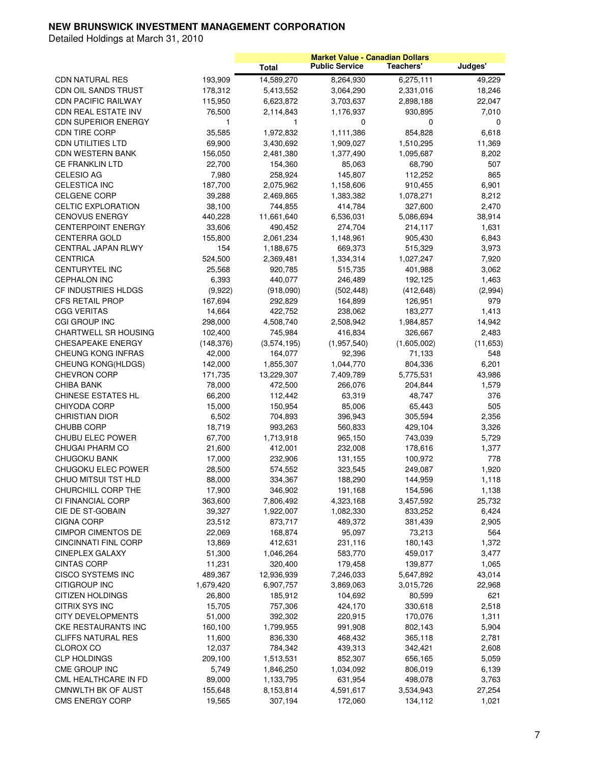**NEW BRUNSWICK INVESTMENT MANAGEMENT CORPORATION**

Detailed Holdings at March 31, 2010

| | | Market Value - Canadian Dollars | | | |
|---|---|---|---|---|---|
| | | Total | Public Service | Teachers' | Judges' |
| CDN NATURAL RES | 193,909 | 14,589,270 | 8,264,930 | 6,275,111 | 49,229 |
| CDN OIL SANDS TRUST | 178,312 | 5,413,552 | 3,064,290 | 2,331,016 | 18,246 |
| CDN PACIFIC RAILWAY | 115,950 | 6,623,872 | 3,703,637 | 2,898,188 | 22,047 |
| CDN REAL ESTATE INV | 76,500 | 2,114,843 | 1,176,937 | 930,895 | 7,010 |
| CDN SUPERIOR ENERGY | 1 | 1 | 0 | 0 | 0 |
| CDN TIRE CORP | 35,585 | 1,972,832 | 1,111,386 | 854,828 | 6,618 |
| CDN UTILITIES LTD | 69,900 | 3,430,692 | 1,909,027 | 1,510,295 | 11,369 |
| CDN WESTERN BANK | 156,050 | 2,481,380 | 1,377,490 | 1,095,687 | 8,202 |
| CE FRANKLIN LTD | 22,700 | 154,360 | 85,063 | 68,790 | 507 |
| CELESIO AG | 7,980 | 258,924 | 145,807 | 112,252 | 865 |
| CELESTICA INC | 187,700 | 2,075,962 | 1,158,606 | 910,455 | 6,901 |
| CELGENE CORP | 39,288 | 2,469,865 | 1,383,382 | 1,078,271 | 8,212 |
| CELTIC EXPLORATION | 38,100 | 744,855 | 414,784 | 327,600 | 2,470 |
| CENOVUS ENERGY | 440,228 | 11,661,640 | 6,536,031 | 5,086,694 | 38,914 |
| CENTERPOINT ENERGY | 33,606 | 490,452 | 274,704 | 214,117 | 1,631 |
| CENTERRA GOLD | 155,800 | 2,061,234 | 1,148,961 | 905,430 | 6,843 |
| CENTRAL JAPAN RLWY | 154 | 1,188,675 | 669,373 | 515,329 | 3,973 |
| CENTRICA | 524,500 | 2,369,481 | 1,334,314 | 1,027,247 | 7,920 |
| CENTURYTEL INC | 25,568 | 920,785 | 515,735 | 401,988 | 3,062 |
| CEPHALON INC | 6,393 | 440,077 | 246,489 | 192,125 | 1,463 |
| CF INDUSTRIES HLDGS | (9,922) | (918,090) | (502,448) | (412,648) | (2,994) |
| CFS RETAIL PROP | 167,694 | 292,829 | 164,899 | 126,951 | 979 |
| CGG VERITAS | 14,664 | 422,752 | 238,062 | 183,277 | 1,413 |
| CGI GROUP INC | 298,000 | 4,508,740 | 2,508,942 | 1,984,857 | 14,942 |
| CHARTWELL SR HOUSING | 102,400 | 745,984 | 416,834 | 326,667 | 2,483 |
| CHESAPEAKE ENERGY | (148,376) | (3,574,195) | (1,957,540) | (1,605,002) | (11,653) |
| CHEUNG KONG INFRAS | 42,000 | 164,077 | 92,396 | 71,133 | 548 |
| CHEUNG KONG(HLDGS) | 142,000 | 1,855,307 | 1,044,770 | 804,336 | 6,201 |
| CHEVRON CORP | 171,735 | 13,229,307 | 7,409,789 | 5,775,531 | 43,986 |
| CHIBA BANK | 78,000 | 472,500 | 266,076 | 204,844 | 1,579 |
| CHINESE ESTATES HL | 66,200 | 112,442 | 63,319 | 48,747 | 376 |
| CHIYODA CORP | 15,000 | 150,954 | 85,006 | 65,443 | 505 |
| CHRISTIAN DIOR | 6,502 | 704,893 | 396,943 | 305,594 | 2,356 |
| CHUBB CORP | 18,719 | 993,263 | 560,833 | 429,104 | 3,326 |
| CHUBU ELEC POWER | 67,700 | 1,713,918 | 965,150 | 743,039 | 5,729 |
| CHUGAI PHARM CO | 21,600 | 412,001 | 232,008 | 178,616 | 1,377 |
| CHUGOKU BANK | 17,000 | 232,906 | 131,155 | 100,972 | 778 |
| CHUGOKU ELEC POWER | 28,500 | 574,552 | 323,545 | 249,087 | 1,920 |
| CHUO MITSUI TST HLD | 88,000 | 334,367 | 188,290 | 144,959 | 1,118 |
| CHURCHILL CORP THE | 17,900 | 346,902 | 191,168 | 154,596 | 1,138 |
| CI FINANCIAL CORP | 363,600 | 7,806,492 | 4,323,168 | 3,457,592 | 25,732 |
| CIE DE ST-GOBAIN | 39,327 | 1,922,007 | 1,082,330 | 833,252 | 6,424 |
| CIGNA CORP | 23,512 | 873,717 | 489,372 | 381,439 | 2,905 |
| CIMPOR CIMENTOS DE | 22,069 | 168,874 | 95,097 | 73,213 | 564 |
| CINCINNATI FINL CORP | 13,869 | 412,631 | 231,116 | 180,143 | 1,372 |
| CINEPLEX GALAXY | 51,300 | 1,046,264 | 583,770 | 459,017 | 3,477 |
| CINTAS CORP | 11,231 | 320,400 | 179,458 | 139,877 | 1,065 |
| CISCO SYSTEMS INC | 489,367 | 12,936,939 | 7,246,033 | 5,647,892 | 43,014 |
| CITIGROUP INC | 1,679,420 | 6,907,757 | 3,869,063 | 3,015,726 | 22,968 |
| CITIZEN HOLDINGS | 26,800 | 185,912 | 104,692 | 80,599 | 621 |
| CITRIX SYS INC | 15,705 | 757,306 | 424,170 | 330,618 | 2,518 |
| CITY DEVELOPMENTS | 51,000 | 392,302 | 220,915 | 170,076 | 1,311 |
| CKE RESTAURANTS INC | 160,100 | 1,799,955 | 991,908 | 802,143 | 5,904 |
| CLIFFS NATURAL RES | 11,600 | 836,330 | 468,432 | 365,118 | 2,781 |
| CLOROX CO | 12,037 | 784,342 | 439,313 | 342,421 | 2,608 |
| CLP HOLDINGS | 209,100 | 1,513,531 | 852,307 | 656,165 | 5,059 |
| CME GROUP INC | 5,749 | 1,846,250 | 1,034,092 | 806,019 | 6,139 |
| CML HEALTHCARE IN FD | 89,000 | 1,133,795 | 631,954 | 498,078 | 3,763 |
| CMNWLTH BK OF AUST | 155,648 | 8,153,814 | 4,591,617 | 3,534,943 | 27,254 |
| CMS ENERGY CORP | 19,565 | 307,194 | 172,060 | 134,112 | 1,021 |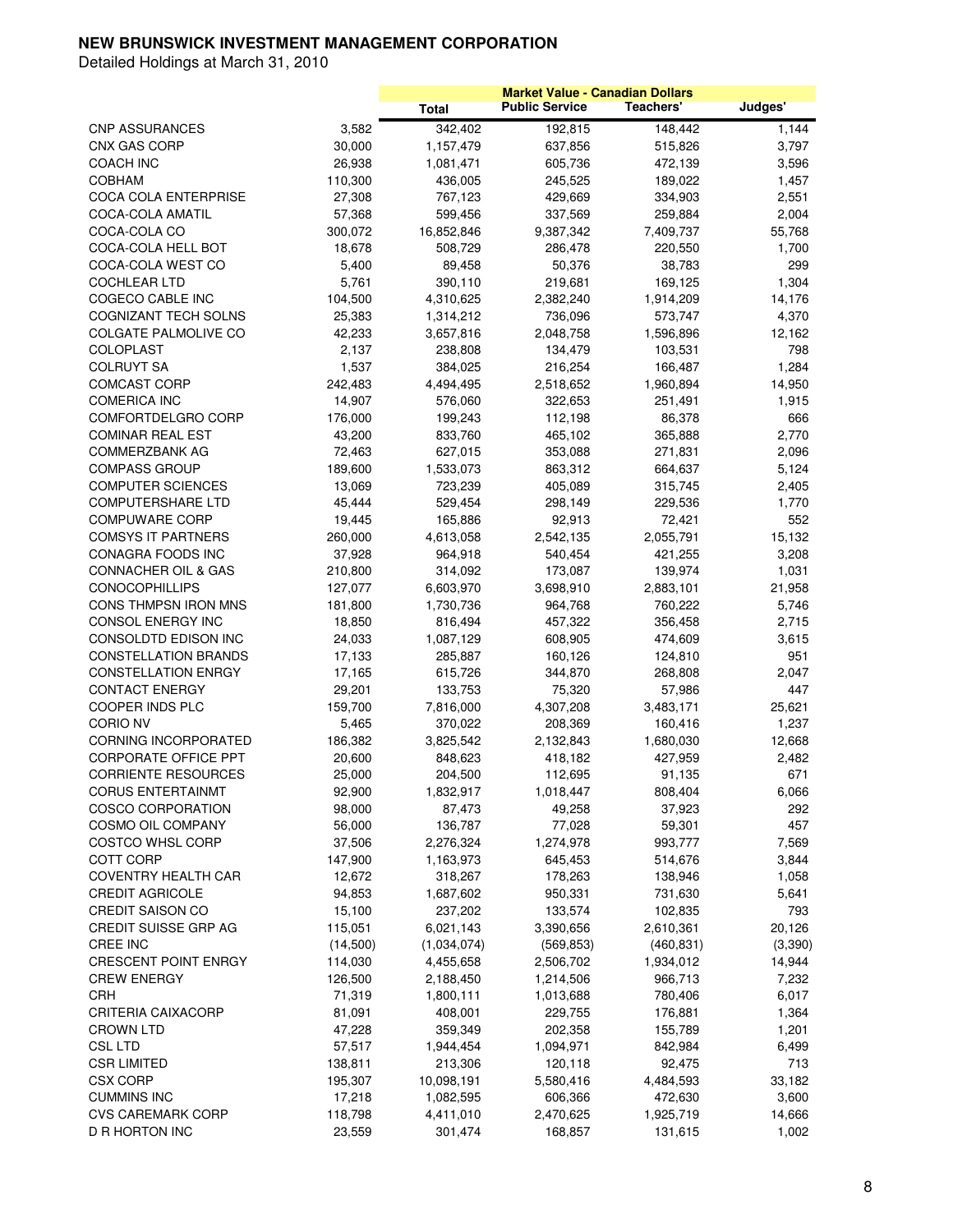# NEW BRUNSWICK INVESTMENT MANAGEMENT CORPORATION

Detailed Holdings at March 31, 2010

| | | Market Value - Canadian Dollars | | | |
|---|---|---|---|---|---|
| | | Total | Public Service | Teachers' | Judges' |
| CNP ASSURANCES | 3,582 | 342,402 | 192,815 | 148,442 | 1,144 |
| CNX GAS CORP | 30,000 | 1,157,479 | 637,856 | 515,826 | 3,797 |
| COACH INC | 26,938 | 1,081,471 | 605,736 | 472,139 | 3,596 |
| COBHAM | 110,300 | 436,005 | 245,525 | 189,022 | 1,457 |
| COCA COLA ENTERPRISE | 27,308 | 767,123 | 429,669 | 334,903 | 2,551 |
| COCA-COLA AMATIL | 57,368 | 599,456 | 337,569 | 259,884 | 2,004 |
| COCA-COLA CO | 300,072 | 16,852,846 | 9,387,342 | 7,409,737 | 55,768 |
| COCA-COLA HELL BOT | 18,678 | 508,729 | 286,478 | 220,550 | 1,700 |
| COCA-COLA WEST CO | 5,400 | 89,458 | 50,376 | 38,783 | 299 |
| COCHLEAR LTD | 5,761 | 390,110 | 219,681 | 169,125 | 1,304 |
| COGECO CABLE INC | 104,500 | 4,310,625 | 2,382,240 | 1,914,209 | 14,176 |
| COGNIZANT TECH SOLNS | 25,383 | 1,314,212 | 736,096 | 573,747 | 4,370 |
| COLGATE PALMOLIVE CO | 42,233 | 3,657,816 | 2,048,758 | 1,596,896 | 12,162 |
| COLOPLAST | 2,137 | 238,808 | 134,479 | 103,531 | 798 |
| COLRUYT SA | 1,537 | 384,025 | 216,254 | 166,487 | 1,284 |
| COMCAST CORP | 242,483 | 4,494,495 | 2,518,652 | 1,960,894 | 14,950 |
| COMERICA INC | 14,907 | 576,060 | 322,653 | 251,491 | 1,915 |
| COMFORTDELGRO CORP | 176,000 | 199,243 | 112,198 | 86,378 | 666 |
| COMINAR REAL EST | 43,200 | 833,760 | 465,102 | 365,888 | 2,770 |
| COMMERZBANK AG | 72,463 | 627,015 | 353,088 | 271,831 | 2,096 |
| COMPASS GROUP | 189,600 | 1,533,073 | 863,312 | 664,637 | 5,124 |
| COMPUTER SCIENCES | 13,069 | 723,239 | 405,089 | 315,745 | 2,405 |
| COMPUTERSHARE LTD | 45,444 | 529,454 | 298,149 | 229,536 | 1,770 |
| COMPUWARE CORP | 19,445 | 165,886 | 92,913 | 72,421 | 552 |
| COMSYS IT PARTNERS | 260,000 | 4,613,058 | 2,542,135 | 2,055,791 | 15,132 |
| CONAGRA FOODS INC | 37,928 | 964,918 | 540,454 | 421,255 | 3,208 |
| CONNACHER OIL & GAS | 210,800 | 314,092 | 173,087 | 139,974 | 1,031 |
| CONOCOPHILLIPS | 127,077 | 6,603,970 | 3,698,910 | 2,883,101 | 21,958 |
| CONS THMPSN IRON MNS | 181,800 | 1,730,736 | 964,768 | 760,222 | 5,746 |
| CONSOL ENERGY INC | 18,850 | 816,494 | 457,322 | 356,458 | 2,715 |
| CONSOLDTD EDISON INC | 24,033 | 1,087,129 | 608,905 | 474,609 | 3,615 |
| CONSTELLATION BRANDS | 17,133 | 285,887 | 160,126 | 124,810 | 951 |
| CONSTELLATION ENRGY | 17,165 | 615,726 | 344,870 | 268,808 | 2,047 |
| CONTACT ENERGY | 29,201 | 133,753 | 75,320 | 57,986 | 447 |
| COOPER INDS PLC | 159,700 | 7,816,000 | 4,307,208 | 3,483,171 | 25,621 |
| CORIO NV | 5,465 | 370,022 | 208,369 | 160,416 | 1,237 |
| CORNING INCORPORATED | 186,382 | 3,825,542 | 2,132,843 | 1,680,030 | 12,668 |
| CORPORATE OFFICE PPT | 20,600 | 848,623 | 418,182 | 427,959 | 2,482 |
| CORRIENTE RESOURCES | 25,000 | 204,500 | 112,695 | 91,135 | 671 |
| CORUS ENTERTAINMT | 92,900 | 1,832,917 | 1,018,447 | 808,404 | 6,066 |
| COSCO CORPORATION | 98,000 | 87,473 | 49,258 | 37,923 | 292 |
| COSMO OIL COMPANY | 56,000 | 136,787 | 77,028 | 59,301 | 457 |
| COSTCO WHSL CORP | 37,506 | 2,276,324 | 1,274,978 | 993,777 | 7,569 |
| COTT CORP | 147,900 | 1,163,973 | 645,453 | 514,676 | 3,844 |
| COVENTRY HEALTH CAR | 12,672 | 318,267 | 178,263 | 138,946 | 1,058 |
| CREDIT AGRICOLE | 94,853 | 1,687,602 | 950,331 | 731,630 | 5,641 |
| CREDIT SAISON CO | 15,100 | 237,202 | 133,574 | 102,835 | 793 |
| CREDIT SUISSE GRP AG | 115,051 | 6,021,143 | 3,390,656 | 2,610,361 | 20,126 |
| CREE INC | (14,500) | (1,034,074) | (569,853) | (460,831) | (3,390) |
| CRESCENT POINT ENRGY | 114,030 | 4,455,658 | 2,506,702 | 1,934,012 | 14,944 |
| CREW ENERGY | 126,500 | 2,188,450 | 1,214,506 | 966,713 | 7,232 |
| CRH | 71,319 | 1,800,111 | 1,013,688 | 780,406 | 6,017 |
| CRITERIA CAIXACORP | 81,091 | 408,001 | 229,755 | 176,881 | 1,364 |
| CROWN LTD | 47,228 | 359,349 | 202,358 | 155,789 | 1,201 |
| CSL LTD | 57,517 | 1,944,454 | 1,094,971 | 842,984 | 6,499 |
| CSR LIMITED | 138,811 | 213,306 | 120,118 | 92,475 | 713 |
| CSX CORP | 195,307 | 10,098,191 | 5,580,416 | 4,484,593 | 33,182 |
| CUMMINS INC | 17,218 | 1,082,595 | 606,366 | 472,630 | 3,600 |
| CVS CAREMARK CORP | 118,798 | 4,411,010 | 2,470,625 | 1,925,719 | 14,666 |
| D R HORTON INC | 23,559 | 301,474 | 168,857 | 131,615 | 1,002 |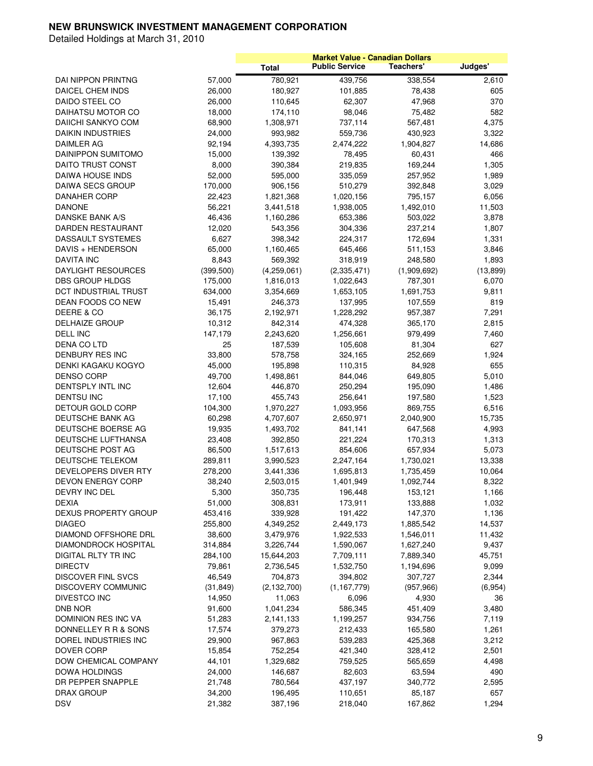# NEW BRUNSWICK INVESTMENT MANAGEMENT CORPORATION

Detailed Holdings at March 31, 2010

| | | Market Value - Canadian Dollars | | | |
|---|---|---|---|---|---|
| | | Total | Public Service | Teachers' | Judges' |
| DAI NIPPON PRINTNG | 57,000 | 780,921 | 439,756 | 338,554 | 2,610 |
| DAICEL CHEM INDS | 26,000 | 180,927 | 101,885 | 78,438 | 605 |
| DAIDO STEEL CO | 26,000 | 110,645 | 62,307 | 47,968 | 370 |
| DAIHATSU MOTOR CO | 18,000 | 174,110 | 98,046 | 75,482 | 582 |
| DAIICHI SANKYO COM | 68,900 | 1,308,971 | 737,114 | 567,481 | 4,375 |
| DAIKIN INDUSTRIES | 24,000 | 993,982 | 559,736 | 430,923 | 3,322 |
| DAIMLER AG | 92,194 | 4,393,735 | 2,474,222 | 1,904,827 | 14,686 |
| DAINIPPON SUMITOMO | 15,000 | 139,392 | 78,495 | 60,431 | 466 |
| DAITO TRUST CONST | 8,000 | 390,384 | 219,835 | 169,244 | 1,305 |
| DAIWA HOUSE INDS | 52,000 | 595,000 | 335,059 | 257,952 | 1,989 |
| DAIWA SECS GROUP | 170,000 | 906,156 | 510,279 | 392,848 | 3,029 |
| DANAHER CORP | 22,423 | 1,821,368 | 1,020,156 | 795,157 | 6,056 |
| DANONE | 56,221 | 3,441,518 | 1,938,005 | 1,492,010 | 11,503 |
| DANSKE BANK A/S | 46,436 | 1,160,286 | 653,386 | 503,022 | 3,878 |
| DARDEN RESTAURANT | 12,020 | 543,356 | 304,336 | 237,214 | 1,807 |
| DASSAULT SYSTEMES | 6,627 | 398,342 | 224,317 | 172,694 | 1,331 |
| DAVIS + HENDERSON | 65,000 | 1,160,465 | 645,466 | 511,153 | 3,846 |
| DAVITA INC | 8,843 | 569,392 | 318,919 | 248,580 | 1,893 |
| DAYLIGHT RESOURCES | (399,500) | (4,259,061) | (2,335,471) | (1,909,692) | (13,899) |
| DBS GROUP HLDGS | 175,000 | 1,816,013 | 1,022,643 | 787,301 | 6,070 |
| DCT INDUSTRIAL TRUST | 634,000 | 3,354,669 | 1,653,105 | 1,691,753 | 9,811 |
| DEAN FOODS CO NEW | 15,491 | 246,373 | 137,995 | 107,559 | 819 |
| DEERE & CO | 36,175 | 2,192,971 | 1,228,292 | 957,387 | 7,291 |
| DELHAIZE GROUP | 10,312 | 842,314 | 474,328 | 365,170 | 2,815 |
| DELL INC | 147,179 | 2,243,620 | 1,256,661 | 979,499 | 7,460 |
| DENA CO LTD | 25 | 187,539 | 105,608 | 81,304 | 627 |
| DENBURY RES INC | 33,800 | 578,758 | 324,165 | 252,669 | 1,924 |
| DENKI KAGAKU KOGYO | 45,000 | 195,898 | 110,315 | 84,928 | 655 |
| DENSO CORP | 49,700 | 1,498,861 | 844,046 | 649,805 | 5,010 |
| DENTSPLY INTL INC | 12,604 | 446,870 | 250,294 | 195,090 | 1,486 |
| DENTSU INC | 17,100 | 455,743 | 256,641 | 197,580 | 1,523 |
| DETOUR GOLD CORP | 104,300 | 1,970,227 | 1,093,956 | 869,755 | 6,516 |
| DEUTSCHE BANK AG | 60,298 | 4,707,607 | 2,650,971 | 2,040,900 | 15,735 |
| DEUTSCHE BOERSE AG | 19,935 | 1,493,702 | 841,141 | 647,568 | 4,993 |
| DEUTSCHE LUFTHANSA | 23,408 | 392,850 | 221,224 | 170,313 | 1,313 |
| DEUTSCHE POST AG | 86,500 | 1,517,613 | 854,606 | 657,934 | 5,073 |
| DEUTSCHE TELEKOM | 289,811 | 3,990,523 | 2,247,164 | 1,730,021 | 13,338 |
| DEVELOPERS DIVER RTY | 278,200 | 3,441,336 | 1,695,813 | 1,735,459 | 10,064 |
| DEVON ENERGY CORP | 38,240 | 2,503,015 | 1,401,949 | 1,092,744 | 8,322 |
| DEVRY INC DEL | 5,300 | 350,735 | 196,448 | 153,121 | 1,166 |
| DEXIA | 51,000 | 308,831 | 173,911 | 133,888 | 1,032 |
| DEXUS PROPERTY GROUP | 453,416 | 339,928 | 191,422 | 147,370 | 1,136 |
| DIAGEO | 255,800 | 4,349,252 | 2,449,173 | 1,885,542 | 14,537 |
| DIAMOND OFFSHORE DRL | 38,600 | 3,479,976 | 1,922,533 | 1,546,011 | 11,432 |
| DIAMONDROCK HOSPITAL | 314,884 | 3,226,744 | 1,590,067 | 1,627,240 | 9,437 |
| DIGITAL RLTY TR INC | 284,100 | 15,644,203 | 7,709,111 | 7,889,340 | 45,751 |
| DIRECTV | 79,861 | 2,736,545 | 1,532,750 | 1,194,696 | 9,099 |
| DISCOVER FINL SVCS | 46,549 | 704,873 | 394,802 | 307,727 | 2,344 |
| DISCOVERY COMMUNIC | (31,849) | (2,132,700) | (1,167,779) | (957,966) | (6,954) |
| DIVESTCO INC | 14,950 | 11,063 | 6,096 | 4,930 | 36 |
| DNB NOR | 91,600 | 1,041,234 | 586,345 | 451,409 | 3,480 |
| DOMINION RES INC VA | 51,283 | 2,141,133 | 1,199,257 | 934,756 | 7,119 |
| DONNELLEY R R & SONS | 17,574 | 379,273 | 212,433 | 165,580 | 1,261 |
| DOREL INDUSTRIES INC | 29,900 | 967,863 | 539,283 | 425,368 | 3,212 |
| DOVER CORP | 15,854 | 752,254 | 421,340 | 328,412 | 2,501 |
| DOW CHEMICAL COMPANY | 44,101 | 1,329,682 | 759,525 | 565,659 | 4,498 |
| DOWA HOLDINGS | 24,000 | 146,687 | 82,603 | 63,594 | 490 |
| DR PEPPER SNAPPLE | 21,748 | 780,564 | 437,197 | 340,772 | 2,595 |
| DRAX GROUP | 34,200 | 196,495 | 110,651 | 85,187 | 657 |
| DSV | 21,382 | 387,196 | 218,040 | 167,862 | 1,294 |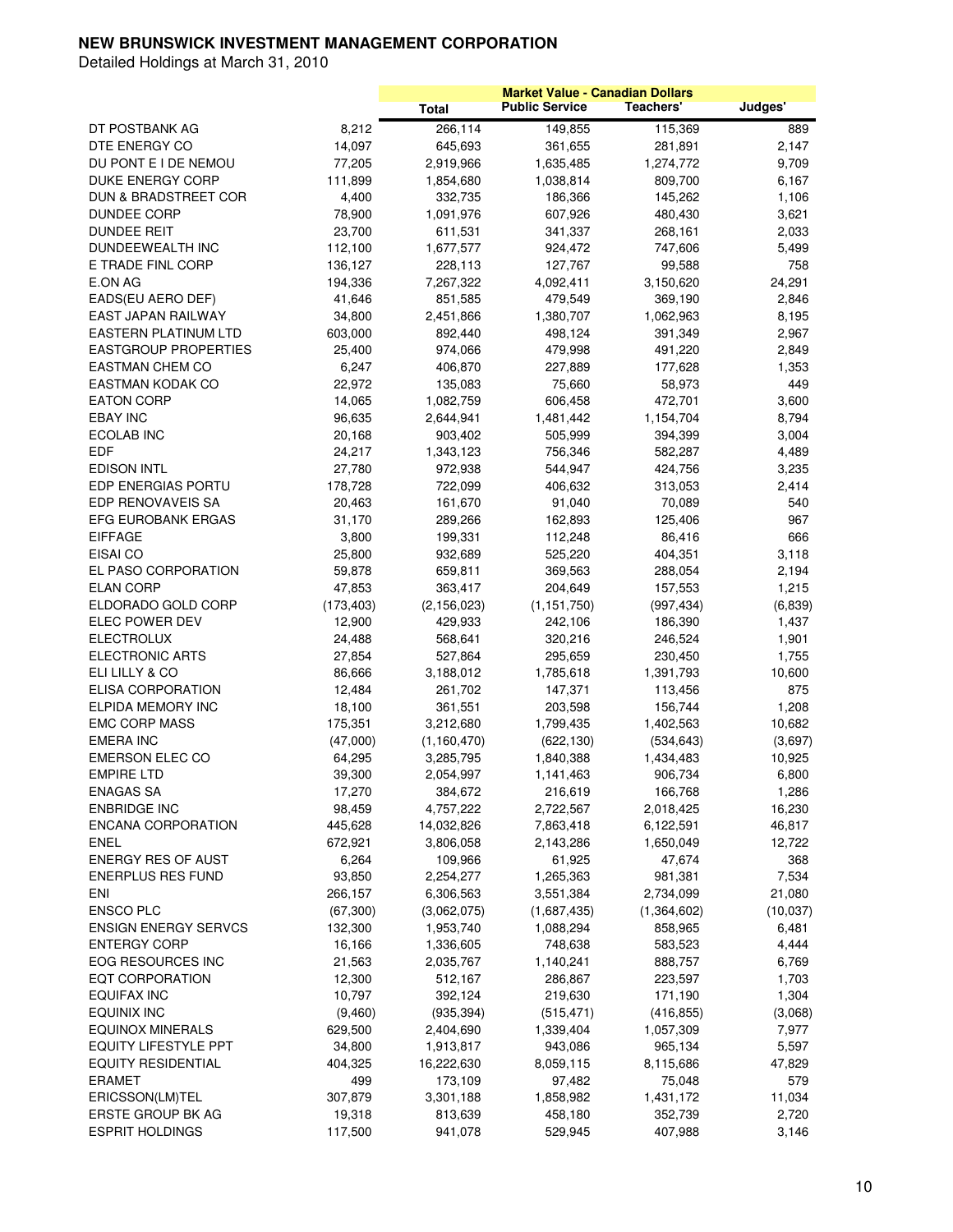# NEW BRUNSWICK INVESTMENT MANAGEMENT CORPORATION

Detailed Holdings at March 31, 2010

| | | Market Value - Canadian Dollars | | | |
|---|---|---|---|---|---|
| | | Total | Public Service | Teachers' | Judges' |
| DT POSTBANK AG | 8,212 | 266,114 | 149,855 | 115,369 | 889 |
| DTE ENERGY CO | 14,097 | 645,693 | 361,655 | 281,891 | 2,147 |
| DU PONT E I DE NEMOU | 77,205 | 2,919,966 | 1,635,485 | 1,274,772 | 9,709 |
| DUKE ENERGY CORP | 111,899 | 1,854,680 | 1,038,814 | 809,700 | 6,167 |
| DUN & BRADSTREET COR | 4,400 | 332,735 | 186,366 | 145,262 | 1,106 |
| DUNDEE CORP | 78,900 | 1,091,976 | 607,926 | 480,430 | 3,621 |
| DUNDEE REIT | 23,700 | 611,531 | 341,337 | 268,161 | 2,033 |
| DUNDEEWEALTH INC | 112,100 | 1,677,577 | 924,472 | 747,606 | 5,499 |
| E TRADE FINL CORP | 136,127 | 228,113 | 127,767 | 99,588 | 758 |
| E.ON AG | 194,336 | 7,267,322 | 4,092,411 | 3,150,620 | 24,291 |
| EADS(EU AERO DEF) | 41,646 | 851,585 | 479,549 | 369,190 | 2,846 |
| EAST JAPAN RAILWAY | 34,800 | 2,451,866 | 1,380,707 | 1,062,963 | 8,195 |
| EASTERN PLATINUM LTD | 603,000 | 892,440 | 498,124 | 391,349 | 2,967 |
| EASTGROUP PROPERTIES | 25,400 | 974,066 | 479,998 | 491,220 | 2,849 |
| EASTMAN CHEM CO | 6,247 | 406,870 | 227,889 | 177,628 | 1,353 |
| EASTMAN KODAK CO | 22,972 | 135,083 | 75,660 | 58,973 | 449 |
| EATON CORP | 14,065 | 1,082,759 | 606,458 | 472,701 | 3,600 |
| EBAY INC | 96,635 | 2,644,941 | 1,481,442 | 1,154,704 | 8,794 |
| ECOLAB INC | 20,168 | 903,402 | 505,999 | 394,399 | 3,004 |
| EDF | 24,217 | 1,343,123 | 756,346 | 582,287 | 4,489 |
| EDISON INTL | 27,780 | 972,938 | 544,947 | 424,756 | 3,235 |
| EDP ENERGIAS PORTU | 178,728 | 722,099 | 406,632 | 313,053 | 2,414 |
| EDP RENOVAVEIS SA | 20,463 | 161,670 | 91,040 | 70,089 | 540 |
| EFG EUROBANK ERGAS | 31,170 | 289,266 | 162,893 | 125,406 | 967 |
| EIFFAGE | 3,800 | 199,331 | 112,248 | 86,416 | 666 |
| EISAI CO | 25,800 | 932,689 | 525,220 | 404,351 | 3,118 |
| EL PASO CORPORATION | 59,878 | 659,811 | 369,563 | 288,054 | 2,194 |
| ELAN CORP | 47,853 | 363,417 | 204,649 | 157,553 | 1,215 |
| ELDORADO GOLD CORP | (173,403) | (2,156,023) | (1,151,750) | (997,434) | (6,839) |
| ELEC POWER DEV | 12,900 | 429,933 | 242,106 | 186,390 | 1,437 |
| ELECTROLUX | 24,488 | 568,641 | 320,216 | 246,524 | 1,901 |
| ELECTRONIC ARTS | 27,854 | 527,864 | 295,659 | 230,450 | 1,755 |
| ELI LILLY & CO | 86,666 | 3,188,012 | 1,785,618 | 1,391,793 | 10,600 |
| ELISA CORPORATION | 12,484 | 261,702 | 147,371 | 113,456 | 875 |
| ELPIDA MEMORY INC | 18,100 | 361,551 | 203,598 | 156,744 | 1,208 |
| EMC CORP MASS | 175,351 | 3,212,680 | 1,799,435 | 1,402,563 | 10,682 |
| EMERA INC | (47,000) | (1,160,470) | (622,130) | (534,643) | (3,697) |
| EMERSON ELEC CO | 64,295 | 3,285,795 | 1,840,388 | 1,434,483 | 10,925 |
| EMPIRE LTD | 39,300 | 2,054,997 | 1,141,463 | 906,734 | 6,800 |
| ENAGAS SA | 17,270 | 384,672 | 216,619 | 166,768 | 1,286 |
| ENBRIDGE INC | 98,459 | 4,757,222 | 2,722,567 | 2,018,425 | 16,230 |
| ENCANA CORPORATION | 445,628 | 14,032,826 | 7,863,418 | 6,122,591 | 46,817 |
| ENEL | 672,921 | 3,806,058 | 2,143,286 | 1,650,049 | 12,722 |
| ENERGY RES OF AUST | 6,264 | 109,966 | 61,925 | 47,674 | 368 |
| ENERPLUS RES FUND | 93,850 | 2,254,277 | 1,265,363 | 981,381 | 7,534 |
| ENI | 266,157 | 6,306,563 | 3,551,384 | 2,734,099 | 21,080 |
| ENSCO PLC | (67,300) | (3,062,075) | (1,687,435) | (1,364,602) | (10,037) |
| ENSIGN ENERGY SERVCS | 132,300 | 1,953,740 | 1,088,294 | 858,965 | 6,481 |
| ENTERGY CORP | 16,166 | 1,336,605 | 748,638 | 583,523 | 4,444 |
| EOG RESOURCES INC | 21,563 | 2,035,767 | 1,140,241 | 888,757 | 6,769 |
| EQT CORPORATION | 12,300 | 512,167 | 286,867 | 223,597 | 1,703 |
| EQUIFAX INC | 10,797 | 392,124 | 219,630 | 171,190 | 1,304 |
| EQUINIX INC | (9,460) | (935,394) | (515,471) | (416,855) | (3,068) |
| EQUINOX MINERALS | 629,500 | 2,404,690 | 1,339,404 | 1,057,309 | 7,977 |
| EQUITY LIFESTYLE PPT | 34,800 | 1,913,817 | 943,086 | 965,134 | 5,597 |
| EQUITY RESIDENTIAL | 404,325 | 16,222,630 | 8,059,115 | 8,115,686 | 47,829 |
| ERAMET | 499 | 173,109 | 97,482 | 75,048 | 579 |
| ERICSSON(LM)TEL | 307,879 | 3,301,188 | 1,858,982 | 1,431,172 | 11,034 |
| ERSTE GROUP BK AG | 19,318 | 813,639 | 458,180 | 352,739 | 2,720 |
| ESPRIT HOLDINGS | 117,500 | 941,078 | 529,945 | 407,988 | 3,146 |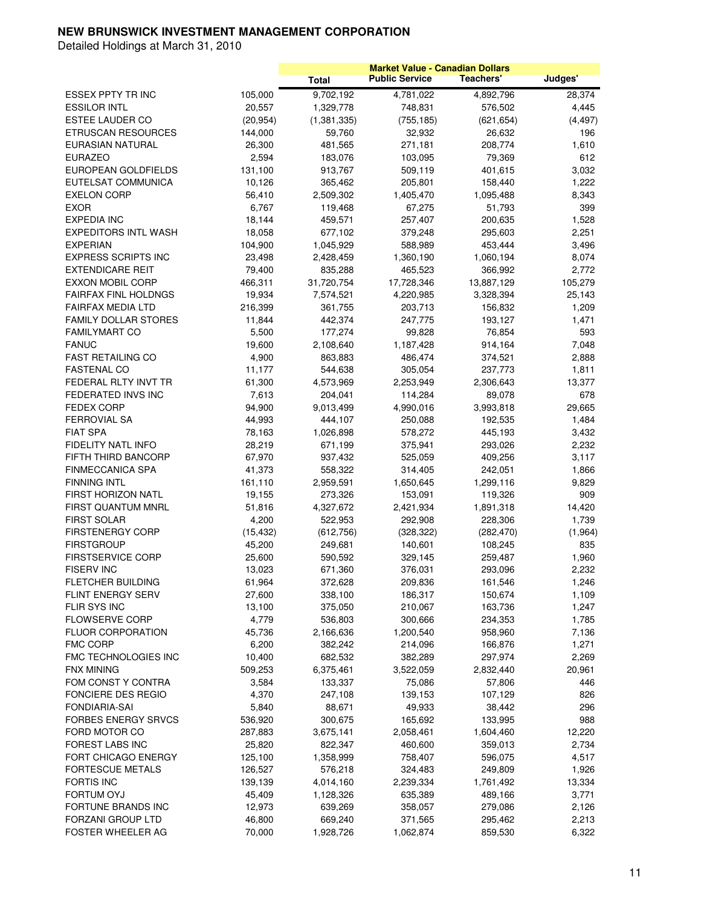# NEW BRUNSWICK INVESTMENT MANAGEMENT CORPORATION

Detailed Holdings at March 31, 2010

| | | Market Value - Canadian Dollars | | | |
|---|---|---|---|---|---|
| | | Total | Public Service | Teachers' | Judges' |
| ESSEX PPTY TR INC | 105,000 | 9,702,192 | 4,781,022 | 4,892,796 | 28,374 |
| ESSILOR INTL | 20,557 | 1,329,778 | 748,831 | 576,502 | 4,445 |
| ESTEE LAUDER CO | (20,954) | (1,381,335) | (755,185) | (621,654) | (4,497) |
| ETRUSCAN RESOURCES | 144,000 | 59,760 | 32,932 | 26,632 | 196 |
| EURASIAN NATURAL | 26,300 | 481,565 | 271,181 | 208,774 | 1,610 |
| EURAZEO | 2,594 | 183,076 | 103,095 | 79,369 | 612 |
| EUROPEAN GOLDFIELDS | 131,100 | 913,767 | 509,119 | 401,615 | 3,032 |
| EUTELSAT COMMUNICA | 10,126 | 365,462 | 205,801 | 158,440 | 1,222 |
| EXELON CORP | 56,410 | 2,509,302 | 1,405,470 | 1,095,488 | 8,343 |
| EXOR | 6,767 | 119,468 | 67,275 | 51,793 | 399 |
| EXPEDIA INC | 18,144 | 459,571 | 257,407 | 200,635 | 1,528 |
| EXPEDITORS INTL WASH | 18,058 | 677,102 | 379,248 | 295,603 | 2,251 |
| EXPERIAN | 104,900 | 1,045,929 | 588,989 | 453,444 | 3,496 |
| EXPRESS SCRIPTS INC | 23,498 | 2,428,459 | 1,360,190 | 1,060,194 | 8,074 |
| EXTENDICARE REIT | 79,400 | 835,288 | 465,523 | 366,992 | 2,772 |
| EXXON MOBIL CORP | 466,311 | 31,720,754 | 17,728,346 | 13,887,129 | 105,279 |
| FAIRFAX FINL HOLDNGS | 19,934 | 7,574,521 | 4,220,985 | 3,328,394 | 25,143 |
| FAIRFAX MEDIA LTD | 216,399 | 361,755 | 203,713 | 156,832 | 1,209 |
| FAMILY DOLLAR STORES | 11,844 | 442,374 | 247,775 | 193,127 | 1,471 |
| FAMILYMART CO | 5,500 | 177,274 | 99,828 | 76,854 | 593 |
| FANUC | 19,600 | 2,108,640 | 1,187,428 | 914,164 | 7,048 |
| FAST RETAILING CO | 4,900 | 863,883 | 486,474 | 374,521 | 2,888 |
| FASTENAL CO | 11,177 | 544,638 | 305,054 | 237,773 | 1,811 |
| FEDERAL RLTY INVT TR | 61,300 | 4,573,969 | 2,253,949 | 2,306,643 | 13,377 |
| FEDERATED INVS INC | 7,613 | 204,041 | 114,284 | 89,078 | 678 |
| FEDEX CORP | 94,900 | 9,013,499 | 4,990,016 | 3,993,818 | 29,665 |
| FERROVIAL SA | 44,993 | 444,107 | 250,088 | 192,535 | 1,484 |
| FIAT SPA | 78,163 | 1,026,898 | 578,272 | 445,193 | 3,432 |
| FIDELITY NATL INFO | 28,219 | 671,199 | 375,941 | 293,026 | 2,232 |
| FIFTH THIRD BANCORP | 67,970 | 937,432 | 525,059 | 409,256 | 3,117 |
| FINMECCANICA SPA | 41,373 | 558,322 | 314,405 | 242,051 | 1,866 |
| FINNING INTL | 161,110 | 2,959,591 | 1,650,645 | 1,299,116 | 9,829 |
| FIRST HORIZON NATL | 19,155 | 273,326 | 153,091 | 119,326 | 909 |
| FIRST QUANTUM MNRL | 51,816 | 4,327,672 | 2,421,934 | 1,891,318 | 14,420 |
| FIRST SOLAR | 4,200 | 522,953 | 292,908 | 228,306 | 1,739 |
| FIRSTENERGY CORP | (15,432) | (612,756) | (328,322) | (282,470) | (1,964) |
| FIRSTGROUP | 45,200 | 249,681 | 140,601 | 108,245 | 835 |
| FIRSTSERVICE CORP | 25,600 | 590,592 | 329,145 | 259,487 | 1,960 |
| FISERV INC | 13,023 | 671,360 | 376,031 | 293,096 | 2,232 |
| FLETCHER BUILDING | 61,964 | 372,628 | 209,836 | 161,546 | 1,246 |
| FLINT ENERGY SERV | 27,600 | 338,100 | 186,317 | 150,674 | 1,109 |
| FLIR SYS INC | 13,100 | 375,050 | 210,067 | 163,736 | 1,247 |
| FLOWSERVE CORP | 4,779 | 536,803 | 300,666 | 234,353 | 1,785 |
| FLUOR CORPORATION | 45,736 | 2,166,636 | 1,200,540 | 958,960 | 7,136 |
| FMC CORP | 6,200 | 382,242 | 214,096 | 166,876 | 1,271 |
| FMC TECHNOLOGIES INC | 10,400 | 682,532 | 382,289 | 297,974 | 2,269 |
| FNX MINING | 509,253 | 6,375,461 | 3,522,059 | 2,832,440 | 20,961 |
| FOM CONST Y CONTRA | 3,584 | 133,337 | 75,086 | 57,806 | 446 |
| FONCIERE DES REGIO | 4,370 | 247,108 | 139,153 | 107,129 | 826 |
| FONDIARIA-SAI | 5,840 | 88,671 | 49,933 | 38,442 | 296 |
| FORBES ENERGY SRVCS | 536,920 | 300,675 | 165,692 | 133,995 | 988 |
| FORD MOTOR CO | 287,883 | 3,675,141 | 2,058,461 | 1,604,460 | 12,220 |
| FOREST LABS INC | 25,820 | 822,347 | 460,600 | 359,013 | 2,734 |
| FORT CHICAGO ENERGY | 125,100 | 1,358,999 | 758,407 | 596,075 | 4,517 |
| FORTESCUE METALS | 126,527 | 576,218 | 324,483 | 249,809 | 1,926 |
| FORTIS INC | 139,139 | 4,014,160 | 2,239,334 | 1,761,492 | 13,334 |
| FORTUM OYJ | 45,409 | 1,128,326 | 635,389 | 489,166 | 3,771 |
| FORTUNE BRANDS INC | 12,973 | 639,269 | 358,057 | 279,086 | 2,126 |
| FORZANI GROUP LTD | 46,800 | 669,240 | 371,565 | 295,462 | 2,213 |
| FOSTER WHEELER AG | 70,000 | 1,928,726 | 1,062,874 | 859,530 | 6,322 |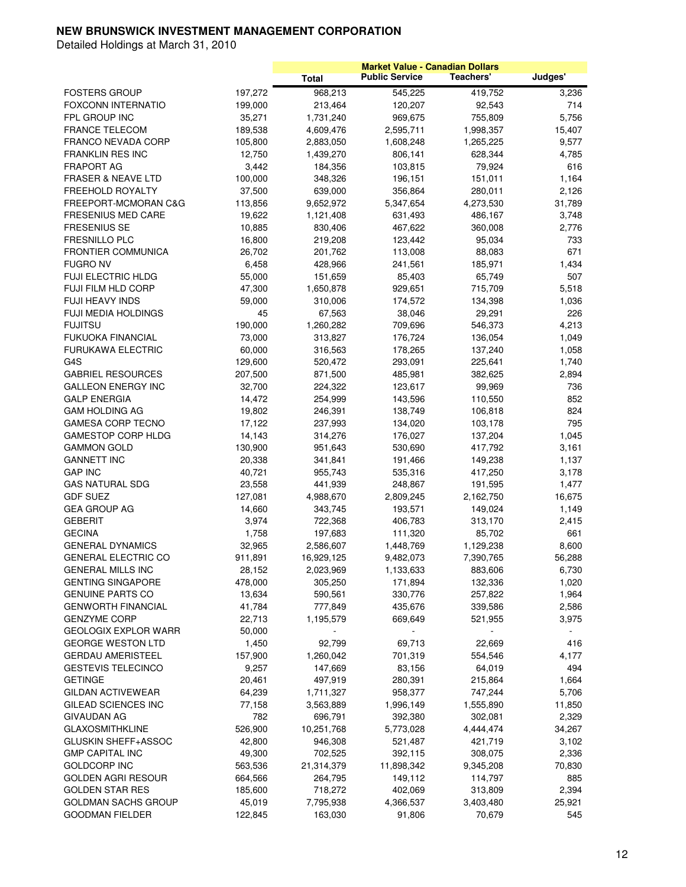# NEW BRUNSWICK INVESTMENT MANAGEMENT CORPORATION

Detailed Holdings at March 31, 2010

| | | Market Value - Canadian Dollars | | | |
|---|---|---|---|---|---|
| | | Total | Public Service | Teachers' | Judges' |
| FOSTERS GROUP | 197,272 | 968,213 | 545,225 | 419,752 | 3,236 |
| FOXCONN INTERNATIO | 199,000 | 213,464 | 120,207 | 92,543 | 714 |
| FPL GROUP INC | 35,271 | 1,731,240 | 969,675 | 755,809 | 5,756 |
| FRANCE TELECOM | 189,538 | 4,609,476 | 2,595,711 | 1,998,357 | 15,407 |
| FRANCO NEVADA CORP | 105,800 | 2,883,050 | 1,608,248 | 1,265,225 | 9,577 |
| FRANKLIN RES INC | 12,750 | 1,439,270 | 806,141 | 628,344 | 4,785 |
| FRAPORT AG | 3,442 | 184,356 | 103,815 | 79,924 | 616 |
| FRASER & NEAVE LTD | 100,000 | 348,326 | 196,151 | 151,011 | 1,164 |
| FREEHOLD ROYALTY | 37,500 | 639,000 | 356,864 | 280,011 | 2,126 |
| FREEPORT-MCMORAN C&G | 113,856 | 9,652,972 | 5,347,654 | 4,273,530 | 31,789 |
| FRESENIUS MED CARE | 19,622 | 1,121,408 | 631,493 | 486,167 | 3,748 |
| FRESENIUS SE | 10,885 | 830,406 | 467,622 | 360,008 | 2,776 |
| FRESNILLO PLC | 16,800 | 219,208 | 123,442 | 95,034 | 733 |
| FRONTIER COMMUNICA | 26,702 | 201,762 | 113,008 | 88,083 | 671 |
| FUGRO NV | 6,458 | 428,966 | 241,561 | 185,971 | 1,434 |
| FUJI ELECTRIC HLDG | 55,000 | 151,659 | 85,403 | 65,749 | 507 |
| FUJI FILM HLD CORP | 47,300 | 1,650,878 | 929,651 | 715,709 | 5,518 |
| FUJI HEAVY INDS | 59,000 | 310,006 | 174,572 | 134,398 | 1,036 |
| FUJI MEDIA HOLDINGS | 45 | 67,563 | 38,046 | 29,291 | 226 |
| FUJITSU | 190,000 | 1,260,282 | 709,696 | 546,373 | 4,213 |
| FUKUOKA FINANCIAL | 73,000 | 313,827 | 176,724 | 136,054 | 1,049 |
| FURUKAWA ELECTRIC | 60,000 | 316,563 | 178,265 | 137,240 | 1,058 |
| G4S | 129,600 | 520,472 | 293,091 | 225,641 | 1,740 |
| GABRIEL RESOURCES | 207,500 | 871,500 | 485,981 | 382,625 | 2,894 |
| GALLEON ENERGY INC | 32,700 | 224,322 | 123,617 | 99,969 | 736 |
| GALP ENERGIA | 14,472 | 254,999 | 143,596 | 110,550 | 852 |
| GAM HOLDING AG | 19,802 | 246,391 | 138,749 | 106,818 | 824 |
| GAMESA CORP TECNO | 17,122 | 237,993 | 134,020 | 103,178 | 795 |
| GAMESTOP CORP HLDG | 14,143 | 314,276 | 176,027 | 137,204 | 1,045 |
| GAMMON GOLD | 130,900 | 951,643 | 530,690 | 417,792 | 3,161 |
| GANNETT INC | 20,338 | 341,841 | 191,466 | 149,238 | 1,137 |
| GAP INC | 40,721 | 955,743 | 535,316 | 417,250 | 3,178 |
| GAS NATURAL SDG | 23,558 | 441,939 | 248,867 | 191,595 | 1,477 |
| GDF SUEZ | 127,081 | 4,988,670 | 2,809,245 | 2,162,750 | 16,675 |
| GEA GROUP AG | 14,660 | 343,745 | 193,571 | 149,024 | 1,149 |
| GEBERIT | 3,974 | 722,368 | 406,783 | 313,170 | 2,415 |
| GECINA | 1,758 | 197,683 | 111,320 | 85,702 | 661 |
| GENERAL DYNAMICS | 32,965 | 2,586,607 | 1,448,769 | 1,129,238 | 8,600 |
| GENERAL ELECTRIC CO | 911,891 | 16,929,125 | 9,482,073 | 7,390,765 | 56,288 |
| GENERAL MILLS INC | 28,152 | 2,023,969 | 1,133,633 | 883,606 | 6,730 |
| GENTING SINGAPORE | 478,000 | 305,250 | 171,894 | 132,336 | 1,020 |
| GENUINE PARTS CO | 13,634 | 590,561 | 330,776 | 257,822 | 1,964 |
| GENWORTH FINANCIAL | 41,784 | 777,849 | 435,676 | 339,586 | 2,586 |
| GENZYME CORP | 22,713 | 1,195,579 | 669,649 | 521,955 | 3,975 |
| GEOLOGIX EXPLOR WARR | 50,000 | - | - | - | - |
| GEORGE WESTON LTD | 1,450 | 92,799 | 69,713 | 22,669 | 416 |
| GERDAU AMERISTEEL | 157,900 | 1,260,042 | 701,319 | 554,546 | 4,177 |
| GESTEVIS TELECINCO | 9,257 | 147,669 | 83,156 | 64,019 | 494 |
| GETINGE | 20,461 | 497,919 | 280,391 | 215,864 | 1,664 |
| GILDAN ACTIVEWEAR | 64,239 | 1,711,327 | 958,377 | 747,244 | 5,706 |
| GILEAD SCIENCES INC | 77,158 | 3,563,889 | 1,996,149 | 1,555,890 | 11,850 |
| GIVAUDAN AG | 782 | 696,791 | 392,380 | 302,081 | 2,329 |
| GLAXOSMITHKLINE | 526,900 | 10,251,768 | 5,773,028 | 4,444,474 | 34,267 |
| GLUSKIN SHEFF+ASSOC | 42,800 | 946,308 | 521,487 | 421,719 | 3,102 |
| GMP CAPITAL INC | 49,300 | 702,525 | 392,115 | 308,075 | 2,336 |
| GOLDCORP INC | 563,536 | 21,314,379 | 11,898,342 | 9,345,208 | 70,830 |
| GOLDEN AGRI RESOUR | 664,566 | 264,795 | 149,112 | 114,797 | 885 |
| GOLDEN STAR RES | 185,600 | 718,272 | 402,069 | 313,809 | 2,394 |
| GOLDMAN SACHS GROUP | 45,019 | 7,795,938 | 4,366,537 | 3,403,480 | 25,921 |
| GOODMAN FIELDER | 122,845 | 163,030 | 91,806 | 70,679 | 545 |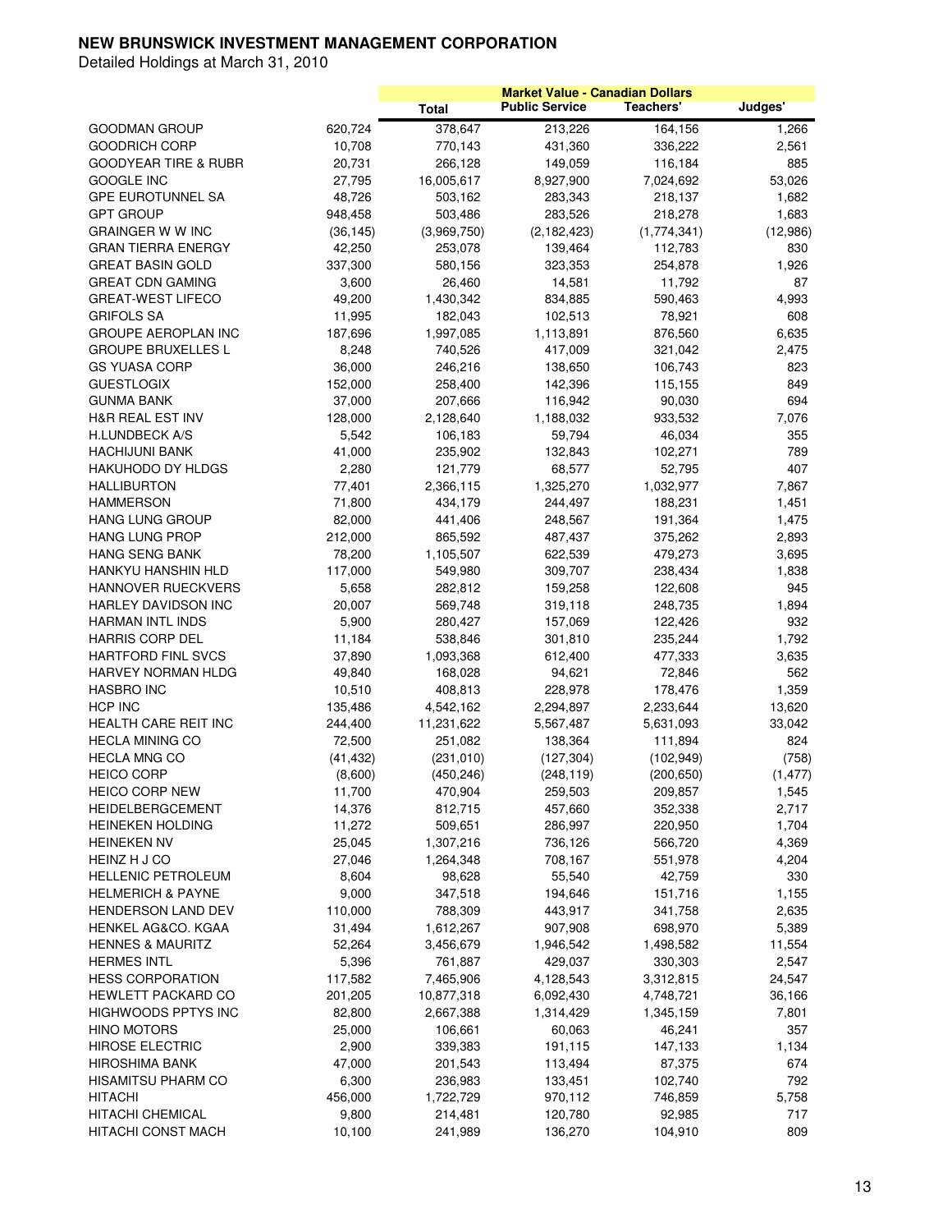**NEW BRUNSWICK INVESTMENT MANAGEMENT CORPORATION**

Detailed Holdings at March 31, 2010

| | | Market Value - Canadian Dollars | | | |
|---|---|---|---|---|---|
| | | Total | Public Service | Teachers' | Judges' |
| GOODMAN GROUP | 620,724 | 378,647 | 213,226 | 164,156 | 1,266 |
| GOODRICH CORP | 10,708 | 770,143 | 431,360 | 336,222 | 2,561 |
| GOODYEAR TIRE & RUBR | 20,731 | 266,128 | 149,059 | 116,184 | 885 |
| GOOGLE INC | 27,795 | 16,005,617 | 8,927,900 | 7,024,692 | 53,026 |
| GPE EUROTUNNEL SA | 48,726 | 503,162 | 283,343 | 218,137 | 1,682 |
| GPT GROUP | 948,458 | 503,486 | 283,526 | 218,278 | 1,683 |
| GRAINGER W W INC | (36,145) | (3,969,750) | (2,182,423) | (1,774,341) | (12,986) |
| GRAN TIERRA ENERGY | 42,250 | 253,078 | 139,464 | 112,783 | 830 |
| GREAT BASIN GOLD | 337,300 | 580,156 | 323,353 | 254,878 | 1,926 |
| GREAT CDN GAMING | 3,600 | 26,460 | 14,581 | 11,792 | 87 |
| GREAT-WEST LIFECO | 49,200 | 1,430,342 | 834,885 | 590,463 | 4,993 |
| GRIFOLS SA | 11,995 | 182,043 | 102,513 | 78,921 | 608 |
| GROUPE AEROPLAN INC | 187,696 | 1,997,085 | 1,113,891 | 876,560 | 6,635 |
| GROUPE BRUXELLES L | 8,248 | 740,526 | 417,009 | 321,042 | 2,475 |
| GS YUASA CORP | 36,000 | 246,216 | 138,650 | 106,743 | 823 |
| GUESTLOGIX | 152,000 | 258,400 | 142,396 | 115,155 | 849 |
| GUNMA BANK | 37,000 | 207,666 | 116,942 | 90,030 | 694 |
| H&R REAL EST INV | 128,000 | 2,128,640 | 1,188,032 | 933,532 | 7,076 |
| H.LUNDBECK A/S | 5,542 | 106,183 | 59,794 | 46,034 | 355 |
| HACHIJUNI BANK | 41,000 | 235,902 | 132,843 | 102,271 | 789 |
| HAKUHODO DY HLDGS | 2,280 | 121,779 | 68,577 | 52,795 | 407 |
| HALLIBURTON | 77,401 | 2,366,115 | 1,325,270 | 1,032,977 | 7,867 |
| HAMMERSON | 71,800 | 434,179 | 244,497 | 188,231 | 1,451 |
| HANG LUNG GROUP | 82,000 | 441,406 | 248,567 | 191,364 | 1,475 |
| HANG LUNG PROP | 212,000 | 865,592 | 487,437 | 375,262 | 2,893 |
| HANG SENG BANK | 78,200 | 1,105,507 | 622,539 | 479,273 | 3,695 |
| HANKYU HANSHIN HLD | 117,000 | 549,980 | 309,707 | 238,434 | 1,838 |
| HANNOVER RUECKVERS | 5,658 | 282,812 | 159,258 | 122,608 | 945 |
| HARLEY DAVIDSON INC | 20,007 | 569,748 | 319,118 | 248,735 | 1,894 |
| HARMAN INTL INDS | 5,900 | 280,427 | 157,069 | 122,426 | 932 |
| HARRIS CORP DEL | 11,184 | 538,846 | 301,810 | 235,244 | 1,792 |
| HARTFORD FINL SVCS | 37,890 | 1,093,368 | 612,400 | 477,333 | 3,635 |
| HARVEY NORMAN HLDG | 49,840 | 168,028 | 94,621 | 72,846 | 562 |
| HASBRO INC | 10,510 | 408,813 | 228,978 | 178,476 | 1,359 |
| HCP INC | 135,486 | 4,542,162 | 2,294,897 | 2,233,644 | 13,620 |
| HEALTH CARE REIT INC | 244,400 | 11,231,622 | 5,567,487 | 5,631,093 | 33,042 |
| HECLA MINING CO | 72,500 | 251,082 | 138,364 | 111,894 | 824 |
| HECLA MNG CO | (41,432) | (231,010) | (127,304) | (102,949) | (758) |
| HEICO CORP | (8,600) | (450,246) | (248,119) | (200,650) | (1,477) |
| HEICO CORP NEW | 11,700 | 470,904 | 259,503 | 209,857 | 1,545 |
| HEIDELBERGCEMENT | 14,376 | 812,715 | 457,660 | 352,338 | 2,717 |
| HEINEKEN HOLDING | 11,272 | 509,651 | 286,997 | 220,950 | 1,704 |
| HEINEKEN NV | 25,045 | 1,307,216 | 736,126 | 566,720 | 4,369 |
| HEINZ H J CO | 27,046 | 1,264,348 | 708,167 | 551,978 | 4,204 |
| HELLENIC PETROLEUM | 8,604 | 98,628 | 55,540 | 42,759 | 330 |
| HELMERICH & PAYNE | 9,000 | 347,518 | 194,646 | 151,716 | 1,155 |
| HENDERSON LAND DEV | 110,000 | 788,309 | 443,917 | 341,758 | 2,635 |
| HENKEL AG&CO. KGAA | 31,494 | 1,612,267 | 907,908 | 698,970 | 5,389 |
| HENNES & MAURITZ | 52,264 | 3,456,679 | 1,946,542 | 1,498,582 | 11,554 |
| HERMES INTL | 5,396 | 761,887 | 429,037 | 330,303 | 2,547 |
| HESS CORPORATION | 117,582 | 7,465,906 | 4,128,543 | 3,312,815 | 24,547 |
| HEWLETT PACKARD CO | 201,205 | 10,877,318 | 6,092,430 | 4,748,721 | 36,166 |
| HIGHWOODS PPTYS INC | 82,800 | 2,667,388 | 1,314,429 | 1,345,159 | 7,801 |
| HINO MOTORS | 25,000 | 106,661 | 60,063 | 46,241 | 357 |
| HIROSE ELECTRIC | 2,900 | 339,383 | 191,115 | 147,133 | 1,134 |
| HIROSHIMA BANK | 47,000 | 201,543 | 113,494 | 87,375 | 674 |
| HISAMITSU PHARM CO | 6,300 | 236,983 | 133,451 | 102,740 | 792 |
| HITACHI | 456,000 | 1,722,729 | 970,112 | 746,859 | 5,758 |
| HITACHI CHEMICAL | 9,800 | 214,481 | 120,780 | 92,985 | 717 |
| HITACHI CONST MACH | 10,100 | 241,989 | 136,270 | 104,910 | 809 |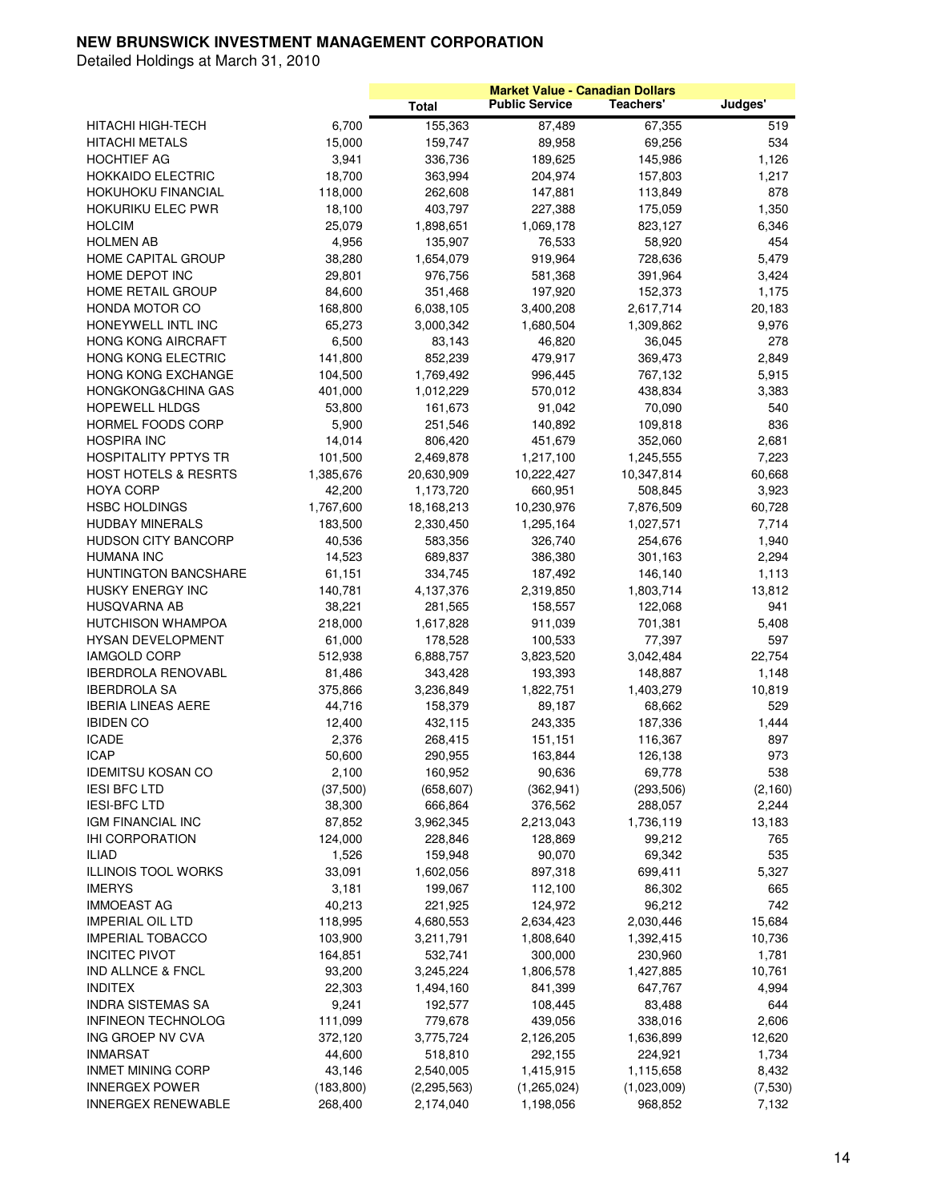**NEW BRUNSWICK INVESTMENT MANAGEMENT CORPORATION**

Detailed Holdings at March 31, 2010

| | | Market Value - Canadian Dollars | | | |
|---|---|---|---|---|---|
| | | Total | Public Service | Teachers' | Judges' |
| HITACHI HIGH-TECH | 6,700 | 155,363 | 87,489 | 67,355 | 519 |
| HITACHI METALS | 15,000 | 159,747 | 89,958 | 69,256 | 534 |
| HOCHTIEF AG | 3,941 | 336,736 | 189,625 | 145,986 | 1,126 |
| HOKKAIDO ELECTRIC | 18,700 | 363,994 | 204,974 | 157,803 | 1,217 |
| HOKUHOKU FINANCIAL | 118,000 | 262,608 | 147,881 | 113,849 | 878 |
| HOKURIKU ELEC PWR | 18,100 | 403,797 | 227,388 | 175,059 | 1,350 |
| HOLCIM | 25,079 | 1,898,651 | 1,069,178 | 823,127 | 6,346 |
| HOLMEN AB | 4,956 | 135,907 | 76,533 | 58,920 | 454 |
| HOME CAPITAL GROUP | 38,280 | 1,654,079 | 919,964 | 728,636 | 5,479 |
| HOME DEPOT INC | 29,801 | 976,756 | 581,368 | 391,964 | 3,424 |
| HOME RETAIL GROUP | 84,600 | 351,468 | 197,920 | 152,373 | 1,175 |
| HONDA MOTOR CO | 168,800 | 6,038,105 | 3,400,208 | 2,617,714 | 20,183 |
| HONEYWELL INTL INC | 65,273 | 3,000,342 | 1,680,504 | 1,309,862 | 9,976 |
| HONG KONG AIRCRAFT | 6,500 | 83,143 | 46,820 | 36,045 | 278 |
| HONG KONG ELECTRIC | 141,800 | 852,239 | 479,917 | 369,473 | 2,849 |
| HONG KONG EXCHANGE | 104,500 | 1,769,492 | 996,445 | 767,132 | 5,915 |
| HONGKONG&CHINA GAS | 401,000 | 1,012,229 | 570,012 | 438,834 | 3,383 |
| HOPEWELL HLDGS | 53,800 | 161,673 | 91,042 | 70,090 | 540 |
| HORMEL FOODS CORP | 5,900 | 251,546 | 140,892 | 109,818 | 836 |
| HOSPIRA INC | 14,014 | 806,420 | 451,679 | 352,060 | 2,681 |
| HOSPITALITY PPTYS TR | 101,500 | 2,469,878 | 1,217,100 | 1,245,555 | 7,223 |
| HOST HOTELS & RESRTS | 1,385,676 | 20,630,909 | 10,222,427 | 10,347,814 | 60,668 |
| HOYA CORP | 42,200 | 1,173,720 | 660,951 | 508,845 | 3,923 |
| HSBC HOLDINGS | 1,767,600 | 18,168,213 | 10,230,976 | 7,876,509 | 60,728 |
| HUDBAY MINERALS | 183,500 | 2,330,450 | 1,295,164 | 1,027,571 | 7,714 |
| HUDSON CITY BANCORP | 40,536 | 583,356 | 326,740 | 254,676 | 1,940 |
| HUMANA INC | 14,523 | 689,837 | 386,380 | 301,163 | 2,294 |
| HUNTINGTON BANCSHARE | 61,151 | 334,745 | 187,492 | 146,140 | 1,113 |
| HUSKY ENERGY INC | 140,781 | 4,137,376 | 2,319,850 | 1,803,714 | 13,812 |
| HUSQVARNA AB | 38,221 | 281,565 | 158,557 | 122,068 | 941 |
| HUTCHISON WHAMPOA | 218,000 | 1,617,828 | 911,039 | 701,381 | 5,408 |
| HYSAN DEVELOPMENT | 61,000 | 178,528 | 100,533 | 77,397 | 597 |
| IAMGOLD CORP | 512,938 | 6,888,757 | 3,823,520 | 3,042,484 | 22,754 |
| IBERDROLA RENOVABL | 81,486 | 343,428 | 193,393 | 148,887 | 1,148 |
| IBERDROLA SA | 375,866 | 3,236,849 | 1,822,751 | 1,403,279 | 10,819 |
| IBERIA LINEAS AERE | 44,716 | 158,379 | 89,187 | 68,662 | 529 |
| IBIDEN CO | 12,400 | 432,115 | 243,335 | 187,336 | 1,444 |
| ICADE | 2,376 | 268,415 | 151,151 | 116,367 | 897 |
| ICAP | 50,600 | 290,955 | 163,844 | 126,138 | 973 |
| IDEMITSU KOSAN CO | 2,100 | 160,952 | 90,636 | 69,778 | 538 |
| IESI BFC LTD | (37,500) | (658,607) | (362,941) | (293,506) | (2,160) |
| IESI-BFC LTD | 38,300 | 666,864 | 376,562 | 288,057 | 2,244 |
| IGM FINANCIAL INC | 87,852 | 3,962,345 | 2,213,043 | 1,736,119 | 13,183 |
| IHI CORPORATION | 124,000 | 228,846 | 128,869 | 99,212 | 765 |
| ILIAD | 1,526 | 159,948 | 90,070 | 69,342 | 535 |
| ILLINOIS TOOL WORKS | 33,091 | 1,602,056 | 897,318 | 699,411 | 5,327 |
| IMERYS | 3,181 | 199,067 | 112,100 | 86,302 | 665 |
| IMMOEAST AG | 40,213 | 221,925 | 124,972 | 96,212 | 742 |
| IMPERIAL OIL LTD | 118,995 | 4,680,553 | 2,634,423 | 2,030,446 | 15,684 |
| IMPERIAL TOBACCO | 103,900 | 3,211,791 | 1,808,640 | 1,392,415 | 10,736 |
| INCITEC PIVOT | 164,851 | 532,741 | 300,000 | 230,960 | 1,781 |
| IND ALLNCE & FNCL | 93,200 | 3,245,224 | 1,806,578 | 1,427,885 | 10,761 |
| INDITEX | 22,303 | 1,494,160 | 841,399 | 647,767 | 4,994 |
| INDRA SISTEMAS SA | 9,241 | 192,577 | 108,445 | 83,488 | 644 |
| INFINEON TECHNOLOG | 111,099 | 779,678 | 439,056 | 338,016 | 2,606 |
| ING GROEP NV CVA | 372,120 | 3,775,724 | 2,126,205 | 1,636,899 | 12,620 |
| INMARSAT | 44,600 | 518,810 | 292,155 | 224,921 | 1,734 |
| INMET MINING CORP | 43,146 | 2,540,005 | 1,415,915 | 1,115,658 | 8,432 |
| INNERGEX POWER | (183,800) | (2,295,563) | (1,265,024) | (1,023,009) | (7,530) |
| INNERGEX RENEWABLE | 268,400 | 2,174,040 | 1,198,056 | 968,852 | 7,132 |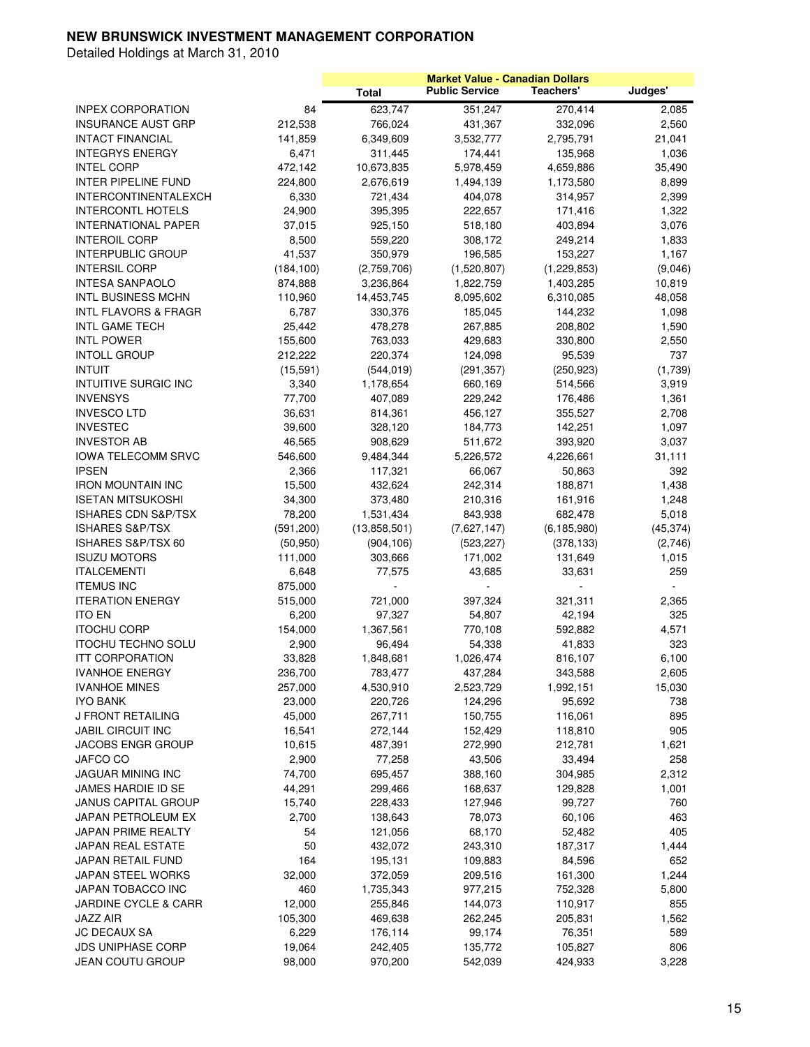**NEW BRUNSWICK INVESTMENT MANAGEMENT CORPORATION**

Detailed Holdings at March 31, 2010

| | | Market Value - Canadian Dollars | | | |
|---|---|---|---|---|---|
| | | Total | Public Service | Teachers' | Judges' |
| INPEX CORPORATION | 84 | 623,747 | 351,247 | 270,414 | 2,085 |
| INSURANCE AUST GRP | 212,538 | 766,024 | 431,367 | 332,096 | 2,560 |
| INTACT FINANCIAL | 141,859 | 6,349,609 | 3,532,777 | 2,795,791 | 21,041 |
| INTEGRYS ENERGY | 6,471 | 311,445 | 174,441 | 135,968 | 1,036 |
| INTEL CORP | 472,142 | 10,673,835 | 5,978,459 | 4,659,886 | 35,490 |
| INTER PIPELINE FUND | 224,800 | 2,676,619 | 1,494,139 | 1,173,580 | 8,899 |
| INTERCONTINENTALEXCH | 6,330 | 721,434 | 404,078 | 314,957 | 2,399 |
| INTERCONTL HOTELS | 24,900 | 395,395 | 222,657 | 171,416 | 1,322 |
| INTERNATIONAL PAPER | 37,015 | 925,150 | 518,180 | 403,894 | 3,076 |
| INTEROIL CORP | 8,500 | 559,220 | 308,172 | 249,214 | 1,833 |
| INTERPUBLIC GROUP | 41,537 | 350,979 | 196,585 | 153,227 | 1,167 |
| INTERSIL CORP | (184,100) | (2,759,706) | (1,520,807) | (1,229,853) | (9,046) |
| INTESA SANPAOLO | 874,888 | 3,236,864 | 1,822,759 | 1,403,285 | 10,819 |
| INTL BUSINESS MCHN | 110,960 | 14,453,745 | 8,095,602 | 6,310,085 | 48,058 |
| INTL FLAVORS & FRAGR | 6,787 | 330,376 | 185,045 | 144,232 | 1,098 |
| INTL GAME TECH | 25,442 | 478,278 | 267,885 | 208,802 | 1,590 |
| INTL POWER | 155,600 | 763,033 | 429,683 | 330,800 | 2,550 |
| INTOLL GROUP | 212,222 | 220,374 | 124,098 | 95,539 | 737 |
| INTUIT | (15,591) | (544,019) | (291,357) | (250,923) | (1,739) |
| INTUITIVE SURGIC INC | 3,340 | 1,178,654 | 660,169 | 514,566 | 3,919 |
| INVENSYS | 77,700 | 407,089 | 229,242 | 176,486 | 1,361 |
| INVESCO LTD | 36,631 | 814,361 | 456,127 | 355,527 | 2,708 |
| INVESTEC | 39,600 | 328,120 | 184,773 | 142,251 | 1,097 |
| INVESTOR AB | 46,565 | 908,629 | 511,672 | 393,920 | 3,037 |
| IOWA TELECOMM SRVC | 546,600 | 9,484,344 | 5,226,572 | 4,226,661 | 31,111 |
| IPSEN | 2,366 | 117,321 | 66,067 | 50,863 | 392 |
| IRON MOUNTAIN INC | 15,500 | 432,624 | 242,314 | 188,871 | 1,438 |
| ISETAN MITSUKOSHI | 34,300 | 373,480 | 210,316 | 161,916 | 1,248 |
| ISHARES CDN S&P/TSX | 78,200 | 1,531,434 | 843,938 | 682,478 | 5,018 |
| ISHARES S&P/TSX | (591,200) | (13,858,501) | (7,627,147) | (6,185,980) | (45,374) |
| ISHARES S&P/TSX 60 | (50,950) | (904,106) | (523,227) | (378,133) | (2,746) |
| ISUZU MOTORS | 111,000 | 303,666 | 171,002 | 131,649 | 1,015 |
| ITALCEMENTI | 6,648 | 77,575 | 43,685 | 33,631 | 259 |
| ITEMUS INC | 875,000 | - | - | - | - |
| ITERATION ENERGY | 515,000 | 721,000 | 397,324 | 321,311 | 2,365 |
| ITO EN | 6,200 | 97,327 | 54,807 | 42,194 | 325 |
| ITOCHU CORP | 154,000 | 1,367,561 | 770,108 | 592,882 | 4,571 |
| ITOCHU TECHNO SOLU | 2,900 | 96,494 | 54,338 | 41,833 | 323 |
| ITT CORPORATION | 33,828 | 1,848,681 | 1,026,474 | 816,107 | 6,100 |
| IVANHOE ENERGY | 236,700 | 783,477 | 437,284 | 343,588 | 2,605 |
| IVANHOE MINES | 257,000 | 4,530,910 | 2,523,729 | 1,992,151 | 15,030 |
| IYO BANK | 23,000 | 220,726 | 124,296 | 95,692 | 738 |
| J FRONT RETAILING | 45,000 | 267,711 | 150,755 | 116,061 | 895 |
| JABIL CIRCUIT INC | 16,541 | 272,144 | 152,429 | 118,810 | 905 |
| JACOBS ENGR GROUP | 10,615 | 487,391 | 272,990 | 212,781 | 1,621 |
| JAFCO CO | 2,900 | 77,258 | 43,506 | 33,494 | 258 |
| JAGUAR MINING INC | 74,700 | 695,457 | 388,160 | 304,985 | 2,312 |
| JAMES HARDIE ID SE | 44,291 | 299,466 | 168,637 | 129,828 | 1,001 |
| JANUS CAPITAL GROUP | 15,740 | 228,433 | 127,946 | 99,727 | 760 |
| JAPAN PETROLEUM EX | 2,700 | 138,643 | 78,073 | 60,106 | 463 |
| JAPAN PRIME REALTY | 54 | 121,056 | 68,170 | 52,482 | 405 |
| JAPAN REAL ESTATE | 50 | 432,072 | 243,310 | 187,317 | 1,444 |
| JAPAN RETAIL FUND | 164 | 195,131 | 109,883 | 84,596 | 652 |
| JAPAN STEEL WORKS | 32,000 | 372,059 | 209,516 | 161,300 | 1,244 |
| JAPAN TOBACCO INC | 460 | 1,735,343 | 977,215 | 752,328 | 5,800 |
| JARDINE CYCLE & CARR | 12,000 | 255,846 | 144,073 | 110,917 | 855 |
| JAZZ AIR | 105,300 | 469,638 | 262,245 | 205,831 | 1,562 |
| JC DECAUX SA | 6,229 | 176,114 | 99,174 | 76,351 | 589 |
| JDS UNIPHASE CORP | 19,064 | 242,405 | 135,772 | 105,827 | 806 |
| JEAN COUTU GROUP | 98,000 | 970,200 | 542,039 | 424,933 | 3,228 |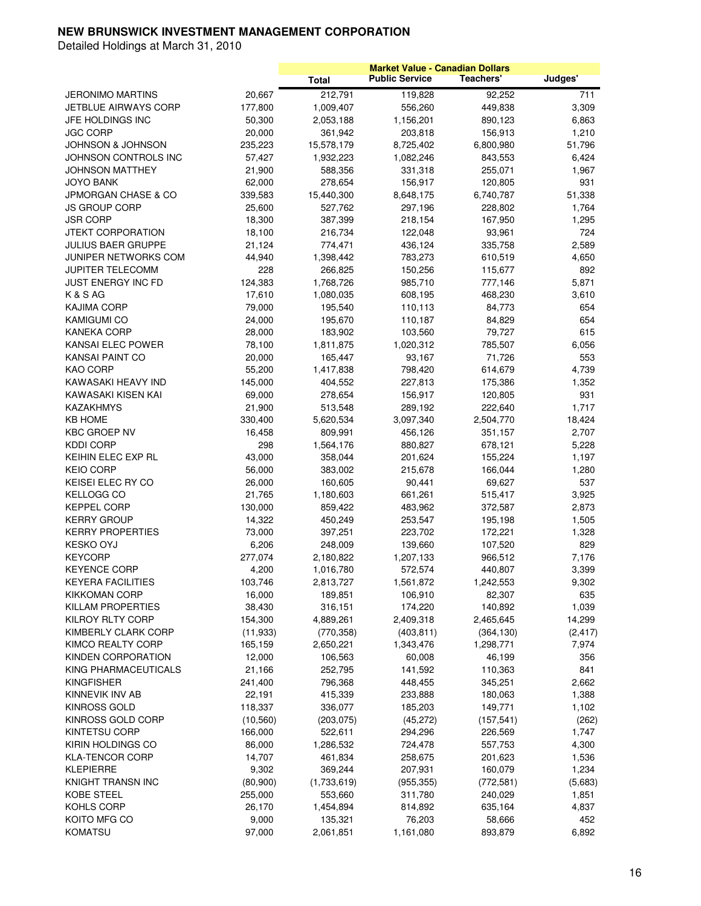**NEW BRUNSWICK INVESTMENT MANAGEMENT CORPORATION**

Detailed Holdings at March 31, 2010

| | | Market Value - Canadian Dollars | | | |
|---|---|---|---|---|---|
| | | Total | Public Service | Teachers' | Judges' |
| JERONIMO MARTINS | 20,667 | 212,791 | 119,828 | 92,252 | 711 |
| JETBLUE AIRWAYS CORP | 177,800 | 1,009,407 | 556,260 | 449,838 | 3,309 |
| JFE HOLDINGS INC | 50,300 | 2,053,188 | 1,156,201 | 890,123 | 6,863 |
| JGC CORP | 20,000 | 361,942 | 203,818 | 156,913 | 1,210 |
| JOHNSON & JOHNSON | 235,223 | 15,578,179 | 8,725,402 | 6,800,980 | 51,796 |
| JOHNSON CONTROLS INC | 57,427 | 1,932,223 | 1,082,246 | 843,553 | 6,424 |
| JOHNSON MATTHEY | 21,900 | 588,356 | 331,318 | 255,071 | 1,967 |
| JOYO BANK | 62,000 | 278,654 | 156,917 | 120,805 | 931 |
| JPMORGAN CHASE & CO | 339,583 | 15,440,300 | 8,648,175 | 6,740,787 | 51,338 |
| JS GROUP CORP | 25,600 | 527,762 | 297,196 | 228,802 | 1,764 |
| JSR CORP | 18,300 | 387,399 | 218,154 | 167,950 | 1,295 |
| JTEKT CORPORATION | 18,100 | 216,734 | 122,048 | 93,961 | 724 |
| JULIUS BAER GRUPPE | 21,124 | 774,471 | 436,124 | 335,758 | 2,589 |
| JUNIPER NETWORKS COM | 44,940 | 1,398,442 | 783,273 | 610,519 | 4,650 |
| JUPITER TELECOMM | 228 | 266,825 | 150,256 | 115,677 | 892 |
| JUST ENERGY INC FD | 124,383 | 1,768,726 | 985,710 | 777,146 | 5,871 |
| K & S AG | 17,610 | 1,080,035 | 608,195 | 468,230 | 3,610 |
| KAJIMA CORP | 79,000 | 195,540 | 110,113 | 84,773 | 654 |
| KAMIGUMI CO | 24,000 | 195,670 | 110,187 | 84,829 | 654 |
| KANEKA CORP | 28,000 | 183,902 | 103,560 | 79,727 | 615 |
| KANSAI ELEC POWER | 78,100 | 1,811,875 | 1,020,312 | 785,507 | 6,056 |
| KANSAI PAINT CO | 20,000 | 165,447 | 93,167 | 71,726 | 553 |
| KAO CORP | 55,200 | 1,417,838 | 798,420 | 614,679 | 4,739 |
| KAWASAKI HEAVY IND | 145,000 | 404,552 | 227,813 | 175,386 | 1,352 |
| KAWASAKI KISEN KAI | 69,000 | 278,654 | 156,917 | 120,805 | 931 |
| KAZAKHMYS | 21,900 | 513,548 | 289,192 | 222,640 | 1,717 |
| KB HOME | 330,400 | 5,620,534 | 3,097,340 | 2,504,770 | 18,424 |
| KBC GROEP NV | 16,458 | 809,991 | 456,126 | 351,157 | 2,707 |
| KDDI CORP | 298 | 1,564,176 | 880,827 | 678,121 | 5,228 |
| KEIHIN ELEC EXP RL | 43,000 | 358,044 | 201,624 | 155,224 | 1,197 |
| KEIO CORP | 56,000 | 383,002 | 215,678 | 166,044 | 1,280 |
| KEISEI ELEC RY CO | 26,000 | 160,605 | 90,441 | 69,627 | 537 |
| KELLOGG CO | 21,765 | 1,180,603 | 661,261 | 515,417 | 3,925 |
| KEPPEL CORP | 130,000 | 859,422 | 483,962 | 372,587 | 2,873 |
| KERRY GROUP | 14,322 | 450,249 | 253,547 | 195,198 | 1,505 |
| KERRY PROPERTIES | 73,000 | 397,251 | 223,702 | 172,221 | 1,328 |
| KESKO OYJ | 6,206 | 248,009 | 139,660 | 107,520 | 829 |
| KEYCORP | 277,074 | 2,180,822 | 1,207,133 | 966,512 | 7,176 |
| KEYENCE CORP | 4,200 | 1,016,780 | 572,574 | 440,807 | 3,399 |
| KEYERA FACILITIES | 103,746 | 2,813,727 | 1,561,872 | 1,242,553 | 9,302 |
| KIKKOMAN CORP | 16,000 | 189,851 | 106,910 | 82,307 | 635 |
| KILLAM PROPERTIES | 38,430 | 316,151 | 174,220 | 140,892 | 1,039 |
| KILROY RLTY CORP | 154,300 | 4,889,261 | 2,409,318 | 2,465,645 | 14,299 |
| KIMBERLY CLARK CORP | (11,933) | (770,358) | (403,811) | (364,130) | (2,417) |
| KIMCO REALTY CORP | 165,159 | 2,650,221 | 1,343,476 | 1,298,771 | 7,974 |
| KINDEN CORPORATION | 12,000 | 106,563 | 60,008 | 46,199 | 356 |
| KING PHARMACEUTICALS | 21,166 | 252,795 | 141,592 | 110,363 | 841 |
| KINGFISHER | 241,400 | 796,368 | 448,455 | 345,251 | 2,662 |
| KINNEVIK INV AB | 22,191 | 415,339 | 233,888 | 180,063 | 1,388 |
| KINROSS GOLD | 118,337 | 336,077 | 185,203 | 149,771 | 1,102 |
| KINROSS GOLD CORP | (10,560) | (203,075) | (45,272) | (157,541) | (262) |
| KINTETSU CORP | 166,000 | 522,611 | 294,296 | 226,569 | 1,747 |
| KIRIN HOLDINGS CO | 86,000 | 1,286,532 | 724,478 | 557,753 | 4,300 |
| KLA-TENCOR CORP | 14,707 | 461,834 | 258,675 | 201,623 | 1,536 |
| KLEPIERRE | 9,302 | 369,244 | 207,931 | 160,079 | 1,234 |
| KNIGHT TRANSN INC | (80,900) | (1,733,619) | (955,355) | (772,581) | (5,683) |
| KOBE STEEL | 255,000 | 553,660 | 311,780 | 240,029 | 1,851 |
| KOHLS CORP | 26,170 | 1,454,894 | 814,892 | 635,164 | 4,837 |
| KOITO MFG CO | 9,000 | 135,321 | 76,203 | 58,666 | 452 |
| KOMATSU | 97,000 | 2,061,851 | 1,161,080 | 893,879 | 6,892 |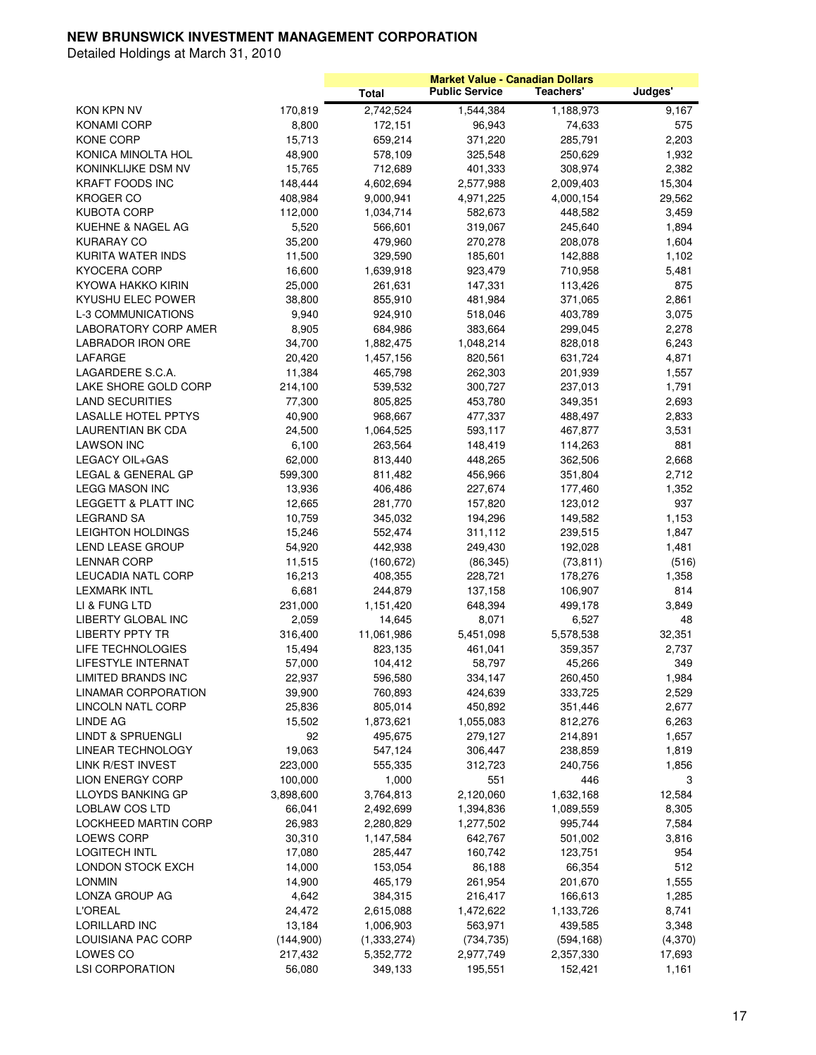**NEW BRUNSWICK INVESTMENT MANAGEMENT CORPORATION**

Detailed Holdings at March 31, 2010

| | | Market Value - Canadian Dollars | | | |
|---|---|---|---|---|---|
| | | Total | Public Service | Teachers' | Judges' |
| KON KPN NV | 170,819 | 2,742,524 | 1,544,384 | 1,188,973 | 9,167 |
| KONAMI CORP | 8,800 | 172,151 | 96,943 | 74,633 | 575 |
| KONE CORP | 15,713 | 659,214 | 371,220 | 285,791 | 2,203 |
| KONICA MINOLTA HOL | 48,900 | 578,109 | 325,548 | 250,629 | 1,932 |
| KONINKLIJKE DSM NV | 15,765 | 712,689 | 401,333 | 308,974 | 2,382 |
| KRAFT FOODS INC | 148,444 | 4,602,694 | 2,577,988 | 2,009,403 | 15,304 |
| KROGER CO | 408,984 | 9,000,941 | 4,971,225 | 4,000,154 | 29,562 |
| KUBOTA CORP | 112,000 | 1,034,714 | 582,673 | 448,582 | 3,459 |
| KUEHNE & NAGEL AG | 5,520 | 566,601 | 319,067 | 245,640 | 1,894 |
| KURARAY CO | 35,200 | 479,960 | 270,278 | 208,078 | 1,604 |
| KURITA WATER INDS | 11,500 | 329,590 | 185,601 | 142,888 | 1,102 |
| KYOCERA CORP | 16,600 | 1,639,918 | 923,479 | 710,958 | 5,481 |
| KYOWA HAKKO KIRIN | 25,000 | 261,631 | 147,331 | 113,426 | 875 |
| KYUSHU ELEC POWER | 38,800 | 855,910 | 481,984 | 371,065 | 2,861 |
| L-3 COMMUNICATIONS | 9,940 | 924,910 | 518,046 | 403,789 | 3,075 |
| LABORATORY CORP AMER | 8,905 | 684,986 | 383,664 | 299,045 | 2,278 |
| LABRADOR IRON ORE | 34,700 | 1,882,475 | 1,048,214 | 828,018 | 6,243 |
| LAFARGE | 20,420 | 1,457,156 | 820,561 | 631,724 | 4,871 |
| LAGARDERE S.C.A. | 11,384 | 465,798 | 262,303 | 201,939 | 1,557 |
| LAKE SHORE GOLD CORP | 214,100 | 539,532 | 300,727 | 237,013 | 1,791 |
| LAND SECURITIES | 77,300 | 805,825 | 453,780 | 349,351 | 2,693 |
| LASALLE HOTEL PPTYS | 40,900 | 968,667 | 477,337 | 488,497 | 2,833 |
| LAURENTIAN BK CDA | 24,500 | 1,064,525 | 593,117 | 467,877 | 3,531 |
| LAWSON INC | 6,100 | 263,564 | 148,419 | 114,263 | 881 |
| LEGACY OIL+GAS | 62,000 | 813,440 | 448,265 | 362,506 | 2,668 |
| LEGAL & GENERAL GP | 599,300 | 811,482 | 456,966 | 351,804 | 2,712 |
| LEGG MASON INC | 13,936 | 406,486 | 227,674 | 177,460 | 1,352 |
| LEGGETT & PLATT INC | 12,665 | 281,770 | 157,820 | 123,012 | 937 |
| LEGRAND SA | 10,759 | 345,032 | 194,296 | 149,582 | 1,153 |
| LEIGHTON HOLDINGS | 15,246 | 552,474 | 311,112 | 239,515 | 1,847 |
| LEND LEASE GROUP | 54,920 | 442,938 | 249,430 | 192,028 | 1,481 |
| LENNAR CORP | 11,515 | (160,672) | (86,345) | (73,811) | (516) |
| LEUCADIA NATL CORP | 16,213 | 408,355 | 228,721 | 178,276 | 1,358 |
| LEXMARK INTL | 6,681 | 244,879 | 137,158 | 106,907 | 814 |
| LI & FUNG LTD | 231,000 | 1,151,420 | 648,394 | 499,178 | 3,849 |
| LIBERTY GLOBAL INC | 2,059 | 14,645 | 8,071 | 6,527 | 48 |
| LIBERTY PPTY TR | 316,400 | 11,061,986 | 5,451,098 | 5,578,538 | 32,351 |
| LIFE TECHNOLOGIES | 15,494 | 823,135 | 461,041 | 359,357 | 2,737 |
| LIFESTYLE INTERNAT | 57,000 | 104,412 | 58,797 | 45,266 | 349 |
| LIMITED BRANDS INC | 22,937 | 596,580 | 334,147 | 260,450 | 1,984 |
| LINAMAR CORPORATION | 39,900 | 760,893 | 424,639 | 333,725 | 2,529 |
| LINCOLN NATL CORP | 25,836 | 805,014 | 450,892 | 351,446 | 2,677 |
| LINDE AG | 15,502 | 1,873,621 | 1,055,083 | 812,276 | 6,263 |
| LINDT & SPRUENGLI | 92 | 495,675 | 279,127 | 214,891 | 1,657 |
| LINEAR TECHNOLOGY | 19,063 | 547,124 | 306,447 | 238,859 | 1,819 |
| LINK R/EST INVEST | 223,000 | 555,335 | 312,723 | 240,756 | 1,856 |
| LION ENERGY CORP | 100,000 | 1,000 | 551 | 446 | 3 |
| LLOYDS BANKING GP | 3,898,600 | 3,764,813 | 2,120,060 | 1,632,168 | 12,584 |
| LOBLAW COS LTD | 66,041 | 2,492,699 | 1,394,836 | 1,089,559 | 8,305 |
| LOCKHEED MARTIN CORP | 26,983 | 2,280,829 | 1,277,502 | 995,744 | 7,584 |
| LOEWS CORP | 30,310 | 1,147,584 | 642,767 | 501,002 | 3,816 |
| LOGITECH INTL | 17,080 | 285,447 | 160,742 | 123,751 | 954 |
| LONDON STOCK EXCH | 14,000 | 153,054 | 86,188 | 66,354 | 512 |
| LONMIN | 14,900 | 465,179 | 261,954 | 201,670 | 1,555 |
| LONZA GROUP AG | 4,642 | 384,315 | 216,417 | 166,613 | 1,285 |
| L'OREAL | 24,472 | 2,615,088 | 1,472,622 | 1,133,726 | 8,741 |
| LORILLARD INC | 13,184 | 1,006,903 | 563,971 | 439,585 | 3,348 |
| LOUISIANA PAC CORP | (144,900) | (1,333,274) | (734,735) | (594,168) | (4,370) |
| LOWES CO | 217,432 | 5,352,772 | 2,977,749 | 2,357,330 | 17,693 |
| LSI CORPORATION | 56,080 | 349,133 | 195,551 | 152,421 | 1,161 |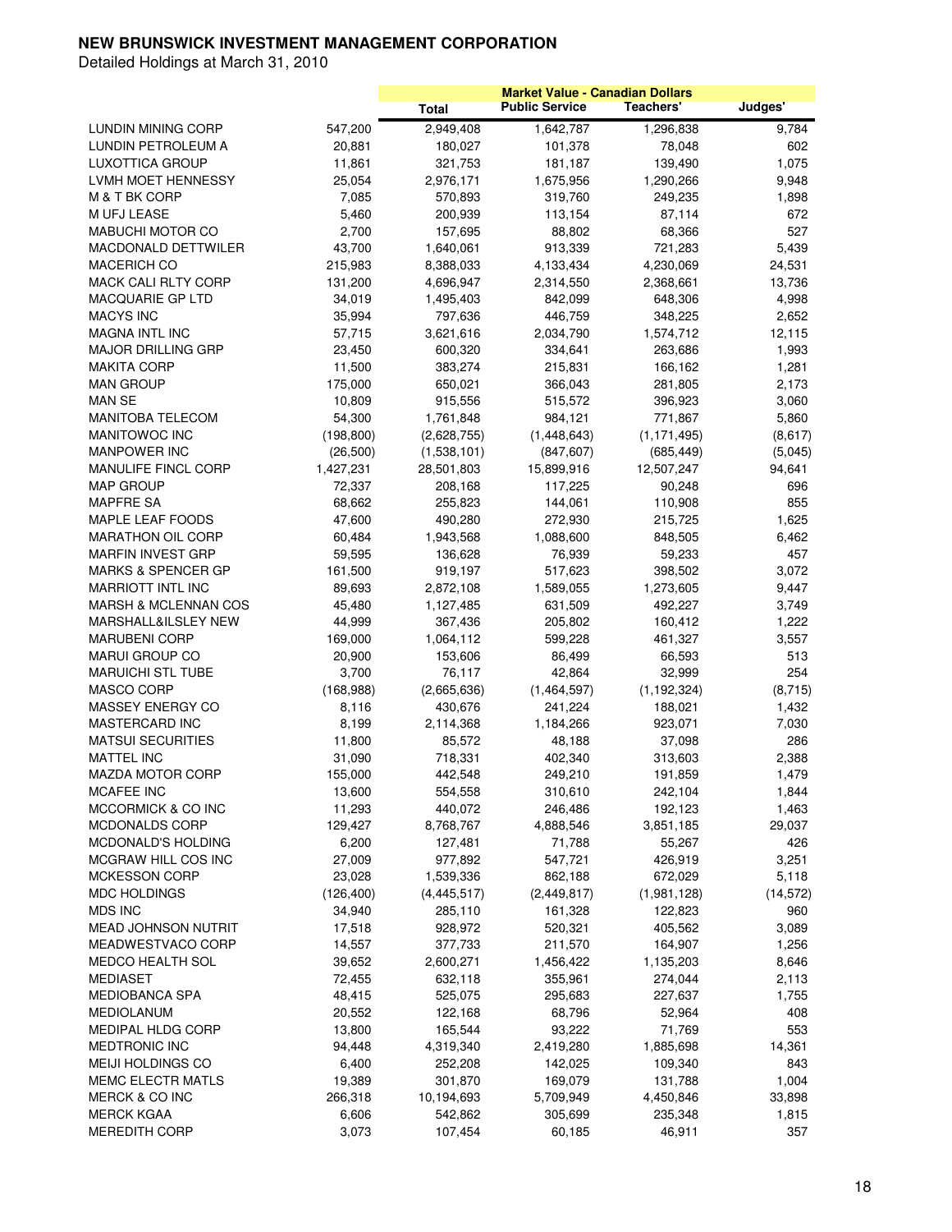**NEW BRUNSWICK INVESTMENT MANAGEMENT CORPORATION**

Detailed Holdings at March 31, 2010

| | | Market Value - Canadian Dollars | | | |
|---|---|---|---|---|---|
| | | Total | Public Service | Teachers' | Judges' |
| LUNDIN MINING CORP | 547,200 | 2,949,408 | 1,642,787 | 1,296,838 | 9,784 |
| LUNDIN PETROLEUM A | 20,881 | 180,027 | 101,378 | 78,048 | 602 |
| LUXOTTICA GROUP | 11,861 | 321,753 | 181,187 | 139,490 | 1,075 |
| LVMH MOET HENNESSY | 25,054 | 2,976,171 | 1,675,956 | 1,290,266 | 9,948 |
| M & T BK CORP | 7,085 | 570,893 | 319,760 | 249,235 | 1,898 |
| M UFJ LEASE | 5,460 | 200,939 | 113,154 | 87,114 | 672 |
| MABUCHI MOTOR CO | 2,700 | 157,695 | 88,802 | 68,366 | 527 |
| MACDONALD DETTWILER | 43,700 | 1,640,061 | 913,339 | 721,283 | 5,439 |
| MACERICH CO | 215,983 | 8,388,033 | 4,133,434 | 4,230,069 | 24,531 |
| MACK CALI RLTY CORP | 131,200 | 4,696,947 | 2,314,550 | 2,368,661 | 13,736 |
| MACQUARIE GP LTD | 34,019 | 1,495,403 | 842,099 | 648,306 | 4,998 |
| MACYS INC | 35,994 | 797,636 | 446,759 | 348,225 | 2,652 |
| MAGNA INTL INC | 57,715 | 3,621,616 | 2,034,790 | 1,574,712 | 12,115 |
| MAJOR DRILLING GRP | 23,450 | 600,320 | 334,641 | 263,686 | 1,993 |
| MAKITA CORP | 11,500 | 383,274 | 215,831 | 166,162 | 1,281 |
| MAN GROUP | 175,000 | 650,021 | 366,043 | 281,805 | 2,173 |
| MAN SE | 10,809 | 915,556 | 515,572 | 396,923 | 3,060 |
| MANITOBA TELECOM | 54,300 | 1,761,848 | 984,121 | 771,867 | 5,860 |
| MANITOWOC INC | (198,800) | (2,628,755) | (1,448,643) | (1,171,495) | (8,617) |
| MANPOWER INC | (26,500) | (1,538,101) | (847,607) | (685,449) | (5,045) |
| MANULIFE FINCL CORP | 1,427,231 | 28,501,803 | 15,899,916 | 12,507,247 | 94,641 |
| MAP GROUP | 72,337 | 208,168 | 117,225 | 90,248 | 696 |
| MAPFRE SA | 68,662 | 255,823 | 144,061 | 110,908 | 855 |
| MAPLE LEAF FOODS | 47,600 | 490,280 | 272,930 | 215,725 | 1,625 |
| MARATHON OIL CORP | 60,484 | 1,943,568 | 1,088,600 | 848,505 | 6,462 |
| MARFIN INVEST GRP | 59,595 | 136,628 | 76,939 | 59,233 | 457 |
| MARKS & SPENCER GP | 161,500 | 919,197 | 517,623 | 398,502 | 3,072 |
| MARRIOTT INTL INC | 89,693 | 2,872,108 | 1,589,055 | 1,273,605 | 9,447 |
| MARSH & MCLENNAN COS | 45,480 | 1,127,485 | 631,509 | 492,227 | 3,749 |
| MARSHALL&ILSLEY NEW | 44,999 | 367,436 | 205,802 | 160,412 | 1,222 |
| MARUBENI CORP | 169,000 | 1,064,112 | 599,228 | 461,327 | 3,557 |
| MARUI GROUP CO | 20,900 | 153,606 | 86,499 | 66,593 | 513 |
| MARUICHI STL TUBE | 3,700 | 76,117 | 42,864 | 32,999 | 254 |
| MASCO CORP | (168,988) | (2,665,636) | (1,464,597) | (1,192,324) | (8,715) |
| MASSEY ENERGY CO | 8,116 | 430,676 | 241,224 | 188,021 | 1,432 |
| MASTERCARD INC | 8,199 | 2,114,368 | 1,184,266 | 923,071 | 7,030 |
| MATSUI SECURITIES | 11,800 | 85,572 | 48,188 | 37,098 | 286 |
| MATTEL INC | 31,090 | 718,331 | 402,340 | 313,603 | 2,388 |
| MAZDA MOTOR CORP | 155,000 | 442,548 | 249,210 | 191,859 | 1,479 |
| MCAFEE INC | 13,600 | 554,558 | 310,610 | 242,104 | 1,844 |
| MCCORMICK & CO INC | 11,293 | 440,072 | 246,486 | 192,123 | 1,463 |
| MCDONALDS CORP | 129,427 | 8,768,767 | 4,888,546 | 3,851,185 | 29,037 |
| MCDONALD'S HOLDING | 6,200 | 127,481 | 71,788 | 55,267 | 426 |
| MCGRAW HILL COS INC | 27,009 | 977,892 | 547,721 | 426,919 | 3,251 |
| MCKESSON CORP | 23,028 | 1,539,336 | 862,188 | 672,029 | 5,118 |
| MDC HOLDINGS | (126,400) | (4,445,517) | (2,449,817) | (1,981,128) | (14,572) |
| MDS INC | 34,940 | 285,110 | 161,328 | 122,823 | 960 |
| MEAD JOHNSON NUTRIT | 17,518 | 928,972 | 520,321 | 405,562 | 3,089 |
| MEADWESTVACO CORP | 14,557 | 377,733 | 211,570 | 164,907 | 1,256 |
| MEDCO HEALTH SOL | 39,652 | 2,600,271 | 1,456,422 | 1,135,203 | 8,646 |
| MEDIASET | 72,455 | 632,118 | 355,961 | 274,044 | 2,113 |
| MEDIOBANCA SPA | 48,415 | 525,075 | 295,683 | 227,637 | 1,755 |
| MEDIOLANUM | 20,552 | 122,168 | 68,796 | 52,964 | 408 |
| MEDIPAL HLDG CORP | 13,800 | 165,544 | 93,222 | 71,769 | 553 |
| MEDTRONIC INC | 94,448 | 4,319,340 | 2,419,280 | 1,885,698 | 14,361 |
| MEIJI HOLDINGS CO | 6,400 | 252,208 | 142,025 | 109,340 | 843 |
| MEMC ELECTR MATLS | 19,389 | 301,870 | 169,079 | 131,788 | 1,004 |
| MERCK & CO INC | 266,318 | 10,194,693 | 5,709,949 | 4,450,846 | 33,898 |
| MERCK KGAA | 6,606 | 542,862 | 305,699 | 235,348 | 1,815 |
| MEREDITH CORP | 3,073 | 107,454 | 60,185 | 46,911 | 357 |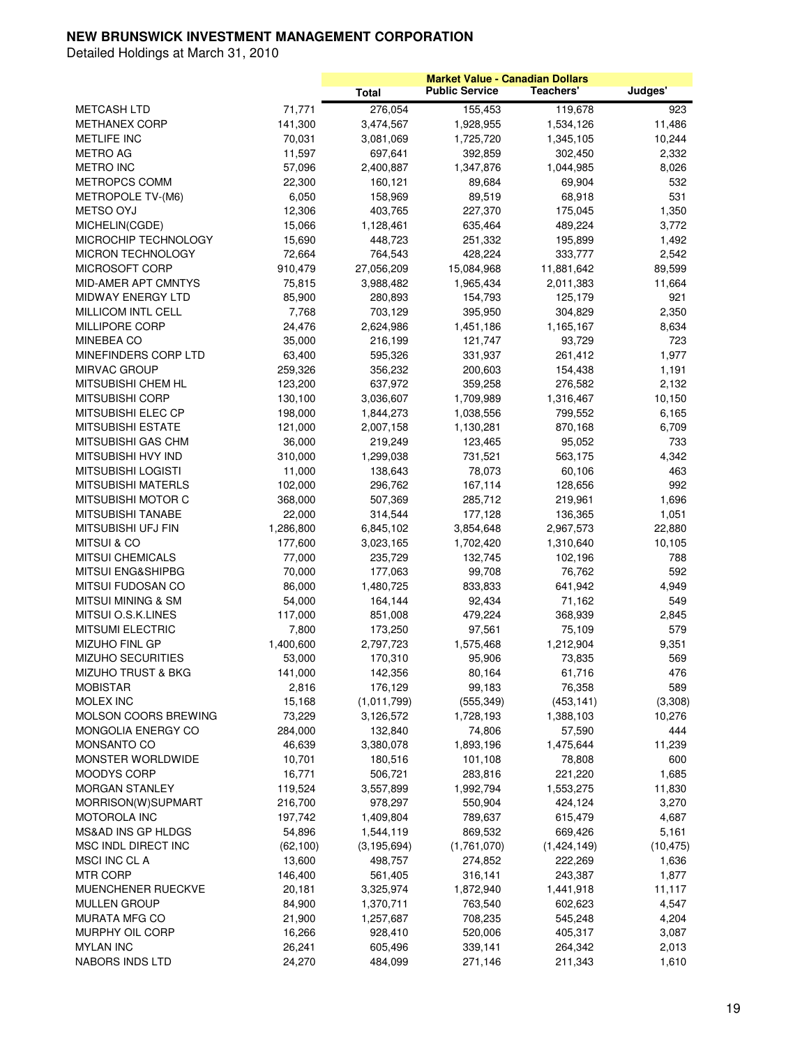**NEW BRUNSWICK INVESTMENT MANAGEMENT CORPORATION**

Detailed Holdings at March 31, 2010

| | | Market Value - Canadian Dollars | | | |
|---|---|---|---|---|---|
| | | Total | Public Service | Teachers' | Judges' |
| METCASH LTD | 71,771 | 276,054 | 155,453 | 119,678 | 923 |
| METHANEX CORP | 141,300 | 3,474,567 | 1,928,955 | 1,534,126 | 11,486 |
| METLIFE INC | 70,031 | 3,081,069 | 1,725,720 | 1,345,105 | 10,244 |
| METRO AG | 11,597 | 697,641 | 392,859 | 302,450 | 2,332 |
| METRO INC | 57,096 | 2,400,887 | 1,347,876 | 1,044,985 | 8,026 |
| METROPCS COMM | 22,300 | 160,121 | 89,684 | 69,904 | 532 |
| METROPOLE TV-(M6) | 6,050 | 158,969 | 89,519 | 68,918 | 531 |
| METSO OYJ | 12,306 | 403,765 | 227,370 | 175,045 | 1,350 |
| MICHELIN(CGDE) | 15,066 | 1,128,461 | 635,464 | 489,224 | 3,772 |
| MICROCHIP TECHNOLOGY | 15,690 | 448,723 | 251,332 | 195,899 | 1,492 |
| MICRON TECHNOLOGY | 72,664 | 764,543 | 428,224 | 333,777 | 2,542 |
| MICROSOFT CORP | 910,479 | 27,056,209 | 15,084,968 | 11,881,642 | 89,599 |
| MID-AMER APT CMNTYS | 75,815 | 3,988,482 | 1,965,434 | 2,011,383 | 11,664 |
| MIDWAY ENERGY LTD | 85,900 | 280,893 | 154,793 | 125,179 | 921 |
| MILLICOM INTL CELL | 7,768 | 703,129 | 395,950 | 304,829 | 2,350 |
| MILLIPORE CORP | 24,476 | 2,624,986 | 1,451,186 | 1,165,167 | 8,634 |
| MINEBEA CO | 35,000 | 216,199 | 121,747 | 93,729 | 723 |
| MINEFINDERS CORP LTD | 63,400 | 595,326 | 331,937 | 261,412 | 1,977 |
| MIRVAC GROUP | 259,326 | 356,232 | 200,603 | 154,438 | 1,191 |
| MITSUBISHI CHEM HL | 123,200 | 637,972 | 359,258 | 276,582 | 2,132 |
| MITSUBISHI CORP | 130,100 | 3,036,607 | 1,709,989 | 1,316,467 | 10,150 |
| MITSUBISHI ELEC CP | 198,000 | 1,844,273 | 1,038,556 | 799,552 | 6,165 |
| MITSUBISHI ESTATE | 121,000 | 2,007,158 | 1,130,281 | 870,168 | 6,709 |
| MITSUBISHI GAS CHM | 36,000 | 219,249 | 123,465 | 95,052 | 733 |
| MITSUBISHI HVY IND | 310,000 | 1,299,038 | 731,521 | 563,175 | 4,342 |
| MITSUBISHI LOGISTI | 11,000 | 138,643 | 78,073 | 60,106 | 463 |
| MITSUBISHI MATERLS | 102,000 | 296,762 | 167,114 | 128,656 | 992 |
| MITSUBISHI MOTOR C | 368,000 | 507,369 | 285,712 | 219,961 | 1,696 |
| MITSUBISHI TANABE | 22,000 | 314,544 | 177,128 | 136,365 | 1,051 |
| MITSUBISHI UFJ FIN | 1,286,800 | 6,845,102 | 3,854,648 | 2,967,573 | 22,880 |
| MITSUI & CO | 177,600 | 3,023,165 | 1,702,420 | 1,310,640 | 10,105 |
| MITSUI CHEMICALS | 77,000 | 235,729 | 132,745 | 102,196 | 788 |
| MITSUI ENG&SHIPBG | 70,000 | 177,063 | 99,708 | 76,762 | 592 |
| MITSUI FUDOSAN CO | 86,000 | 1,480,725 | 833,833 | 641,942 | 4,949 |
| MITSUI MINING & SM | 54,000 | 164,144 | 92,434 | 71,162 | 549 |
| MITSUI O.S.K.LINES | 117,000 | 851,008 | 479,224 | 368,939 | 2,845 |
| MITSUMI ELECTRIC | 7,800 | 173,250 | 97,561 | 75,109 | 579 |
| MIZUHO FINL GP | 1,400,600 | 2,797,723 | 1,575,468 | 1,212,904 | 9,351 |
| MIZUHO SECURITIES | 53,000 | 170,310 | 95,906 | 73,835 | 569 |
| MIZUHO TRUST & BKG | 141,000 | 142,356 | 80,164 | 61,716 | 476 |
| MOBISTAR | 2,816 | 176,129 | 99,183 | 76,358 | 589 |
| MOLEX INC | 15,168 | (1,011,799) | (555,349) | (453,141) | (3,308) |
| MOLSON COORS BREWING | 73,229 | 3,126,572 | 1,728,193 | 1,388,103 | 10,276 |
| MONGOLIA ENERGY CO | 284,000 | 132,840 | 74,806 | 57,590 | 444 |
| MONSANTO CO | 46,639 | 3,380,078 | 1,893,196 | 1,475,644 | 11,239 |
| MONSTER WORLDWIDE | 10,701 | 180,516 | 101,108 | 78,808 | 600 |
| MOODYS CORP | 16,771 | 506,721 | 283,816 | 221,220 | 1,685 |
| MORGAN STANLEY | 119,524 | 3,557,899 | 1,992,794 | 1,553,275 | 11,830 |
| MORRISON(W)SUPMART | 216,700 | 978,297 | 550,904 | 424,124 | 3,270 |
| MOTOROLA INC | 197,742 | 1,409,804 | 789,637 | 615,479 | 4,687 |
| MS&AD INS GP HLDGS | 54,896 | 1,544,119 | 869,532 | 669,426 | 5,161 |
| MSC INDL DIRECT INC | (62,100) | (3,195,694) | (1,761,070) | (1,424,149) | (10,475) |
| MSCI INC CL A | 13,600 | 498,757 | 274,852 | 222,269 | 1,636 |
| MTR CORP | 146,400 | 561,405 | 316,141 | 243,387 | 1,877 |
| MUENCHENER RUECKVE | 20,181 | 3,325,974 | 1,872,940 | 1,441,918 | 11,117 |
| MULLEN GROUP | 84,900 | 1,370,711 | 763,540 | 602,623 | 4,547 |
| MURATA MFG CO | 21,900 | 1,257,687 | 708,235 | 545,248 | 4,204 |
| MURPHY OIL CORP | 16,266 | 928,410 | 520,006 | 405,317 | 3,087 |
| MYLAN INC | 26,241 | 605,496 | 339,141 | 264,342 | 2,013 |
| NABORS INDS LTD | 24,270 | 484,099 | 271,146 | 211,343 | 1,610 |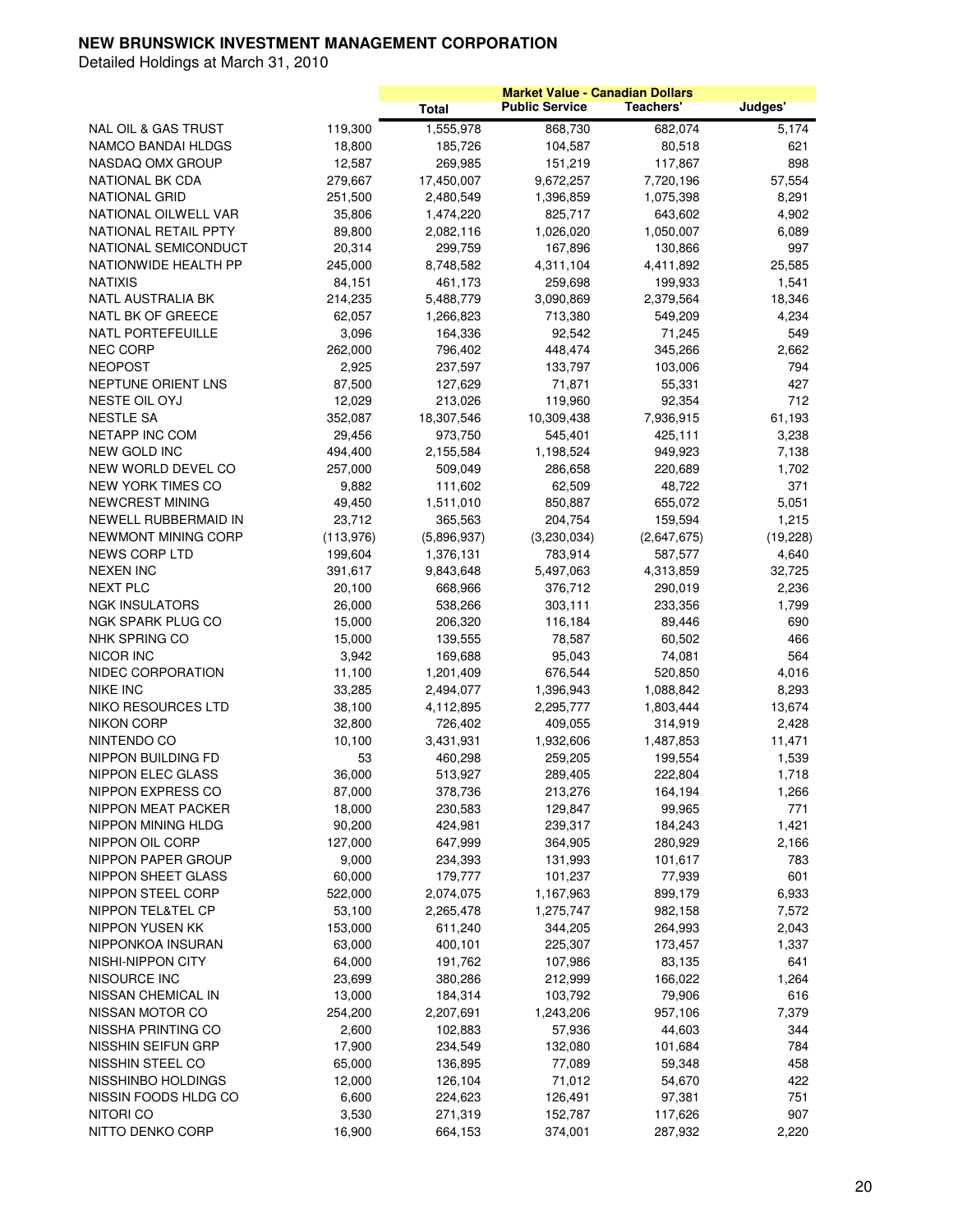**NEW BRUNSWICK INVESTMENT MANAGEMENT CORPORATION**

Detailed Holdings at March 31, 2010

| | | Market Value - Canadian Dollars | | | |
|---|---|---|---|---|---|
| | | Total | Public Service | Teachers' | Judges' |
| NAL OIL & GAS TRUST | 119,300 | 1,555,978 | 868,730 | 682,074 | 5,174 |
| NAMCO BANDAI HLDGS | 18,800 | 185,726 | 104,587 | 80,518 | 621 |
| NASDAQ OMX GROUP | 12,587 | 269,985 | 151,219 | 117,867 | 898 |
| NATIONAL BK CDA | 279,667 | 17,450,007 | 9,672,257 | 7,720,196 | 57,554 |
| NATIONAL GRID | 251,500 | 2,480,549 | 1,396,859 | 1,075,398 | 8,291 |
| NATIONAL OILWELL VAR | 35,806 | 1,474,220 | 825,717 | 643,602 | 4,902 |
| NATIONAL RETAIL PPTY | 89,800 | 2,082,116 | 1,026,020 | 1,050,007 | 6,089 |
| NATIONAL SEMICONDUCT | 20,314 | 299,759 | 167,896 | 130,866 | 997 |
| NATIONWIDE HEALTH PP | 245,000 | 8,748,582 | 4,311,104 | 4,411,892 | 25,585 |
| NATIXIS | 84,151 | 461,173 | 259,698 | 199,933 | 1,541 |
| NATL AUSTRALIA BK | 214,235 | 5,488,779 | 3,090,869 | 2,379,564 | 18,346 |
| NATL BK OF GREECE | 62,057 | 1,266,823 | 713,380 | 549,209 | 4,234 |
| NATL PORTEFEUILLE | 3,096 | 164,336 | 92,542 | 71,245 | 549 |
| NEC CORP | 262,000 | 796,402 | 448,474 | 345,266 | 2,662 |
| NEOPOST | 2,925 | 237,597 | 133,797 | 103,006 | 794 |
| NEPTUNE ORIENT LNS | 87,500 | 127,629 | 71,871 | 55,331 | 427 |
| NESTE OIL OYJ | 12,029 | 213,026 | 119,960 | 92,354 | 712 |
| NESTLE SA | 352,087 | 18,307,546 | 10,309,438 | 7,936,915 | 61,193 |
| NETAPP INC COM | 29,456 | 973,750 | 545,401 | 425,111 | 3,238 |
| NEW GOLD INC | 494,400 | 2,155,584 | 1,198,524 | 949,923 | 7,138 |
| NEW WORLD DEVEL CO | 257,000 | 509,049 | 286,658 | 220,689 | 1,702 |
| NEW YORK TIMES CO | 9,882 | 111,602 | 62,509 | 48,722 | 371 |
| NEWCREST MINING | 49,450 | 1,511,010 | 850,887 | 655,072 | 5,051 |
| NEWELL RUBBERMAID IN | 23,712 | 365,563 | 204,754 | 159,594 | 1,215 |
| NEWMONT MINING CORP | (113,976) | (5,896,937) | (3,230,034) | (2,647,675) | (19,228) |
| NEWS CORP LTD | 199,604 | 1,376,131 | 783,914 | 587,577 | 4,640 |
| NEXEN INC | 391,617 | 9,843,648 | 5,497,063 | 4,313,859 | 32,725 |
| NEXT PLC | 20,100 | 668,966 | 376,712 | 290,019 | 2,236 |
| NGK INSULATORS | 26,000 | 538,266 | 303,111 | 233,356 | 1,799 |
| NGK SPARK PLUG CO | 15,000 | 206,320 | 116,184 | 89,446 | 690 |
| NHK SPRING CO | 15,000 | 139,555 | 78,587 | 60,502 | 466 |
| NICOR INC | 3,942 | 169,688 | 95,043 | 74,081 | 564 |
| NIDEC CORPORATION | 11,100 | 1,201,409 | 676,544 | 520,850 | 4,016 |
| NIKE INC | 33,285 | 2,494,077 | 1,396,943 | 1,088,842 | 8,293 |
| NIKO RESOURCES LTD | 38,100 | 4,112,895 | 2,295,777 | 1,803,444 | 13,674 |
| NIKON CORP | 32,800 | 726,402 | 409,055 | 314,919 | 2,428 |
| NINTENDO CO | 10,100 | 3,431,931 | 1,932,606 | 1,487,853 | 11,471 |
| NIPPON BUILDING FD | 53 | 460,298 | 259,205 | 199,554 | 1,539 |
| NIPPON ELEC GLASS | 36,000 | 513,927 | 289,405 | 222,804 | 1,718 |
| NIPPON EXPRESS CO | 87,000 | 378,736 | 213,276 | 164,194 | 1,266 |
| NIPPON MEAT PACKER | 18,000 | 230,583 | 129,847 | 99,965 | 771 |
| NIPPON MINING HLDG | 90,200 | 424,981 | 239,317 | 184,243 | 1,421 |
| NIPPON OIL CORP | 127,000 | 647,999 | 364,905 | 280,929 | 2,166 |
| NIPPON PAPER GROUP | 9,000 | 234,393 | 131,993 | 101,617 | 783 |
| NIPPON SHEET GLASS | 60,000 | 179,777 | 101,237 | 77,939 | 601 |
| NIPPON STEEL CORP | 522,000 | 2,074,075 | 1,167,963 | 899,179 | 6,933 |
| NIPPON TEL&TEL CP | 53,100 | 2,265,478 | 1,275,747 | 982,158 | 7,572 |
| NIPPON YUSEN KK | 153,000 | 611,240 | 344,205 | 264,993 | 2,043 |
| NIPPONKOA INSURAN | 63,000 | 400,101 | 225,307 | 173,457 | 1,337 |
| NISHI-NIPPON CITY | 64,000 | 191,762 | 107,986 | 83,135 | 641 |
| NISOURCE INC | 23,699 | 380,286 | 212,999 | 166,022 | 1,264 |
| NISSAN CHEMICAL IN | 13,000 | 184,314 | 103,792 | 79,906 | 616 |
| NISSAN MOTOR CO | 254,200 | 2,207,691 | 1,243,206 | 957,106 | 7,379 |
| NISSHA PRINTING CO | 2,600 | 102,883 | 57,936 | 44,603 | 344 |
| NISSHIN SEIFUN GRP | 17,900 | 234,549 | 132,080 | 101,684 | 784 |
| NISSHIN STEEL CO | 65,000 | 136,895 | 77,089 | 59,348 | 458 |
| NISSHINBO HOLDINGS | 12,000 | 126,104 | 71,012 | 54,670 | 422 |
| NISSIN FOODS HLDG CO | 6,600 | 224,623 | 126,491 | 97,381 | 751 |
| NITORI CO | 3,530 | 271,319 | 152,787 | 117,626 | 907 |
| NITTO DENKO CORP | 16,900 | 664,153 | 374,001 | 287,932 | 2,220 |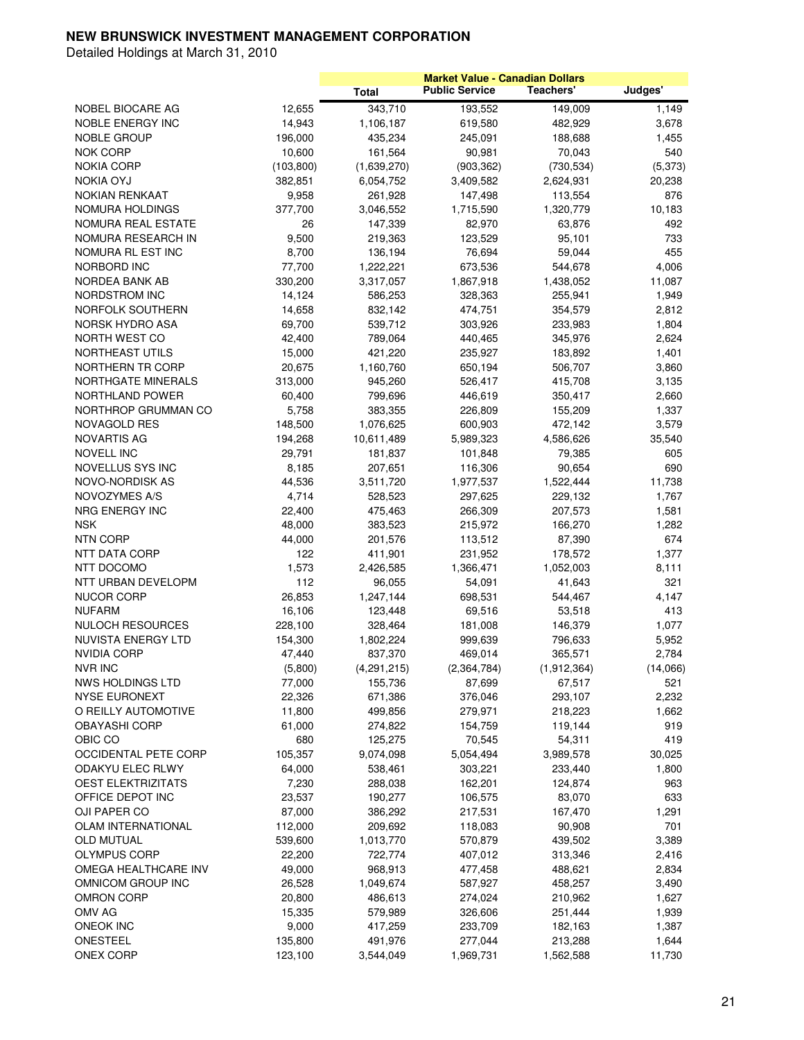# NEW BRUNSWICK INVESTMENT MANAGEMENT CORPORATION

Detailed Holdings at March 31, 2010

| | | Market Value - Canadian Dollars | | | |
|---|---|---|---|---|---|
| | | Total | Public Service | Teachers' | Judges' |
| NOBEL BIOCARE AG | 12,655 | 343,710 | 193,552 | 149,009 | 1,149 |
| NOBLE ENERGY INC | 14,943 | 1,106,187 | 619,580 | 482,929 | 3,678 |
| NOBLE GROUP | 196,000 | 435,234 | 245,091 | 188,688 | 1,455 |
| NOK CORP | 10,600 | 161,564 | 90,981 | 70,043 | 540 |
| NOKIA CORP | (103,800) | (1,639,270) | (903,362) | (730,534) | (5,373) |
| NOKIA OYJ | 382,851 | 6,054,752 | 3,409,582 | 2,624,931 | 20,238 |
| NOKIAN RENKAAT | 9,958 | 261,928 | 147,498 | 113,554 | 876 |
| NOMURA HOLDINGS | 377,700 | 3,046,552 | 1,715,590 | 1,320,779 | 10,183 |
| NOMURA REAL ESTATE | 26 | 147,339 | 82,970 | 63,876 | 492 |
| NOMURA RESEARCH IN | 9,500 | 219,363 | 123,529 | 95,101 | 733 |
| NOMURA RL EST INC | 8,700 | 136,194 | 76,694 | 59,044 | 455 |
| NORBORD INC | 77,700 | 1,222,221 | 673,536 | 544,678 | 4,006 |
| NORDEA BANK AB | 330,200 | 3,317,057 | 1,867,918 | 1,438,052 | 11,087 |
| NORDSTROM INC | 14,124 | 586,253 | 328,363 | 255,941 | 1,949 |
| NORFOLK SOUTHERN | 14,658 | 832,142 | 474,751 | 354,579 | 2,812 |
| NORSK HYDRO ASA | 69,700 | 539,712 | 303,926 | 233,983 | 1,804 |
| NORTH WEST CO | 42,400 | 789,064 | 440,465 | 345,976 | 2,624 |
| NORTHEAST UTILS | 15,000 | 421,220 | 235,927 | 183,892 | 1,401 |
| NORTHERN TR CORP | 20,675 | 1,160,760 | 650,194 | 506,707 | 3,860 |
| NORTHGATE MINERALS | 313,000 | 945,260 | 526,417 | 415,708 | 3,135 |
| NORTHLAND POWER | 60,400 | 799,696 | 446,619 | 350,417 | 2,660 |
| NORTHROP GRUMMAN CO | 5,758 | 383,355 | 226,809 | 155,209 | 1,337 |
| NOVAGOLD RES | 148,500 | 1,076,625 | 600,903 | 472,142 | 3,579 |
| NOVARTIS AG | 194,268 | 10,611,489 | 5,989,323 | 4,586,626 | 35,540 |
| NOVELL INC | 29,791 | 181,837 | 101,848 | 79,385 | 605 |
| NOVELLUS SYS INC | 8,185 | 207,651 | 116,306 | 90,654 | 690 |
| NOVO-NORDISK AS | 44,536 | 3,511,720 | 1,977,537 | 1,522,444 | 11,738 |
| NOVOZYMES A/S | 4,714 | 528,523 | 297,625 | 229,132 | 1,767 |
| NRG ENERGY INC | 22,400 | 475,463 | 266,309 | 207,573 | 1,581 |
| NSK | 48,000 | 383,523 | 215,972 | 166,270 | 1,282 |
| NTN CORP | 44,000 | 201,576 | 113,512 | 87,390 | 674 |
| NTT DATA CORP | 122 | 411,901 | 231,952 | 178,572 | 1,377 |
| NTT DOCOMO | 1,573 | 2,426,585 | 1,366,471 | 1,052,003 | 8,111 |
| NTT URBAN DEVELOPM | 112 | 96,055 | 54,091 | 41,643 | 321 |
| NUCOR CORP | 26,853 | 1,247,144 | 698,531 | 544,467 | 4,147 |
| NUFARM | 16,106 | 123,448 | 69,516 | 53,518 | 413 |
| NULOCH RESOURCES | 228,100 | 328,464 | 181,008 | 146,379 | 1,077 |
| NUVISTA ENERGY LTD | 154,300 | 1,802,224 | 999,639 | 796,633 | 5,952 |
| NVIDIA CORP | 47,440 | 837,370 | 469,014 | 365,571 | 2,784 |
| NVR INC | (5,800) | (4,291,215) | (2,364,784) | (1,912,364) | (14,066) |
| NWS HOLDINGS LTD | 77,000 | 155,736 | 87,699 | 67,517 | 521 |
| NYSE EURONEXT | 22,326 | 671,386 | 376,046 | 293,107 | 2,232 |
| O REILLY AUTOMOTIVE | 11,800 | 499,856 | 279,971 | 218,223 | 1,662 |
| OBAYASHI CORP | 61,000 | 274,822 | 154,759 | 119,144 | 919 |
| OBIC CO | 680 | 125,275 | 70,545 | 54,311 | 419 |
| OCCIDENTAL PETE CORP | 105,357 | 9,074,098 | 5,054,494 | 3,989,578 | 30,025 |
| ODAKYU ELEC RLWY | 64,000 | 538,461 | 303,221 | 233,440 | 1,800 |
| OEST ELEKTRIZITATS | 7,230 | 288,038 | 162,201 | 124,874 | 963 |
| OFFICE DEPOT INC | 23,537 | 190,277 | 106,575 | 83,070 | 633 |
| OJI PAPER CO | 87,000 | 386,292 | 217,531 | 167,470 | 1,291 |
| OLAM INTERNATIONAL | 112,000 | 209,692 | 118,083 | 90,908 | 701 |
| OLD MUTUAL | 539,600 | 1,013,770 | 570,879 | 439,502 | 3,389 |
| OLYMPUS CORP | 22,200 | 722,774 | 407,012 | 313,346 | 2,416 |
| OMEGA HEALTHCARE INV | 49,000 | 968,913 | 477,458 | 488,621 | 2,834 |
| OMNICOM GROUP INC | 26,528 | 1,049,674 | 587,927 | 458,257 | 3,490 |
| OMRON CORP | 20,800 | 486,613 | 274,024 | 210,962 | 1,627 |
| OMV AG | 15,335 | 579,989 | 326,606 | 251,444 | 1,939 |
| ONEOK INC | 9,000 | 417,259 | 233,709 | 182,163 | 1,387 |
| ONESTEEL | 135,800 | 491,976 | 277,044 | 213,288 | 1,644 |
| ONEX CORP | 123,100 | 3,544,049 | 1,969,731 | 1,562,588 | 11,730 |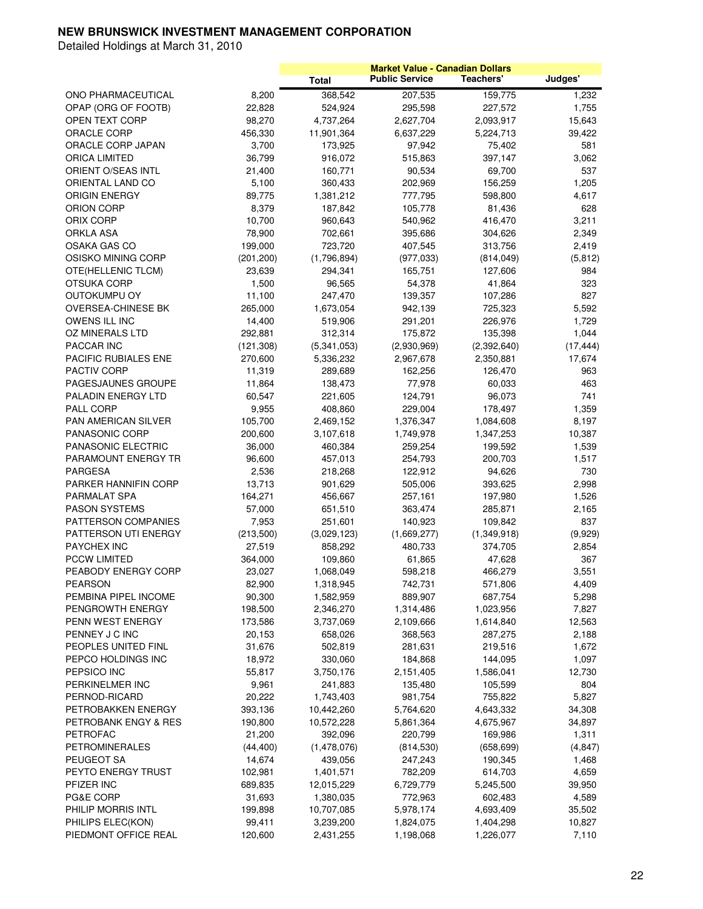# NEW BRUNSWICK INVESTMENT MANAGEMENT CORPORATION

Detailed Holdings at March 31, 2010

| | | Market Value - Canadian Dollars | | | |
|---|---|---|---|---|---|
| | | Total | Public Service | Teachers' | Judges' |
| ONO PHARMACEUTICAL | 8,200 | 368,542 | 207,535 | 159,775 | 1,232 |
| OPAP (ORG OF FOOTB) | 22,828 | 524,924 | 295,598 | 227,572 | 1,755 |
| OPEN TEXT CORP | 98,270 | 4,737,264 | 2,627,704 | 2,093,917 | 15,643 |
| ORACLE CORP | 456,330 | 11,901,364 | 6,637,229 | 5,224,713 | 39,422 |
| ORACLE CORP JAPAN | 3,700 | 173,925 | 97,942 | 75,402 | 581 |
| ORICA LIMITED | 36,799 | 916,072 | 515,863 | 397,147 | 3,062 |
| ORIENT O/SEAS INTL | 21,400 | 160,771 | 90,534 | 69,700 | 537 |
| ORIENTAL LAND CO | 5,100 | 360,433 | 202,969 | 156,259 | 1,205 |
| ORIGIN ENERGY | 89,775 | 1,381,212 | 777,795 | 598,800 | 4,617 |
| ORION CORP | 8,379 | 187,842 | 105,778 | 81,436 | 628 |
| ORIX CORP | 10,700 | 960,643 | 540,962 | 416,470 | 3,211 |
| ORKLA ASA | 78,900 | 702,661 | 395,686 | 304,626 | 2,349 |
| OSAKA GAS CO | 199,000 | 723,720 | 407,545 | 313,756 | 2,419 |
| OSISKO MINING CORP | (201,200) | (1,796,894) | (977,033) | (814,049) | (5,812) |
| OTE(HELLENIC TLCM) | 23,639 | 294,341 | 165,751 | 127,606 | 984 |
| OTSUKA CORP | 1,500 | 96,565 | 54,378 | 41,864 | 323 |
| OUTOKUMPU OY | 11,100 | 247,470 | 139,357 | 107,286 | 827 |
| OVERSEA-CHINESE BK | 265,000 | 1,673,054 | 942,139 | 725,323 | 5,592 |
| OWENS ILL INC | 14,400 | 519,906 | 291,201 | 226,976 | 1,729 |
| OZ MINERALS LTD | 292,881 | 312,314 | 175,872 | 135,398 | 1,044 |
| PACCAR INC | (121,308) | (5,341,053) | (2,930,969) | (2,392,640) | (17,444) |
| PACIFIC RUBIALES ENE | 270,600 | 5,336,232 | 2,967,678 | 2,350,881 | 17,674 |
| PACTIV CORP | 11,319 | 289,689 | 162,256 | 126,470 | 963 |
| PAGESJAUNES GROUPE | 11,864 | 138,473 | 77,978 | 60,033 | 463 |
| PALADIN ENERGY LTD | 60,547 | 221,605 | 124,791 | 96,073 | 741 |
| PALL CORP | 9,955 | 408,860 | 229,004 | 178,497 | 1,359 |
| PAN AMERICAN SILVER | 105,700 | 2,469,152 | 1,376,347 | 1,084,608 | 8,197 |
| PANASONIC CORP | 200,600 | 3,107,618 | 1,749,978 | 1,347,253 | 10,387 |
| PANASONIC ELECTRIC | 36,000 | 460,384 | 259,254 | 199,592 | 1,539 |
| PARAMOUNT ENERGY TR | 96,600 | 457,013 | 254,793 | 200,703 | 1,517 |
| PARGESA | 2,536 | 218,268 | 122,912 | 94,626 | 730 |
| PARKER HANNIFIN CORP | 13,713 | 901,629 | 505,006 | 393,625 | 2,998 |
| PARMALAT SPA | 164,271 | 456,667 | 257,161 | 197,980 | 1,526 |
| PASON SYSTEMS | 57,000 | 651,510 | 363,474 | 285,871 | 2,165 |
| PATTERSON COMPANIES | 7,953 | 251,601 | 140,923 | 109,842 | 837 |
| PATTERSON UTI ENERGY | (213,500) | (3,029,123) | (1,669,277) | (1,349,918) | (9,929) |
| PAYCHEX INC | 27,519 | 858,292 | 480,733 | 374,705 | 2,854 |
| PCCW LIMITED | 364,000 | 109,860 | 61,865 | 47,628 | 367 |
| PEABODY ENERGY CORP | 23,027 | 1,068,049 | 598,218 | 466,279 | 3,551 |
| PEARSON | 82,900 | 1,318,945 | 742,731 | 571,806 | 4,409 |
| PEMBINA PIPEL INCOME | 90,300 | 1,582,959 | 889,907 | 687,754 | 5,298 |
| PENGROWTH ENERGY | 198,500 | 2,346,270 | 1,314,486 | 1,023,956 | 7,827 |
| PENN WEST ENERGY | 173,586 | 3,737,069 | 2,109,666 | 1,614,840 | 12,563 |
| PENNEY J C INC | 20,153 | 658,026 | 368,563 | 287,275 | 2,188 |
| PEOPLES UNITED FINL | 31,676 | 502,819 | 281,631 | 219,516 | 1,672 |
| PEPCO HOLDINGS INC | 18,972 | 330,060 | 184,868 | 144,095 | 1,097 |
| PEPSICO INC | 55,817 | 3,750,176 | 2,151,405 | 1,586,041 | 12,730 |
| PERKINELMER INC | 9,961 | 241,883 | 135,480 | 105,599 | 804 |
| PERNOD-RICARD | 20,222 | 1,743,403 | 981,754 | 755,822 | 5,827 |
| PETROBAKKEN ENERGY | 393,136 | 10,442,260 | 5,764,620 | 4,643,332 | 34,308 |
| PETROBANK ENGY & RES | 190,800 | 10,572,228 | 5,861,364 | 4,675,967 | 34,897 |
| PETROFAC | 21,200 | 392,096 | 220,799 | 169,986 | 1,311 |
| PETROMINERALES | (44,400) | (1,478,076) | (814,530) | (658,699) | (4,847) |
| PEUGEOT SA | 14,674 | 439,056 | 247,243 | 190,345 | 1,468 |
| PEYTO ENERGY TRUST | 102,981 | 1,401,571 | 782,209 | 614,703 | 4,659 |
| PFIZER INC | 689,835 | 12,015,229 | 6,729,779 | 5,245,500 | 39,950 |
| PG&E CORP | 31,693 | 1,380,035 | 772,963 | 602,483 | 4,589 |
| PHILIP MORRIS INTL | 199,898 | 10,707,085 | 5,978,174 | 4,693,409 | 35,502 |
| PHILIPS ELEC(KON) | 99,411 | 3,239,200 | 1,824,075 | 1,404,298 | 10,827 |
| PIEDMONT OFFICE REAL | 120,600 | 2,431,255 | 1,198,068 | 1,226,077 | 7,110 |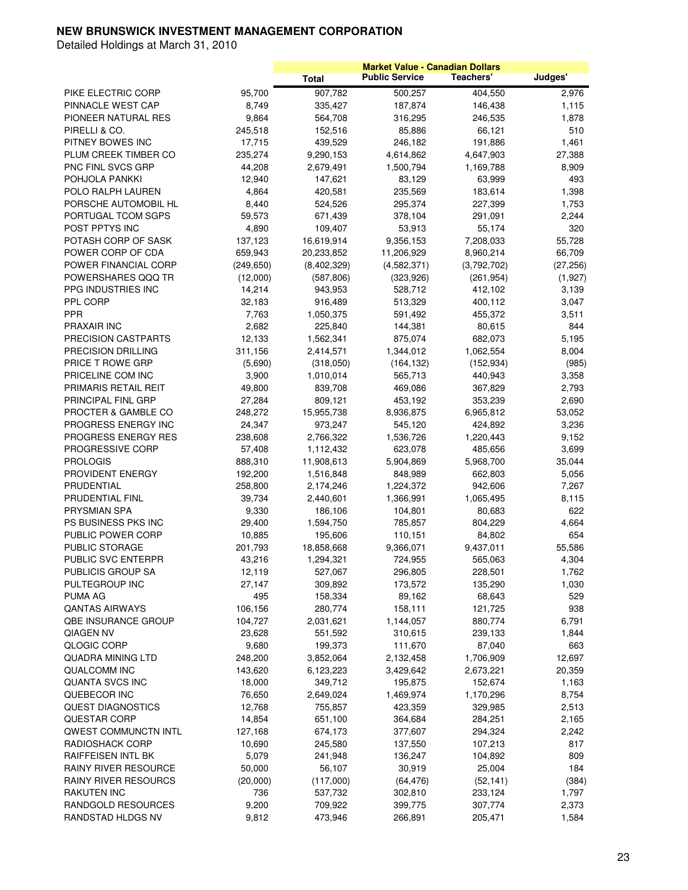**NEW BRUNSWICK INVESTMENT MANAGEMENT CORPORATION**

Detailed Holdings at March 31, 2010

| | | Market Value - Canadian Dollars | | | |
|---|---|---|---|---|---|
| | | Total | Public Service | Teachers' | Judges' |
| PIKE ELECTRIC CORP | 95,700 | 907,782 | 500,257 | 404,550 | 2,976 |
| PINNACLE WEST CAP | 8,749 | 335,427 | 187,874 | 146,438 | 1,115 |
| PIONEER NATURAL RES | 9,864 | 564,708 | 316,295 | 246,535 | 1,878 |
| PIRELLI & CO. | 245,518 | 152,516 | 85,886 | 66,121 | 510 |
| PITNEY BOWES INC | 17,715 | 439,529 | 246,182 | 191,886 | 1,461 |
| PLUM CREEK TIMBER CO | 235,274 | 9,290,153 | 4,614,862 | 4,647,903 | 27,388 |
| PNC FINL SVCS GRP | 44,208 | 2,679,491 | 1,500,794 | 1,169,788 | 8,909 |
| POHJOLA PANKKI | 12,940 | 147,621 | 83,129 | 63,999 | 493 |
| POLO RALPH LAUREN | 4,864 | 420,581 | 235,569 | 183,614 | 1,398 |
| PORSCHE AUTOMOBIL HL | 8,440 | 524,526 | 295,374 | 227,399 | 1,753 |
| PORTUGAL TCOM SGPS | 59,573 | 671,439 | 378,104 | 291,091 | 2,244 |
| POST PPTYS INC | 4,890 | 109,407 | 53,913 | 55,174 | 320 |
| POTASH CORP OF SASK | 137,123 | 16,619,914 | 9,356,153 | 7,208,033 | 55,728 |
| POWER CORP OF CDA | 659,943 | 20,233,852 | 11,206,929 | 8,960,214 | 66,709 |
| POWER FINANCIAL CORP | (249,650) | (8,402,329) | (4,582,371) | (3,792,702) | (27,256) |
| POWERSHARES QQQ TR | (12,000) | (587,806) | (323,926) | (261,954) | (1,927) |
| PPG INDUSTRIES INC | 14,214 | 943,953 | 528,712 | 412,102 | 3,139 |
| PPL CORP | 32,183 | 916,489 | 513,329 | 400,112 | 3,047 |
| PPR | 7,763 | 1,050,375 | 591,492 | 455,372 | 3,511 |
| PRAXAIR INC | 2,682 | 225,840 | 144,381 | 80,615 | 844 |
| PRECISION CASTPARTS | 12,133 | 1,562,341 | 875,074 | 682,073 | 5,195 |
| PRECISION DRILLING | 311,156 | 2,414,571 | 1,344,012 | 1,062,554 | 8,004 |
| PRICE T ROWE GRP | (5,690) | (318,050) | (164,132) | (152,934) | (985) |
| PRICELINE COM INC | 3,900 | 1,010,014 | 565,713 | 440,943 | 3,358 |
| PRIMARIS RETAIL REIT | 49,800 | 839,708 | 469,086 | 367,829 | 2,793 |
| PRINCIPAL FINL GRP | 27,284 | 809,121 | 453,192 | 353,239 | 2,690 |
| PROCTER & GAMBLE CO | 248,272 | 15,955,738 | 8,936,875 | 6,965,812 | 53,052 |
| PROGRESS ENERGY INC | 24,347 | 973,247 | 545,120 | 424,892 | 3,236 |
| PROGRESS ENERGY RES | 238,608 | 2,766,322 | 1,536,726 | 1,220,443 | 9,152 |
| PROGRESSIVE CORP | 57,408 | 1,112,432 | 623,078 | 485,656 | 3,699 |
| PROLOGIS | 888,310 | 11,908,613 | 5,904,869 | 5,968,700 | 35,044 |
| PROVIDENT ENERGY | 192,200 | 1,516,848 | 848,989 | 662,803 | 5,056 |
| PRUDENTIAL | 258,800 | 2,174,246 | 1,224,372 | 942,606 | 7,267 |
| PRUDENTIAL FINL | 39,734 | 2,440,601 | 1,366,991 | 1,065,495 | 8,115 |
| PRYSMIAN SPA | 9,330 | 186,106 | 104,801 | 80,683 | 622 |
| PS BUSINESS PKS INC | 29,400 | 1,594,750 | 785,857 | 804,229 | 4,664 |
| PUBLIC POWER CORP | 10,885 | 195,606 | 110,151 | 84,802 | 654 |
| PUBLIC STORAGE | 201,793 | 18,858,668 | 9,366,071 | 9,437,011 | 55,586 |
| PUBLIC SVC ENTERPR | 43,216 | 1,294,321 | 724,955 | 565,063 | 4,304 |
| PUBLICIS GROUP SA | 12,119 | 527,067 | 296,805 | 228,501 | 1,762 |
| PULTEGROUP INC | 27,147 | 309,892 | 173,572 | 135,290 | 1,030 |
| PUMA AG | 495 | 158,334 | 89,162 | 68,643 | 529 |
| QANTAS AIRWAYS | 106,156 | 280,774 | 158,111 | 121,725 | 938 |
| QBE INSURANCE GROUP | 104,727 | 2,031,621 | 1,144,057 | 880,774 | 6,791 |
| QIAGEN NV | 23,628 | 551,592 | 310,615 | 239,133 | 1,844 |
| QLOGIC CORP | 9,680 | 199,373 | 111,670 | 87,040 | 663 |
| QUADRA MINING LTD | 248,200 | 3,852,064 | 2,132,458 | 1,706,909 | 12,697 |
| QUALCOMM INC | 143,620 | 6,123,223 | 3,429,642 | 2,673,221 | 20,359 |
| QUANTA SVCS INC | 18,000 | 349,712 | 195,875 | 152,674 | 1,163 |
| QUEBECOR INC | 76,650 | 2,649,024 | 1,469,974 | 1,170,296 | 8,754 |
| QUEST DIAGNOSTICS | 12,768 | 755,857 | 423,359 | 329,985 | 2,513 |
| QUESTAR CORP | 14,854 | 651,100 | 364,684 | 284,251 | 2,165 |
| QWEST COMMUNCTN INTL | 127,168 | 674,173 | 377,607 | 294,324 | 2,242 |
| RADIOSHACK CORP | 10,690 | 245,580 | 137,550 | 107,213 | 817 |
| RAIFFEISEN INTL BK | 5,079 | 241,948 | 136,247 | 104,892 | 809 |
| RAINY RIVER RESOURCE | 50,000 | 56,107 | 30,919 | 25,004 | 184 |
| RAINY RIVER RESOURCS | (20,000) | (117,000) | (64,476) | (52,141) | (384) |
| RAKUTEN INC | 736 | 537,732 | 302,810 | 233,124 | 1,797 |
| RANDGOLD RESOURCES | 9,200 | 709,922 | 399,775 | 307,774 | 2,373 |
| RANDSTAD HLDGS NV | 9,812 | 473,946 | 266,891 | 205,471 | 1,584 |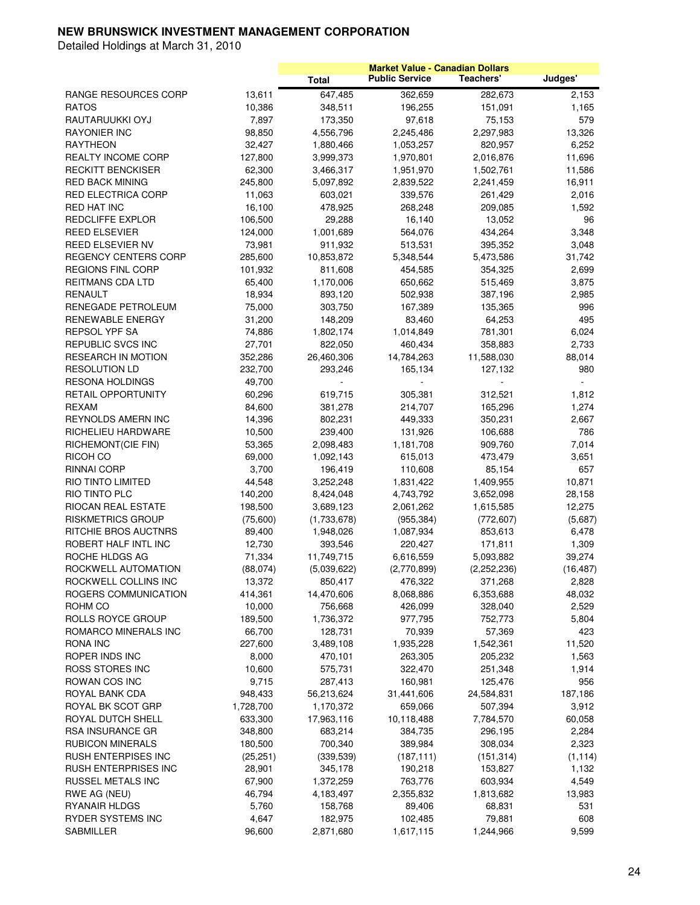**NEW BRUNSWICK INVESTMENT MANAGEMENT CORPORATION**

Detailed Holdings at March 31, 2010

| | | Market Value - Canadian Dollars | | | |
|---|---|---|---|---|---|
| | | Total | Public Service | Teachers' | Judges' |
| RANGE RESOURCES CORP | 13,611 | 647,485 | 362,659 | 282,673 | 2,153 |
| RATOS | 10,386 | 348,511 | 196,255 | 151,091 | 1,165 |
| RAUTARUUKKI OYJ | 7,897 | 173,350 | 97,618 | 75,153 | 579 |
| RAYONIER INC | 98,850 | 4,556,796 | 2,245,486 | 2,297,983 | 13,326 |
| RAYTHEON | 32,427 | 1,880,466 | 1,053,257 | 820,957 | 6,252 |
| REALTY INCOME CORP | 127,800 | 3,999,373 | 1,970,801 | 2,016,876 | 11,696 |
| RECKITT BENCKISER | 62,300 | 3,466,317 | 1,951,970 | 1,502,761 | 11,586 |
| RED BACK MINING | 245,800 | 5,097,892 | 2,839,522 | 2,241,459 | 16,911 |
| RED ELECTRICA CORP | 11,063 | 603,021 | 339,576 | 261,429 | 2,016 |
| RED HAT INC | 16,100 | 478,925 | 268,248 | 209,085 | 1,592 |
| REDCLIFFE EXPLOR | 106,500 | 29,288 | 16,140 | 13,052 | 96 |
| REED ELSEVIER | 124,000 | 1,001,689 | 564,076 | 434,264 | 3,348 |
| REED ELSEVIER NV | 73,981 | 911,932 | 513,531 | 395,352 | 3,048 |
| REGENCY CENTERS CORP | 285,600 | 10,853,872 | 5,348,544 | 5,473,586 | 31,742 |
| REGIONS FINL CORP | 101,932 | 811,608 | 454,585 | 354,325 | 2,699 |
| REITMANS CDA LTD | 65,400 | 1,170,006 | 650,662 | 515,469 | 3,875 |
| RENAULT | 18,934 | 893,120 | 502,938 | 387,196 | 2,985 |
| RENEGADE PETROLEUM | 75,000 | 303,750 | 167,389 | 135,365 | 996 |
| RENEWABLE ENERGY | 31,200 | 148,209 | 83,460 | 64,253 | 495 |
| REPSOL YPF SA | 74,886 | 1,802,174 | 1,014,849 | 781,301 | 6,024 |
| REPUBLIC SVCS INC | 27,701 | 822,050 | 460,434 | 358,883 | 2,733 |
| RESEARCH IN MOTION | 352,286 | 26,460,306 | 14,784,263 | 11,588,030 | 88,014 |
| RESOLUTION LD | 232,700 | 293,246 | 165,134 | 127,132 | 980 |
| RESONA HOLDINGS | 49,700 | - | - | - | - |
| RETAIL OPPORTUNITY | 60,296 | 619,715 | 305,381 | 312,521 | 1,812 |
| REXAM | 84,600 | 381,278 | 214,707 | 165,296 | 1,274 |
| REYNOLDS AMERN INC | 14,396 | 802,231 | 449,333 | 350,231 | 2,667 |
| RICHELIEU HARDWARE | 10,500 | 239,400 | 131,926 | 106,688 | 786 |
| RICHEMONT(CIE FIN) | 53,365 | 2,098,483 | 1,181,708 | 909,760 | 7,014 |
| RICOH CO | 69,000 | 1,092,143 | 615,013 | 473,479 | 3,651 |
| RINNAI CORP | 3,700 | 196,419 | 110,608 | 85,154 | 657 |
| RIO TINTO LIMITED | 44,548 | 3,252,248 | 1,831,422 | 1,409,955 | 10,871 |
| RIO TINTO PLC | 140,200 | 8,424,048 | 4,743,792 | 3,652,098 | 28,158 |
| RIOCAN REAL ESTATE | 198,500 | 3,689,123 | 2,061,262 | 1,615,585 | 12,275 |
| RISKMETRICS GROUP | (75,600) | (1,733,678) | (955,384) | (772,607) | (5,687) |
| RITCHIE BROS AUCTNRS | 89,400 | 1,948,026 | 1,087,934 | 853,613 | 6,478 |
| ROBERT HALF INTL INC | 12,730 | 393,546 | 220,427 | 171,811 | 1,309 |
| ROCHE HLDGS AG | 71,334 | 11,749,715 | 6,616,559 | 5,093,882 | 39,274 |
| ROCKWELL AUTOMATION | (88,074) | (5,039,622) | (2,770,899) | (2,252,236) | (16,487) |
| ROCKWELL COLLINS INC | 13,372 | 850,417 | 476,322 | 371,268 | 2,828 |
| ROGERS COMMUNICATION | 414,361 | 14,470,606 | 8,068,886 | 6,353,688 | 48,032 |
| ROHM CO | 10,000 | 756,668 | 426,099 | 328,040 | 2,529 |
| ROLLS ROYCE GROUP | 189,500 | 1,736,372 | 977,795 | 752,773 | 5,804 |
| ROMARCO MINERALS INC | 66,700 | 128,731 | 70,939 | 57,369 | 423 |
| RONA INC | 227,600 | 3,489,108 | 1,935,228 | 1,542,361 | 11,520 |
| ROPER INDS INC | 8,000 | 470,101 | 263,305 | 205,232 | 1,563 |
| ROSS STORES INC | 10,600 | 575,731 | 322,470 | 251,348 | 1,914 |
| ROWAN COS INC | 9,715 | 287,413 | 160,981 | 125,476 | 956 |
| ROYAL BANK CDA | 948,433 | 56,213,624 | 31,441,606 | 24,584,831 | 187,186 |
| ROYAL BK SCOT GRP | 1,728,700 | 1,170,372 | 659,066 | 507,394 | 3,912 |
| ROYAL DUTCH SHELL | 633,300 | 17,963,116 | 10,118,488 | 7,784,570 | 60,058 |
| RSA INSURANCE GR | 348,800 | 683,214 | 384,735 | 296,195 | 2,284 |
| RUBICON MINERALS | 180,500 | 700,340 | 389,984 | 308,034 | 2,323 |
| RUSH ENTERPISES INC | (25,251) | (339,539) | (187,111) | (151,314) | (1,114) |
| RUSH ENTERPRISES INC | 28,901 | 345,178 | 190,218 | 153,827 | 1,132 |
| RUSSEL METALS INC | 67,900 | 1,372,259 | 763,776 | 603,934 | 4,549 |
| RWE AG (NEU) | 46,794 | 4,183,497 | 2,355,832 | 1,813,682 | 13,983 |
| RYANAIR HLDGS | 5,760 | 158,768 | 89,406 | 68,831 | 531 |
| RYDER SYSTEMS INC | 4,647 | 182,975 | 102,485 | 79,881 | 608 |
| SABMILLER | 96,600 | 2,871,680 | 1,617,115 | 1,244,966 | 9,599 |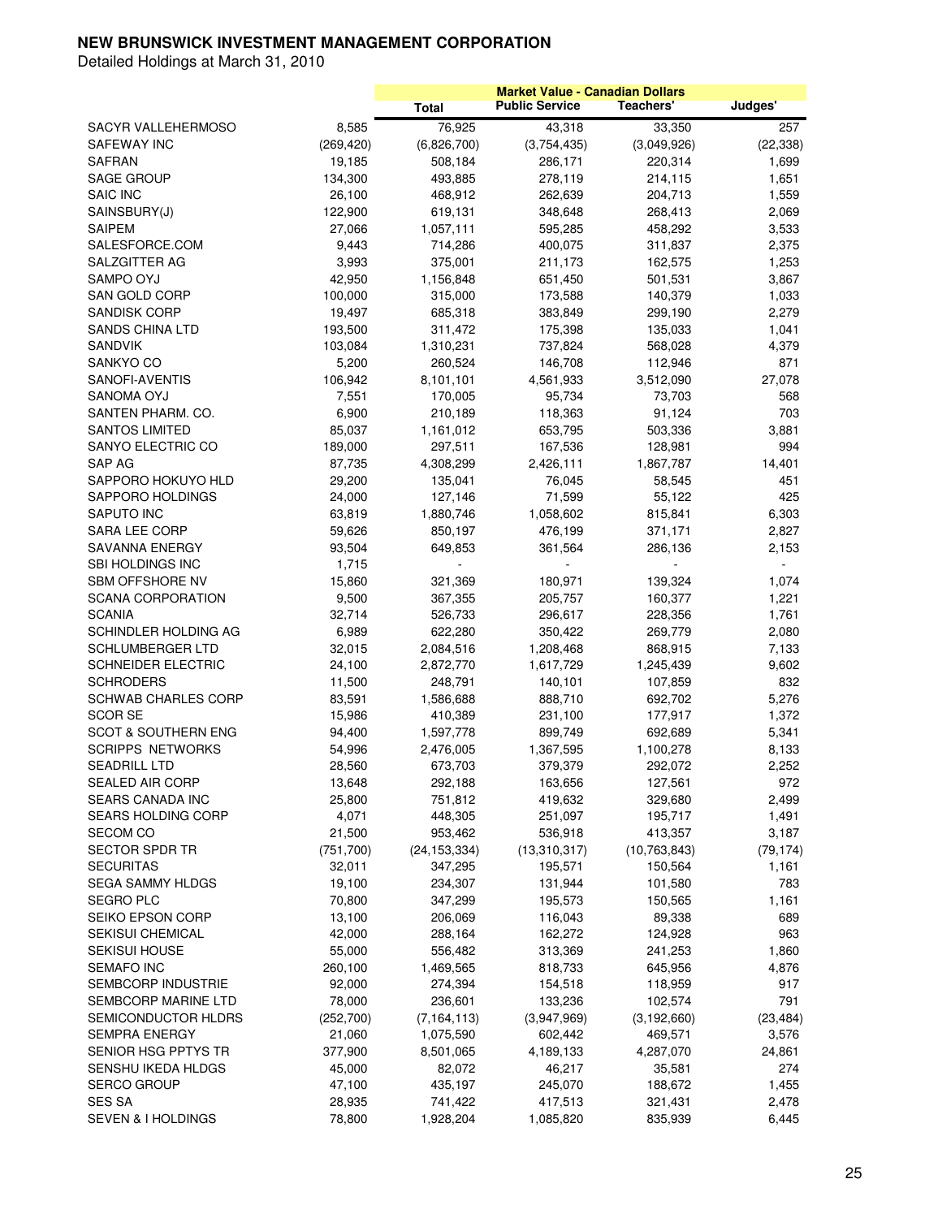**NEW BRUNSWICK INVESTMENT MANAGEMENT CORPORATION**

Detailed Holdings at March 31, 2010

| | | Market Value - Canadian Dollars | | | |
|---|---|---|---|---|---|
| | | Total | Public Service | Teachers' | Judges' |
| SACYR VALLEHERMOSO | 8,585 | 76,925 | 43,318 | 33,350 | 257 |
| SAFEWAY INC | (269,420) | (6,826,700) | (3,754,435) | (3,049,926) | (22,338) |
| SAFRAN | 19,185 | 508,184 | 286,171 | 220,314 | 1,699 |
| SAGE GROUP | 134,300 | 493,885 | 278,119 | 214,115 | 1,651 |
| SAIC INC | 26,100 | 468,912 | 262,639 | 204,713 | 1,559 |
| SAINSBURY(J) | 122,900 | 619,131 | 348,648 | 268,413 | 2,069 |
| SAIPEM | 27,066 | 1,057,111 | 595,285 | 458,292 | 3,533 |
| SALESFORCE.COM | 9,443 | 714,286 | 400,075 | 311,837 | 2,375 |
| SALZGITTER AG | 3,993 | 375,001 | 211,173 | 162,575 | 1,253 |
| SAMPO OYJ | 42,950 | 1,156,848 | 651,450 | 501,531 | 3,867 |
| SAN GOLD CORP | 100,000 | 315,000 | 173,588 | 140,379 | 1,033 |
| SANDISK CORP | 19,497 | 685,318 | 383,849 | 299,190 | 2,279 |
| SANDS CHINA LTD | 193,500 | 311,472 | 175,398 | 135,033 | 1,041 |
| SANDVIK | 103,084 | 1,310,231 | 737,824 | 568,028 | 4,379 |
| SANKYO CO | 5,200 | 260,524 | 146,708 | 112,946 | 871 |
| SANOFI-AVENTIS | 106,942 | 8,101,101 | 4,561,933 | 3,512,090 | 27,078 |
| SANOMA OYJ | 7,551 | 170,005 | 95,734 | 73,703 | 568 |
| SANTEN PHARM. CO. | 6,900 | 210,189 | 118,363 | 91,124 | 703 |
| SANTOS LIMITED | 85,037 | 1,161,012 | 653,795 | 503,336 | 3,881 |
| SANYO ELECTRIC CO | 189,000 | 297,511 | 167,536 | 128,981 | 994 |
| SAP AG | 87,735 | 4,308,299 | 2,426,111 | 1,867,787 | 14,401 |
| SAPPORO HOKUYO HLD | 29,200 | 135,041 | 76,045 | 58,545 | 451 |
| SAPPORO HOLDINGS | 24,000 | 127,146 | 71,599 | 55,122 | 425 |
| SAPUTO INC | 63,819 | 1,880,746 | 1,058,602 | 815,841 | 6,303 |
| SARA LEE CORP | 59,626 | 850,197 | 476,199 | 371,171 | 2,827 |
| SAVANNA ENERGY | 93,504 | 649,853 | 361,564 | 286,136 | 2,153 |
| SBI HOLDINGS INC | 1,715 | - | - | - | - |
| SBM OFFSHORE NV | 15,860 | 321,369 | 180,971 | 139,324 | 1,074 |
| SCANA CORPORATION | 9,500 | 367,355 | 205,757 | 160,377 | 1,221 |
| SCANIA | 32,714 | 526,733 | 296,617 | 228,356 | 1,761 |
| SCHINDLER HOLDING AG | 6,989 | 622,280 | 350,422 | 269,779 | 2,080 |
| SCHLUMBERGER LTD | 32,015 | 2,084,516 | 1,208,468 | 868,915 | 7,133 |
| SCHNEIDER ELECTRIC | 24,100 | 2,872,770 | 1,617,729 | 1,245,439 | 9,602 |
| SCHRODERS | 11,500 | 248,791 | 140,101 | 107,859 | 832 |
| SCHWAB CHARLES CORP | 83,591 | 1,586,688 | 888,710 | 692,702 | 5,276 |
| SCOR SE | 15,986 | 410,389 | 231,100 | 177,917 | 1,372 |
| SCOT & SOUTHERN ENG | 94,400 | 1,597,778 | 899,749 | 692,689 | 5,341 |
| SCRIPPS NETWORKS | 54,996 | 2,476,005 | 1,367,595 | 1,100,278 | 8,133 |
| SEADRILL LTD | 28,560 | 673,703 | 379,379 | 292,072 | 2,252 |
| SEALED AIR CORP | 13,648 | 292,188 | 163,656 | 127,561 | 972 |
| SEARS CANADA INC | 25,800 | 751,812 | 419,632 | 329,680 | 2,499 |
| SEARS HOLDING CORP | 4,071 | 448,305 | 251,097 | 195,717 | 1,491 |
| SECOM CO | 21,500 | 953,462 | 536,918 | 413,357 | 3,187 |
| SECTOR SPDR TR | (751,700) | (24,153,334) | (13,310,317) | (10,763,843) | (79,174) |
| SECURITAS | 32,011 | 347,295 | 195,571 | 150,564 | 1,161 |
| SEGA SAMMY HLDGS | 19,100 | 234,307 | 131,944 | 101,580 | 783 |
| SEGRO PLC | 70,800 | 347,299 | 195,573 | 150,565 | 1,161 |
| SEIKO EPSON CORP | 13,100 | 206,069 | 116,043 | 89,338 | 689 |
| SEKISUI CHEMICAL | 42,000 | 288,164 | 162,272 | 124,928 | 963 |
| SEKISUI HOUSE | 55,000 | 556,482 | 313,369 | 241,253 | 1,860 |
| SEMAFO INC | 260,100 | 1,469,565 | 818,733 | 645,956 | 4,876 |
| SEMBCORP INDUSTRIE | 92,000 | 274,394 | 154,518 | 118,959 | 917 |
| SEMBCORP MARINE LTD | 78,000 | 236,601 | 133,236 | 102,574 | 791 |
| SEMICONDUCTOR HLDRS | (252,700) | (7,164,113) | (3,947,969) | (3,192,660) | (23,484) |
| SEMPRA ENERGY | 21,060 | 1,075,590 | 602,442 | 469,571 | 3,576 |
| SENIOR HSG PPTYS TR | 377,900 | 8,501,065 | 4,189,133 | 4,287,070 | 24,861 |
| SENSHU IKEDA HLDGS | 45,000 | 82,072 | 46,217 | 35,581 | 274 |
| SERCO GROUP | 47,100 | 435,197 | 245,070 | 188,672 | 1,455 |
| SES SA | 28,935 | 741,422 | 417,513 | 321,431 | 2,478 |
| SEVEN & I HOLDINGS | 78,800 | 1,928,204 | 1,085,820 | 835,939 | 6,445 |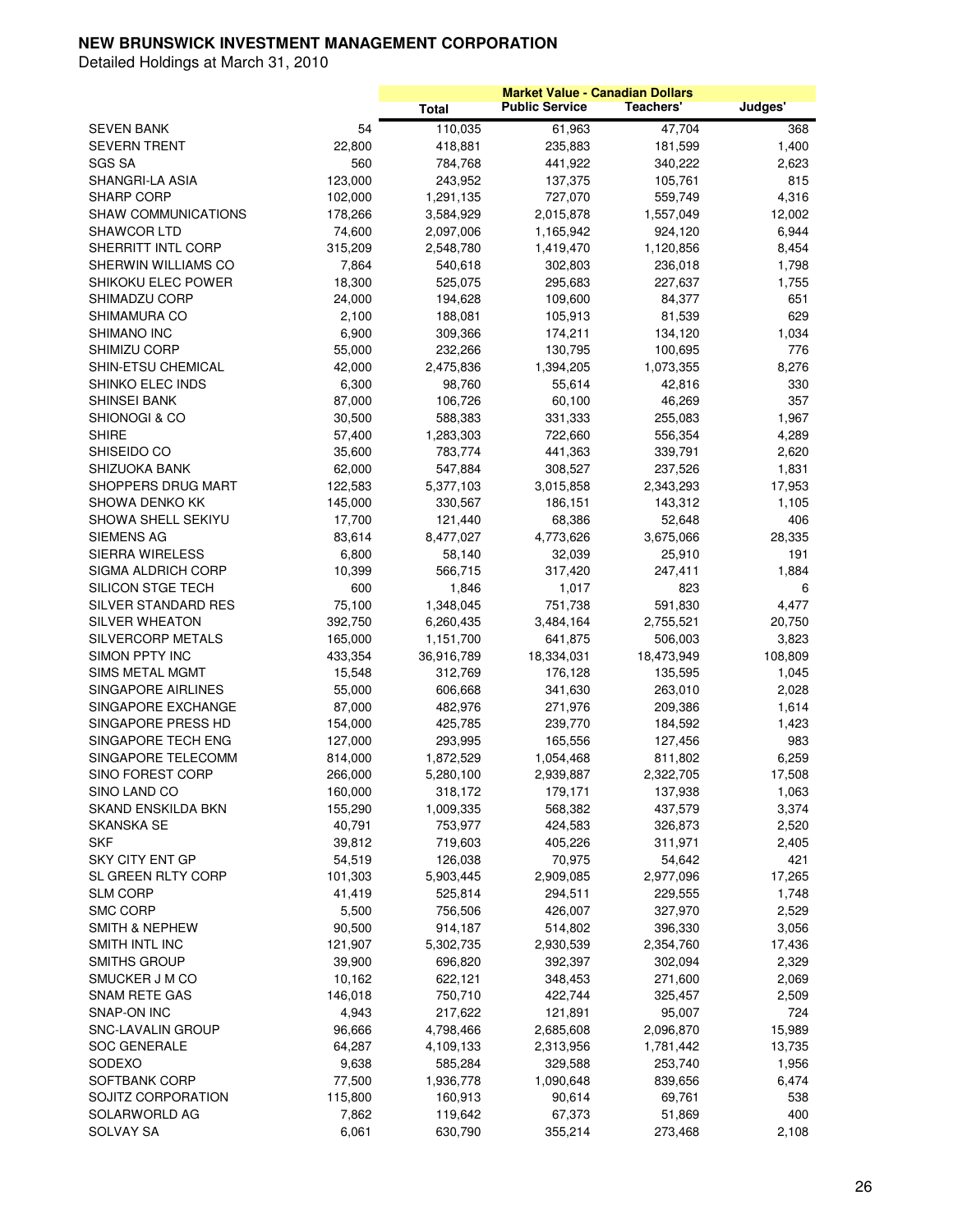**NEW BRUNSWICK INVESTMENT MANAGEMENT CORPORATION**

Detailed Holdings at March 31, 2010

| | | Market Value - Canadian Dollars | | | |
|---|---|---|---|---|---|
| | | **Total** | **Public Service** | **Teachers'** | **Judges'** |
| SEVEN BANK | 54 | 110,035 | 61,963 | 47,704 | 368 |
| SEVERN TRENT | 22,800 | 418,881 | 235,883 | 181,599 | 1,400 |
| SGS SA | 560 | 784,768 | 441,922 | 340,222 | 2,623 |
| SHANGRI-LA ASIA | 123,000 | 243,952 | 137,375 | 105,761 | 815 |
| SHARP CORP | 102,000 | 1,291,135 | 727,070 | 559,749 | 4,316 |
| SHAW COMMUNICATIONS | 178,266 | 3,584,929 | 2,015,878 | 1,557,049 | 12,002 |
| SHAWCOR LTD | 74,600 | 2,097,006 | 1,165,942 | 924,120 | 6,944 |
| SHERRITT INTL CORP | 315,209 | 2,548,780 | 1,419,470 | 1,120,856 | 8,454 |
| SHERWIN WILLIAMS CO | 7,864 | 540,618 | 302,803 | 236,018 | 1,798 |
| SHIKOKU ELEC POWER | 18,300 | 525,075 | 295,683 | 227,637 | 1,755 |
| SHIMADZU CORP | 24,000 | 194,628 | 109,600 | 84,377 | 651 |
| SHIMAMURA CO | 2,100 | 188,081 | 105,913 | 81,539 | 629 |
| SHIMANO INC | 6,900 | 309,366 | 174,211 | 134,120 | 1,034 |
| SHIMIZU CORP | 55,000 | 232,266 | 130,795 | 100,695 | 776 |
| SHIN-ETSU CHEMICAL | 42,000 | 2,475,836 | 1,394,205 | 1,073,355 | 8,276 |
| SHINKO ELEC INDS | 6,300 | 98,760 | 55,614 | 42,816 | 330 |
| SHINSEI BANK | 87,000 | 106,726 | 60,100 | 46,269 | 357 |
| SHIONOGI & CO | 30,500 | 588,383 | 331,333 | 255,083 | 1,967 |
| SHIRE | 57,400 | 1,283,303 | 722,660 | 556,354 | 4,289 |
| SHISEIDO CO | 35,600 | 783,774 | 441,363 | 339,791 | 2,620 |
| SHIZUOKA BANK | 62,000 | 547,884 | 308,527 | 237,526 | 1,831 |
| SHOPPERS DRUG MART | 122,583 | 5,377,103 | 3,015,858 | 2,343,293 | 17,953 |
| SHOWA DENKO KK | 145,000 | 330,567 | 186,151 | 143,312 | 1,105 |
| SHOWA SHELL SEKIYU | 17,700 | 121,440 | 68,386 | 52,648 | 406 |
| SIEMENS AG | 83,614 | 8,477,027 | 4,773,626 | 3,675,066 | 28,335 |
| SIERRA WIRELESS | 6,800 | 58,140 | 32,039 | 25,910 | 191 |
| SIGMA ALDRICH CORP | 10,399 | 566,715 | 317,420 | 247,411 | 1,884 |
| SILICON STGE TECH | 600 | 1,846 | 1,017 | 823 | 6 |
| SILVER STANDARD RES | 75,100 | 1,348,045 | 751,738 | 591,830 | 4,477 |
| SILVER WHEATON | 392,750 | 6,260,435 | 3,484,164 | 2,755,521 | 20,750 |
| SILVERCORP METALS | 165,000 | 1,151,700 | 641,875 | 506,003 | 3,823 |
| SIMON PPTY INC | 433,354 | 36,916,789 | 18,334,031 | 18,473,949 | 108,809 |
| SIMS METAL MGMT | 15,548 | 312,769 | 176,128 | 135,595 | 1,045 |
| SINGAPORE AIRLINES | 55,000 | 606,668 | 341,630 | 263,010 | 2,028 |
| SINGAPORE EXCHANGE | 87,000 | 482,976 | 271,976 | 209,386 | 1,614 |
| SINGAPORE PRESS HD | 154,000 | 425,785 | 239,770 | 184,592 | 1,423 |
| SINGAPORE TECH ENG | 127,000 | 293,995 | 165,556 | 127,456 | 983 |
| SINGAPORE TELECOMM | 814,000 | 1,872,529 | 1,054,468 | 811,802 | 6,259 |
| SINO FOREST CORP | 266,000 | 5,280,100 | 2,939,887 | 2,322,705 | 17,508 |
| SINO LAND CO | 160,000 | 318,172 | 179,171 | 137,938 | 1,063 |
| SKAND ENSKILDA BKN | 155,290 | 1,009,335 | 568,382 | 437,579 | 3,374 |
| SKANSKA SE | 40,791 | 753,977 | 424,583 | 326,873 | 2,520 |
| SKF | 39,812 | 719,603 | 405,226 | 311,971 | 2,405 |
| SKY CITY ENT GP | 54,519 | 126,038 | 70,975 | 54,642 | 421 |
| SL GREEN RLTY CORP | 101,303 | 5,903,445 | 2,909,085 | 2,977,096 | 17,265 |
| SLM CORP | 41,419 | 525,814 | 294,511 | 229,555 | 1,748 |
| SMC CORP | 5,500 | 756,506 | 426,007 | 327,970 | 2,529 |
| SMITH & NEPHEW | 90,500 | 914,187 | 514,802 | 396,330 | 3,056 |
| SMITH INTL INC | 121,907 | 5,302,735 | 2,930,539 | 2,354,760 | 17,436 |
| SMITHS GROUP | 39,900 | 696,820 | 392,397 | 302,094 | 2,329 |
| SMUCKER J M CO | 10,162 | 622,121 | 348,453 | 271,600 | 2,069 |
| SNAM RETE GAS | 146,018 | 750,710 | 422,744 | 325,457 | 2,509 |
| SNAP-ON INC | 4,943 | 217,622 | 121,891 | 95,007 | 724 |
| SNC-LAVALIN GROUP | 96,666 | 4,798,466 | 2,685,608 | 2,096,870 | 15,989 |
| SOC GENERALE | 64,287 | 4,109,133 | 2,313,956 | 1,781,442 | 13,735 |
| SODEXO | 9,638 | 585,284 | 329,588 | 253,740 | 1,956 |
| SOFTBANK CORP | 77,500 | 1,936,778 | 1,090,648 | 839,656 | 6,474 |
| SOJITZ CORPORATION | 115,800 | 160,913 | 90,614 | 69,761 | 538 |
| SOLARWORLD AG | 7,862 | 119,642 | 67,373 | 51,869 | 400 |
| SOLVAY SA | 6,061 | 630,790 | 355,214 | 273,468 | 2,108 |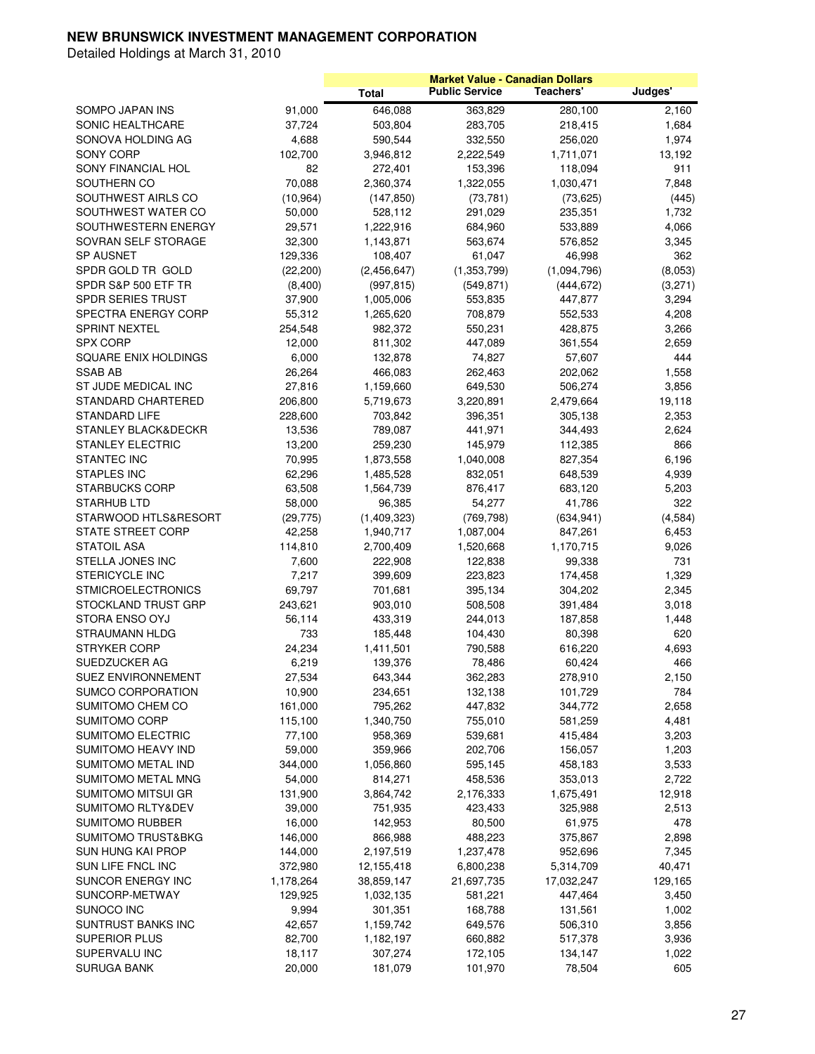**NEW BRUNSWICK INVESTMENT MANAGEMENT CORPORATION**

Detailed Holdings at March 31, 2010

| | | Market Value - Canadian Dollars | | | |
|---|---|---|---|---|---|
| | | Total | Public Service | Teachers' | Judges' |
| SOMPO JAPAN INS | 91,000 | 646,088 | 363,829 | 280,100 | 2,160 |
| SONIC HEALTHCARE | 37,724 | 503,804 | 283,705 | 218,415 | 1,684 |
| SONOVA HOLDING AG | 4,688 | 590,544 | 332,550 | 256,020 | 1,974 |
| SONY CORP | 102,700 | 3,946,812 | 2,222,549 | 1,711,071 | 13,192 |
| SONY FINANCIAL HOL | 82 | 272,401 | 153,396 | 118,094 | 911 |
| SOUTHERN CO | 70,088 | 2,360,374 | 1,322,055 | 1,030,471 | 7,848 |
| SOUTHWEST AIRLS CO | (10,964) | (147,850) | (73,781) | (73,625) | (445) |
| SOUTHWEST WATER CO | 50,000 | 528,112 | 291,029 | 235,351 | 1,732 |
| SOUTHWESTERN ENERGY | 29,571 | 1,222,916 | 684,960 | 533,889 | 4,066 |
| SOVRAN SELF STORAGE | 32,300 | 1,143,871 | 563,674 | 576,852 | 3,345 |
| SP AUSNET | 129,336 | 108,407 | 61,047 | 46,998 | 362 |
| SPDR GOLD TR GOLD | (22,200) | (2,456,647) | (1,353,799) | (1,094,796) | (8,053) |
| SPDR S&P 500 ETF TR | (8,400) | (997,815) | (549,871) | (444,672) | (3,271) |
| SPDR SERIES TRUST | 37,900 | 1,005,006 | 553,835 | 447,877 | 3,294 |
| SPECTRA ENERGY CORP | 55,312 | 1,265,620 | 708,879 | 552,533 | 4,208 |
| SPRINT NEXTEL | 254,548 | 982,372 | 550,231 | 428,875 | 3,266 |
| SPX CORP | 12,000 | 811,302 | 447,089 | 361,554 | 2,659 |
| SQUARE ENIX HOLDINGS | 6,000 | 132,878 | 74,827 | 57,607 | 444 |
| SSAB AB | 26,264 | 466,083 | 262,463 | 202,062 | 1,558 |
| ST JUDE MEDICAL INC | 27,816 | 1,159,660 | 649,530 | 506,274 | 3,856 |
| STANDARD CHARTERED | 206,800 | 5,719,673 | 3,220,891 | 2,479,664 | 19,118 |
| STANDARD LIFE | 228,600 | 703,842 | 396,351 | 305,138 | 2,353 |
| STANLEY BLACK&DECKR | 13,536 | 789,087 | 441,971 | 344,493 | 2,624 |
| STANLEY ELECTRIC | 13,200 | 259,230 | 145,979 | 112,385 | 866 |
| STANTEC INC | 70,995 | 1,873,558 | 1,040,008 | 827,354 | 6,196 |
| STAPLES INC | 62,296 | 1,485,528 | 832,051 | 648,539 | 4,939 |
| STARBUCKS CORP | 63,508 | 1,564,739 | 876,417 | 683,120 | 5,203 |
| STARHUB LTD | 58,000 | 96,385 | 54,277 | 41,786 | 322 |
| STARWOOD HTLS&RESORT | (29,775) | (1,409,323) | (769,798) | (634,941) | (4,584) |
| STATE STREET CORP | 42,258 | 1,940,717 | 1,087,004 | 847,261 | 6,453 |
| STATOIL ASA | 114,810 | 2,700,409 | 1,520,668 | 1,170,715 | 9,026 |
| STELLA JONES INC | 7,600 | 222,908 | 122,838 | 99,338 | 731 |
| STERICYCLE INC | 7,217 | 399,609 | 223,823 | 174,458 | 1,329 |
| STMICROELECTRONICS | 69,797 | 701,681 | 395,134 | 304,202 | 2,345 |
| STOCKLAND TRUST GRP | 243,621 | 903,010 | 508,508 | 391,484 | 3,018 |
| STORA ENSO OYJ | 56,114 | 433,319 | 244,013 | 187,858 | 1,448 |
| STRAUMANN HLDG | 733 | 185,448 | 104,430 | 80,398 | 620 |
| STRYKER CORP | 24,234 | 1,411,501 | 790,588 | 616,220 | 4,693 |
| SUEDZUCKER AG | 6,219 | 139,376 | 78,486 | 60,424 | 466 |
| SUEZ ENVIRONNEMENT | 27,534 | 643,344 | 362,283 | 278,910 | 2,150 |
| SUMCO CORPORATION | 10,900 | 234,651 | 132,138 | 101,729 | 784 |
| SUMITOMO CHEM CO | 161,000 | 795,262 | 447,832 | 344,772 | 2,658 |
| SUMITOMO CORP | 115,100 | 1,340,750 | 755,010 | 581,259 | 4,481 |
| SUMITOMO ELECTRIC | 77,100 | 958,369 | 539,681 | 415,484 | 3,203 |
| SUMITOMO HEAVY IND | 59,000 | 359,966 | 202,706 | 156,057 | 1,203 |
| SUMITOMO METAL IND | 344,000 | 1,056,860 | 595,145 | 458,183 | 3,533 |
| SUMITOMO METAL MNG | 54,000 | 814,271 | 458,536 | 353,013 | 2,722 |
| SUMITOMO MITSUI GR | 131,900 | 3,864,742 | 2,176,333 | 1,675,491 | 12,918 |
| SUMITOMO RLTY&DEV | 39,000 | 751,935 | 423,433 | 325,988 | 2,513 |
| SUMITOMO RUBBER | 16,000 | 142,953 | 80,500 | 61,975 | 478 |
| SUMITOMO TRUST&BKG | 146,000 | 866,988 | 488,223 | 375,867 | 2,898 |
| SUN HUNG KAI PROP | 144,000 | 2,197,519 | 1,237,478 | 952,696 | 7,345 |
| SUN LIFE FNCL INC | 372,980 | 12,155,418 | 6,800,238 | 5,314,709 | 40,471 |
| SUNCOR ENERGY INC | 1,178,264 | 38,859,147 | 21,697,735 | 17,032,247 | 129,165 |
| SUNCORP-METWAY | 129,925 | 1,032,135 | 581,221 | 447,464 | 3,450 |
| SUNOCO INC | 9,994 | 301,351 | 168,788 | 131,561 | 1,002 |
| SUNTRUST BANKS INC | 42,657 | 1,159,742 | 649,576 | 506,310 | 3,856 |
| SUPERIOR PLUS | 82,700 | 1,182,197 | 660,882 | 517,378 | 3,936 |
| SUPERVALU INC | 18,117 | 307,274 | 172,105 | 134,147 | 1,022 |
| SURUGA BANK | 20,000 | 181,079 | 101,970 | 78,504 | 605 |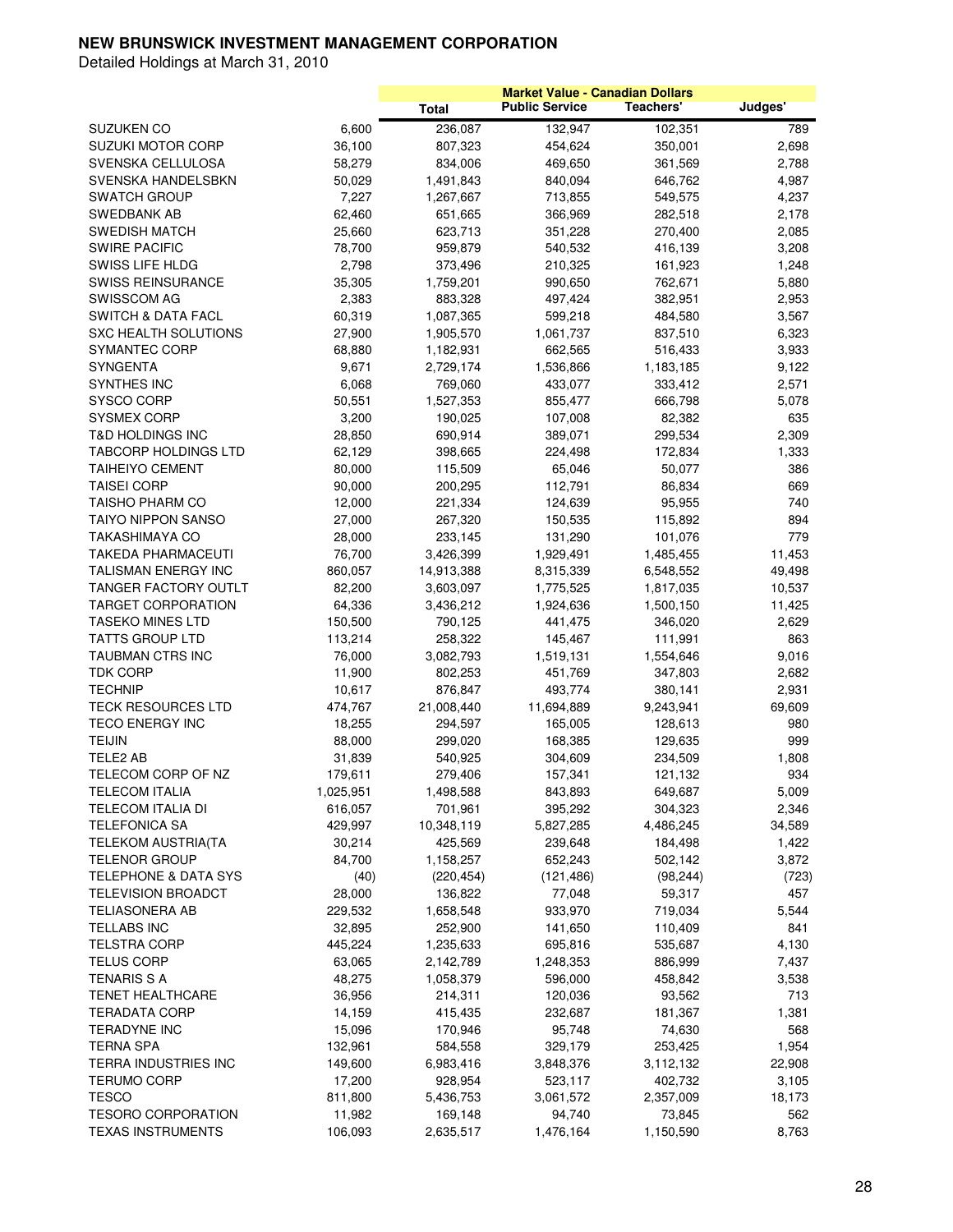# NEW BRUNSWICK INVESTMENT MANAGEMENT CORPORATION

Detailed Holdings at March 31, 2010

| | | Market Value - Canadian Dollars | | | |
|---|---|---|---|---|---|
| | | Total | Public Service | Teachers' | Judges' |
| SUZUKEN CO | 6,600 | 236,087 | 132,947 | 102,351 | 789 |
| SUZUKI MOTOR CORP | 36,100 | 807,323 | 454,624 | 350,001 | 2,698 |
| SVENSKA CELLULOSA | 58,279 | 834,006 | 469,650 | 361,569 | 2,788 |
| SVENSKA HANDELSBKN | 50,029 | 1,491,843 | 840,094 | 646,762 | 4,987 |
| SWATCH GROUP | 7,227 | 1,267,667 | 713,855 | 549,575 | 4,237 |
| SWEDBANK AB | 62,460 | 651,665 | 366,969 | 282,518 | 2,178 |
| SWEDISH MATCH | 25,660 | 623,713 | 351,228 | 270,400 | 2,085 |
| SWIRE PACIFIC | 78,700 | 959,879 | 540,532 | 416,139 | 3,208 |
| SWISS LIFE HLDG | 2,798 | 373,496 | 210,325 | 161,923 | 1,248 |
| SWISS REINSURANCE | 35,305 | 1,759,201 | 990,650 | 762,671 | 5,880 |
| SWISSCOM AG | 2,383 | 883,328 | 497,424 | 382,951 | 2,953 |
| SWITCH & DATA FACL | 60,319 | 1,087,365 | 599,218 | 484,580 | 3,567 |
| SXC HEALTH SOLUTIONS | 27,900 | 1,905,570 | 1,061,737 | 837,510 | 6,323 |
| SYMANTEC CORP | 68,880 | 1,182,931 | 662,565 | 516,433 | 3,933 |
| SYNGENTA | 9,671 | 2,729,174 | 1,536,866 | 1,183,185 | 9,122 |
| SYNTHES INC | 6,068 | 769,060 | 433,077 | 333,412 | 2,571 |
| SYSCO CORP | 50,551 | 1,527,353 | 855,477 | 666,798 | 5,078 |
| SYSMEX CORP | 3,200 | 190,025 | 107,008 | 82,382 | 635 |
| T&D HOLDINGS INC | 28,850 | 690,914 | 389,071 | 299,534 | 2,309 |
| TABCORP HOLDINGS LTD | 62,129 | 398,665 | 224,498 | 172,834 | 1,333 |
| TAIHEIYO CEMENT | 80,000 | 115,509 | 65,046 | 50,077 | 386 |
| TAISEI CORP | 90,000 | 200,295 | 112,791 | 86,834 | 669 |
| TAISHO PHARM CO | 12,000 | 221,334 | 124,639 | 95,955 | 740 |
| TAIYO NIPPON SANSO | 27,000 | 267,320 | 150,535 | 115,892 | 894 |
| TAKASHIMAYA CO | 28,000 | 233,145 | 131,290 | 101,076 | 779 |
| TAKEDA PHARMACEUTI | 76,700 | 3,426,399 | 1,929,491 | 1,485,455 | 11,453 |
| TALISMAN ENERGY INC | 860,057 | 14,913,388 | 8,315,339 | 6,548,552 | 49,498 |
| TANGER FACTORY OUTLT | 82,200 | 3,603,097 | 1,775,525 | 1,817,035 | 10,537 |
| TARGET CORPORATION | 64,336 | 3,436,212 | 1,924,636 | 1,500,150 | 11,425 |
| TASEKO MINES LTD | 150,500 | 790,125 | 441,475 | 346,020 | 2,629 |
| TATTS GROUP LTD | 113,214 | 258,322 | 145,467 | 111,991 | 863 |
| TAUBMAN CTRS INC | 76,000 | 3,082,793 | 1,519,131 | 1,554,646 | 9,016 |
| TDK CORP | 11,900 | 802,253 | 451,769 | 347,803 | 2,682 |
| TECHNIP | 10,617 | 876,847 | 493,774 | 380,141 | 2,931 |
| TECK RESOURCES LTD | 474,767 | 21,008,440 | 11,694,889 | 9,243,941 | 69,609 |
| TECO ENERGY INC | 18,255 | 294,597 | 165,005 | 128,613 | 980 |
| TEIJIN | 88,000 | 299,020 | 168,385 | 129,635 | 999 |
| TELE2 AB | 31,839 | 540,925 | 304,609 | 234,509 | 1,808 |
| TELECOM CORP OF NZ | 179,611 | 279,406 | 157,341 | 121,132 | 934 |
| TELECOM ITALIA | 1,025,951 | 1,498,588 | 843,893 | 649,687 | 5,009 |
| TELECOM ITALIA DI | 616,057 | 701,961 | 395,292 | 304,323 | 2,346 |
| TELEFONICA SA | 429,997 | 10,348,119 | 5,827,285 | 4,486,245 | 34,589 |
| TELEKOM AUSTRIA(TA | 30,214 | 425,569 | 239,648 | 184,498 | 1,422 |
| TELENOR GROUP | 84,700 | 1,158,257 | 652,243 | 502,142 | 3,872 |
| TELEPHONE & DATA SYS | (40) | (220,454) | (121,486) | (98,244) | (723) |
| TELEVISION BROADCT | 28,000 | 136,822 | 77,048 | 59,317 | 457 |
| TELIASONERA AB | 229,532 | 1,658,548 | 933,970 | 719,034 | 5,544 |
| TELLABS INC | 32,895 | 252,900 | 141,650 | 110,409 | 841 |
| TELSTRA CORP | 445,224 | 1,235,633 | 695,816 | 535,687 | 4,130 |
| TELUS CORP | 63,065 | 2,142,789 | 1,248,353 | 886,999 | 7,437 |
| TENARIS S A | 48,275 | 1,058,379 | 596,000 | 458,842 | 3,538 |
| TENET HEALTHCARE | 36,956 | 214,311 | 120,036 | 93,562 | 713 |
| TERADATA CORP | 14,159 | 415,435 | 232,687 | 181,367 | 1,381 |
| TERADYNE INC | 15,096 | 170,946 | 95,748 | 74,630 | 568 |
| TERNA SPA | 132,961 | 584,558 | 329,179 | 253,425 | 1,954 |
| TERRA INDUSTRIES INC | 149,600 | 6,983,416 | 3,848,376 | 3,112,132 | 22,908 |
| TERUMO CORP | 17,200 | 928,954 | 523,117 | 402,732 | 3,105 |
| TESCO | 811,800 | 5,436,753 | 3,061,572 | 2,357,009 | 18,173 |
| TESORO CORPORATION | 11,982 | 169,148 | 94,740 | 73,845 | 562 |
| TEXAS INSTRUMENTS | 106,093 | 2,635,517 | 1,476,164 | 1,150,590 | 8,763 |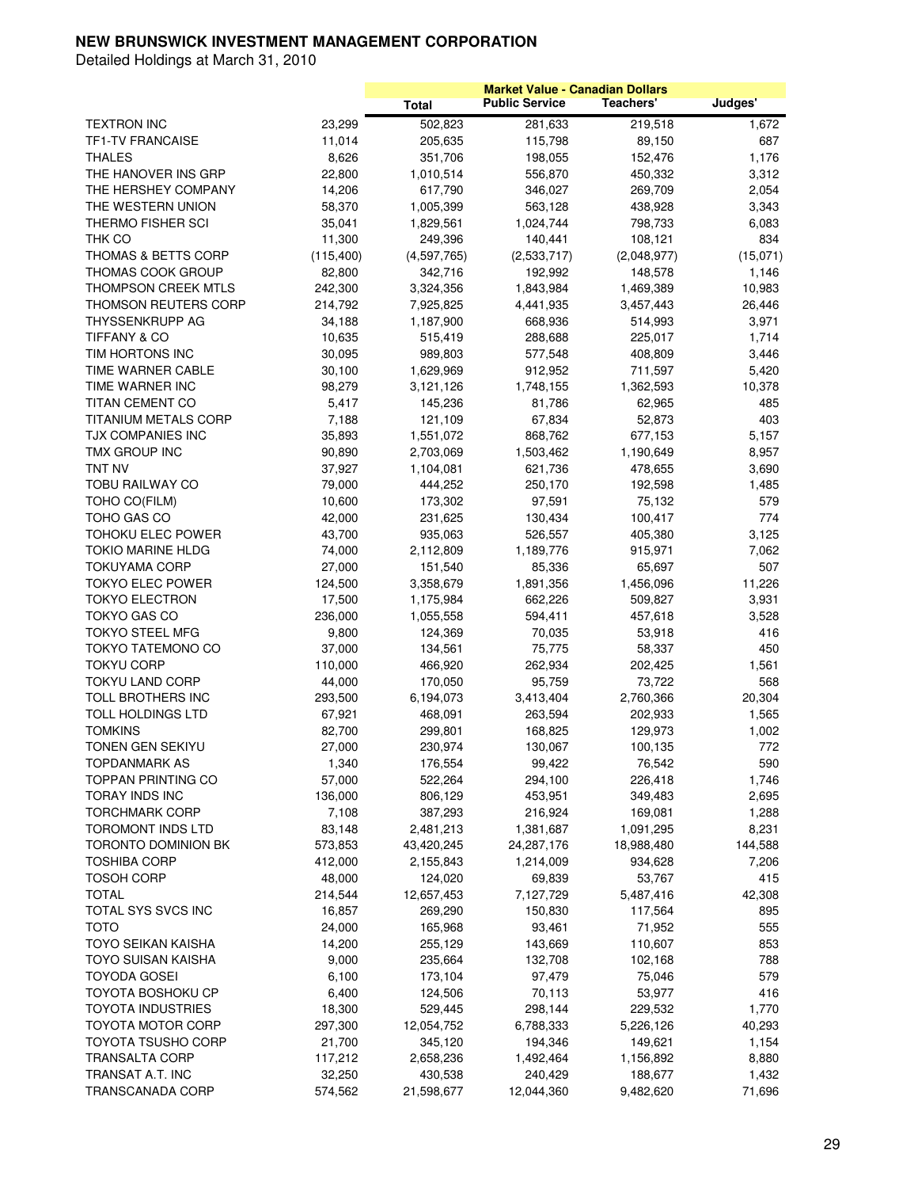**NEW BRUNSWICK INVESTMENT MANAGEMENT CORPORATION**

Detailed Holdings at March 31, 2010

| | | Market Value - Canadian Dollars | | | |
|---|---|---|---|---|---|
| | | Total | Public Service | Teachers' | Judges' |
| TEXTRON INC | 23,299 | 502,823 | 281,633 | 219,518 | 1,672 |
| TF1-TV FRANCAISE | 11,014 | 205,635 | 115,798 | 89,150 | 687 |
| THALES | 8,626 | 351,706 | 198,055 | 152,476 | 1,176 |
| THE HANOVER INS GRP | 22,800 | 1,010,514 | 556,870 | 450,332 | 3,312 |
| THE HERSHEY COMPANY | 14,206 | 617,790 | 346,027 | 269,709 | 2,054 |
| THE WESTERN UNION | 58,370 | 1,005,399 | 563,128 | 438,928 | 3,343 |
| THERMO FISHER SCI | 35,041 | 1,829,561 | 1,024,744 | 798,733 | 6,083 |
| THK CO | 11,300 | 249,396 | 140,441 | 108,121 | 834 |
| THOMAS & BETTS CORP | (115,400) | (4,597,765) | (2,533,717) | (2,048,977) | (15,071) |
| THOMAS COOK GROUP | 82,800 | 342,716 | 192,992 | 148,578 | 1,146 |
| THOMPSON CREEK MTLS | 242,300 | 3,324,356 | 1,843,984 | 1,469,389 | 10,983 |
| THOMSON REUTERS CORP | 214,792 | 7,925,825 | 4,441,935 | 3,457,443 | 26,446 |
| THYSSENKRUPP AG | 34,188 | 1,187,900 | 668,936 | 514,993 | 3,971 |
| TIFFANY & CO | 10,635 | 515,419 | 288,688 | 225,017 | 1,714 |
| TIM HORTONS INC | 30,095 | 989,803 | 577,548 | 408,809 | 3,446 |
| TIME WARNER CABLE | 30,100 | 1,629,969 | 912,952 | 711,597 | 5,420 |
| TIME WARNER INC | 98,279 | 3,121,126 | 1,748,155 | 1,362,593 | 10,378 |
| TITAN CEMENT CO | 5,417 | 145,236 | 81,786 | 62,965 | 485 |
| TITANIUM METALS CORP | 7,188 | 121,109 | 67,834 | 52,873 | 403 |
| TJX COMPANIES INC | 35,893 | 1,551,072 | 868,762 | 677,153 | 5,157 |
| TMX GROUP INC | 90,890 | 2,703,069 | 1,503,462 | 1,190,649 | 8,957 |
| TNT NV | 37,927 | 1,104,081 | 621,736 | 478,655 | 3,690 |
| TOBU RAILWAY CO | 79,000 | 444,252 | 250,170 | 192,598 | 1,485 |
| TOHO CO(FILM) | 10,600 | 173,302 | 97,591 | 75,132 | 579 |
| TOHO GAS CO | 42,000 | 231,625 | 130,434 | 100,417 | 774 |
| TOHOKU ELEC POWER | 43,700 | 935,063 | 526,557 | 405,380 | 3,125 |
| TOKIO MARINE HLDG | 74,000 | 2,112,809 | 1,189,776 | 915,971 | 7,062 |
| TOKUYAMA CORP | 27,000 | 151,540 | 85,336 | 65,697 | 507 |
| TOKYO ELEC POWER | 124,500 | 3,358,679 | 1,891,356 | 1,456,096 | 11,226 |
| TOKYO ELECTRON | 17,500 | 1,175,984 | 662,226 | 509,827 | 3,931 |
| TOKYO GAS CO | 236,000 | 1,055,558 | 594,411 | 457,618 | 3,528 |
| TOKYO STEEL MFG | 9,800 | 124,369 | 70,035 | 53,918 | 416 |
| TOKYO TATEMONO CO | 37,000 | 134,561 | 75,775 | 58,337 | 450 |
| TOKYU CORP | 110,000 | 466,920 | 262,934 | 202,425 | 1,561 |
| TOKYU LAND CORP | 44,000 | 170,050 | 95,759 | 73,722 | 568 |
| TOLL BROTHERS INC | 293,500 | 6,194,073 | 3,413,404 | 2,760,366 | 20,304 |
| TOLL HOLDINGS LTD | 67,921 | 468,091 | 263,594 | 202,933 | 1,565 |
| TOMKINS | 82,700 | 299,801 | 168,825 | 129,973 | 1,002 |
| TONEN GEN SEKIYU | 27,000 | 230,974 | 130,067 | 100,135 | 772 |
| TOPDANMARK AS | 1,340 | 176,554 | 99,422 | 76,542 | 590 |
| TOPPAN PRINTING CO | 57,000 | 522,264 | 294,100 | 226,418 | 1,746 |
| TORAY INDS INC | 136,000 | 806,129 | 453,951 | 349,483 | 2,695 |
| TORCHMARK CORP | 7,108 | 387,293 | 216,924 | 169,081 | 1,288 |
| TOROMONT INDS LTD | 83,148 | 2,481,213 | 1,381,687 | 1,091,295 | 8,231 |
| TORONTO DOMINION BK | 573,853 | 43,420,245 | 24,287,176 | 18,988,480 | 144,588 |
| TOSHIBA CORP | 412,000 | 2,155,843 | 1,214,009 | 934,628 | 7,206 |
| TOSOH CORP | 48,000 | 124,020 | 69,839 | 53,767 | 415 |
| TOTAL | 214,544 | 12,657,453 | 7,127,729 | 5,487,416 | 42,308 |
| TOTAL SYS SVCS INC | 16,857 | 269,290 | 150,830 | 117,564 | 895 |
| TOTO | 24,000 | 165,968 | 93,461 | 71,952 | 555 |
| TOYO SEIKAN KAISHA | 14,200 | 255,129 | 143,669 | 110,607 | 853 |
| TOYO SUISAN KAISHA | 9,000 | 235,664 | 132,708 | 102,168 | 788 |
| TOYODA GOSEI | 6,100 | 173,104 | 97,479 | 75,046 | 579 |
| TOYOTA BOSHOKU CP | 6,400 | 124,506 | 70,113 | 53,977 | 416 |
| TOYOTA INDUSTRIES | 18,300 | 529,445 | 298,144 | 229,532 | 1,770 |
| TOYOTA MOTOR CORP | 297,300 | 12,054,752 | 6,788,333 | 5,226,126 | 40,293 |
| TOYOTA TSUSHO CORP | 21,700 | 345,120 | 194,346 | 149,621 | 1,154 |
| TRANSALTA CORP | 117,212 | 2,658,236 | 1,492,464 | 1,156,892 | 8,880 |
| TRANSAT A.T. INC | 32,250 | 430,538 | 240,429 | 188,677 | 1,432 |
| TRANSCANADA CORP | 574,562 | 21,598,677 | 12,044,360 | 9,482,620 | 71,696 |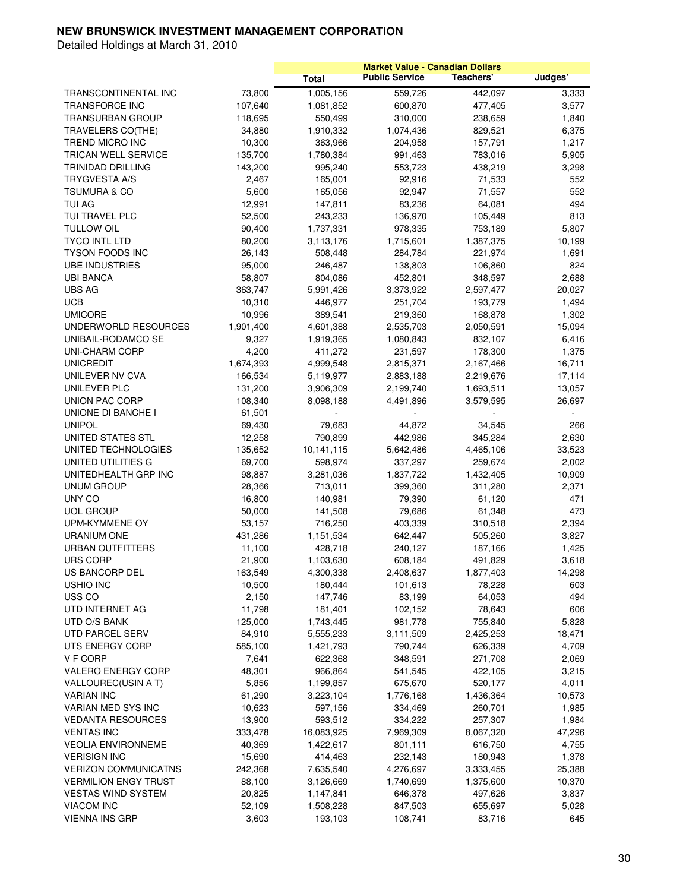# NEW BRUNSWICK INVESTMENT MANAGEMENT CORPORATION

Detailed Holdings at March 31, 2010

| | | Market Value - Canadian Dollars | | | |
|---|---|---|---|---|---|
| | | Total | Public Service | Teachers' | Judges' |
| TRANSCONTINENTAL INC | 73,800 | 1,005,156 | 559,726 | 442,097 | 3,333 |
| TRANSFORCE INC | 107,640 | 1,081,852 | 600,870 | 477,405 | 3,577 |
| TRANSURBAN GROUP | 118,695 | 550,499 | 310,000 | 238,659 | 1,840 |
| TRAVELERS CO(THE) | 34,880 | 1,910,332 | 1,074,436 | 829,521 | 6,375 |
| TREND MICRO INC | 10,300 | 363,966 | 204,958 | 157,791 | 1,217 |
| TRICAN WELL SERVICE | 135,700 | 1,780,384 | 991,463 | 783,016 | 5,905 |
| TRINIDAD DRILLING | 143,200 | 995,240 | 553,723 | 438,219 | 3,298 |
| TRYGVESTA A/S | 2,467 | 165,001 | 92,916 | 71,533 | 552 |
| TSUMURA & CO | 5,600 | 165,056 | 92,947 | 71,557 | 552 |
| TUI AG | 12,991 | 147,811 | 83,236 | 64,081 | 494 |
| TUI TRAVEL PLC | 52,500 | 243,233 | 136,970 | 105,449 | 813 |
| TULLOW OIL | 90,400 | 1,737,331 | 978,335 | 753,189 | 5,807 |
| TYCO INTL LTD | 80,200 | 3,113,176 | 1,715,601 | 1,387,375 | 10,199 |
| TYSON FOODS INC | 26,143 | 508,448 | 284,784 | 221,974 | 1,691 |
| UBE INDUSTRIES | 95,000 | 246,487 | 138,803 | 106,860 | 824 |
| UBI BANCA | 58,807 | 804,086 | 452,801 | 348,597 | 2,688 |
| UBS AG | 363,747 | 5,991,426 | 3,373,922 | 2,597,477 | 20,027 |
| UCB | 10,310 | 446,977 | 251,704 | 193,779 | 1,494 |
| UMICORE | 10,996 | 389,541 | 219,360 | 168,878 | 1,302 |
| UNDERWORLD RESOURCES | 1,901,400 | 4,601,388 | 2,535,703 | 2,050,591 | 15,094 |
| UNIBAIL-RODAMCO SE | 9,327 | 1,919,365 | 1,080,843 | 832,107 | 6,416 |
| UNI-CHARM CORP | 4,200 | 411,272 | 231,597 | 178,300 | 1,375 |
| UNICREDIT | 1,674,393 | 4,999,548 | 2,815,371 | 2,167,466 | 16,711 |
| UNILEVER NV CVA | 166,534 | 5,119,977 | 2,883,188 | 2,219,676 | 17,114 |
| UNILEVER PLC | 131,200 | 3,906,309 | 2,199,740 | 1,693,511 | 13,057 |
| UNION PAC CORP | 108,340 | 8,098,188 | 4,491,896 | 3,579,595 | 26,697 |
| UNIONE DI BANCHE I | 61,501 | - | - | - | - |
| UNIPOL | 69,430 | 79,683 | 44,872 | 34,545 | 266 |
| UNITED STATES STL | 12,258 | 790,899 | 442,986 | 345,284 | 2,630 |
| UNITED TECHNOLOGIES | 135,652 | 10,141,115 | 5,642,486 | 4,465,106 | 33,523 |
| UNITED UTILITIES G | 69,700 | 598,974 | 337,297 | 259,674 | 2,002 |
| UNITEDHEALTH GRP INC | 98,887 | 3,281,036 | 1,837,722 | 1,432,405 | 10,909 |
| UNUM GROUP | 28,366 | 713,011 | 399,360 | 311,280 | 2,371 |
| UNY CO | 16,800 | 140,981 | 79,390 | 61,120 | 471 |
| UOL GROUP | 50,000 | 141,508 | 79,686 | 61,348 | 473 |
| UPM-KYMMENE OY | 53,157 | 716,250 | 403,339 | 310,518 | 2,394 |
| URANIUM ONE | 431,286 | 1,151,534 | 642,447 | 505,260 | 3,827 |
| URBAN OUTFITTERS | 11,100 | 428,718 | 240,127 | 187,166 | 1,425 |
| URS CORP | 21,900 | 1,103,630 | 608,184 | 491,829 | 3,618 |
| US BANCORP DEL | 163,549 | 4,300,338 | 2,408,637 | 1,877,403 | 14,298 |
| USHIO INC | 10,500 | 180,444 | 101,613 | 78,228 | 603 |
| USS CO | 2,150 | 147,746 | 83,199 | 64,053 | 494 |
| UTD INTERNET AG | 11,798 | 181,401 | 102,152 | 78,643 | 606 |
| UTD O/S BANK | 125,000 | 1,743,445 | 981,778 | 755,840 | 5,828 |
| UTD PARCEL SERV | 84,910 | 5,555,233 | 3,111,509 | 2,425,253 | 18,471 |
| UTS ENERGY CORP | 585,100 | 1,421,793 | 790,744 | 626,339 | 4,709 |
| V F CORP | 7,641 | 622,368 | 348,591 | 271,708 | 2,069 |
| VALERO ENERGY CORP | 48,301 | 966,864 | 541,545 | 422,105 | 3,215 |
| VALLOUREC(USIN A T) | 5,856 | 1,199,857 | 675,670 | 520,177 | 4,011 |
| VARIAN INC | 61,290 | 3,223,104 | 1,776,168 | 1,436,364 | 10,573 |
| VARIAN MED SYS INC | 10,623 | 597,156 | 334,469 | 260,701 | 1,985 |
| VEDANTA RESOURCES | 13,900 | 593,512 | 334,222 | 257,307 | 1,984 |
| VENTAS INC | 333,478 | 16,083,925 | 7,969,309 | 8,067,320 | 47,296 |
| VEOLIA ENVIRONNEME | 40,369 | 1,422,617 | 801,111 | 616,750 | 4,755 |
| VERISIGN INC | 15,690 | 414,463 | 232,143 | 180,943 | 1,378 |
| VERIZON COMMUNICATNS | 242,368 | 7,635,540 | 4,276,697 | 3,333,455 | 25,388 |
| VERMILION ENGY TRUST | 88,100 | 3,126,669 | 1,740,699 | 1,375,600 | 10,370 |
| VESTAS WIND SYSTEM | 20,825 | 1,147,841 | 646,378 | 497,626 | 3,837 |
| VIACOM INC | 52,109 | 1,508,228 | 847,503 | 655,697 | 5,028 |
| VIENNA INS GRP | 3,603 | 193,103 | 108,741 | 83,716 | 645 |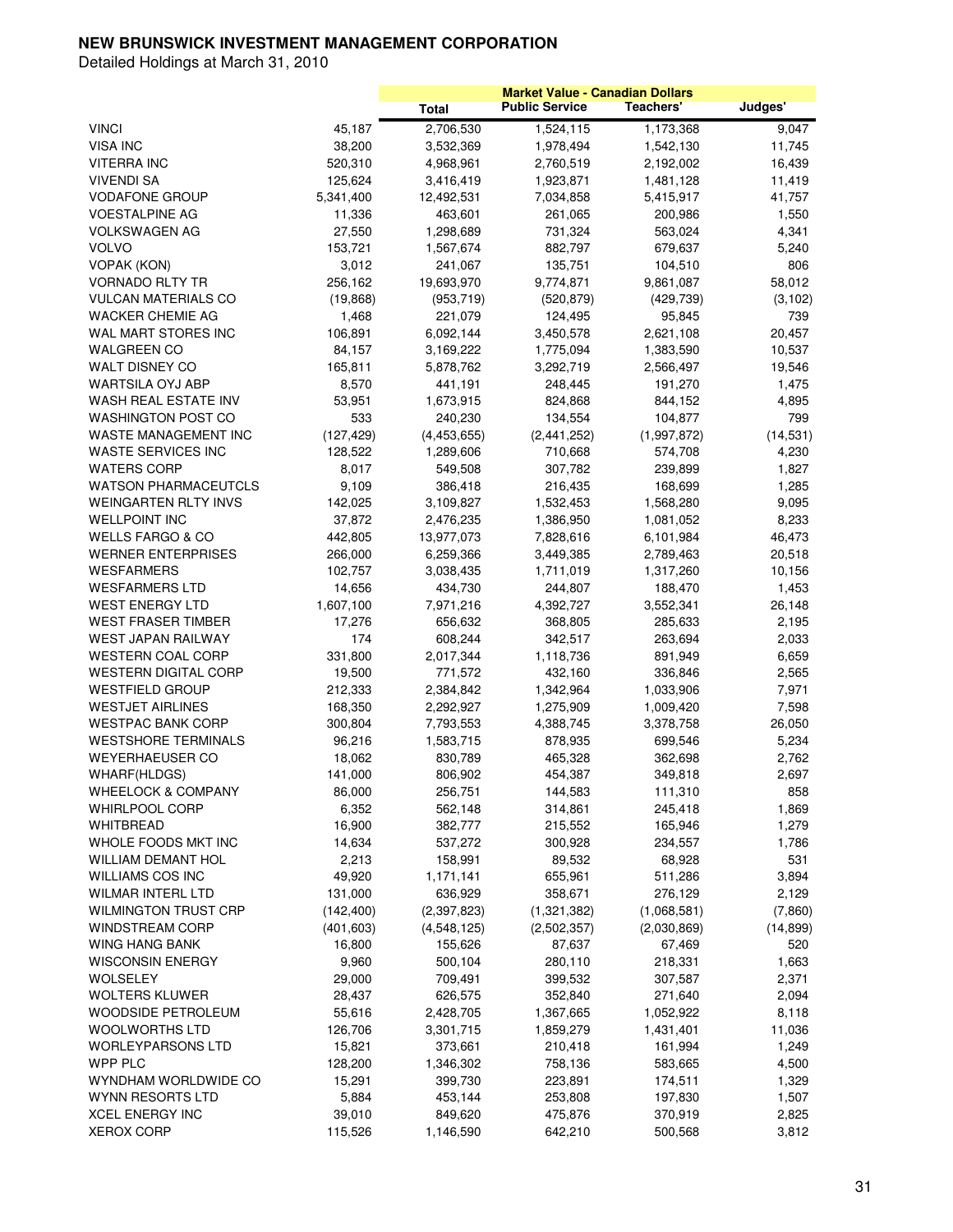**NEW BRUNSWICK INVESTMENT MANAGEMENT CORPORATION**

Detailed Holdings at March 31, 2010

| | | Market Value - Canadian Dollars | | | |
|---|---|---|---|---|---|
| | | Total | Public Service | Teachers' | Judges' |
| VINCI | 45,187 | 2,706,530 | 1,524,115 | 1,173,368 | 9,047 |
| VISA INC | 38,200 | 3,532,369 | 1,978,494 | 1,542,130 | 11,745 |
| VITERRA INC | 520,310 | 4,968,961 | 2,760,519 | 2,192,002 | 16,439 |
| VIVENDI SA | 125,624 | 3,416,419 | 1,923,871 | 1,481,128 | 11,419 |
| VODAFONE GROUP | 5,341,400 | 12,492,531 | 7,034,858 | 5,415,917 | 41,757 |
| VOESTALPINE AG | 11,336 | 463,601 | 261,065 | 200,986 | 1,550 |
| VOLKSWAGEN AG | 27,550 | 1,298,689 | 731,324 | 563,024 | 4,341 |
| VOLVO | 153,721 | 1,567,674 | 882,797 | 679,637 | 5,240 |
| VOPAK (KON) | 3,012 | 241,067 | 135,751 | 104,510 | 806 |
| VORNADO RLTY TR | 256,162 | 19,693,970 | 9,774,871 | 9,861,087 | 58,012 |
| VULCAN MATERIALS CO | (19,868) | (953,719) | (520,879) | (429,739) | (3,102) |
| WACKER CHEMIE AG | 1,468 | 221,079 | 124,495 | 95,845 | 739 |
| WAL MART STORES INC | 106,891 | 6,092,144 | 3,450,578 | 2,621,108 | 20,457 |
| WALGREEN CO | 84,157 | 3,169,222 | 1,775,094 | 1,383,590 | 10,537 |
| WALT DISNEY CO | 165,811 | 5,878,762 | 3,292,719 | 2,566,497 | 19,546 |
| WARTSILA OYJ ABP | 8,570 | 441,191 | 248,445 | 191,270 | 1,475 |
| WASH REAL ESTATE INV | 53,951 | 1,673,915 | 824,868 | 844,152 | 4,895 |
| WASHINGTON POST CO | 533 | 240,230 | 134,554 | 104,877 | 799 |
| WASTE MANAGEMENT INC | (127,429) | (4,453,655) | (2,441,252) | (1,997,872) | (14,531) |
| WASTE SERVICES INC | 128,522 | 1,289,606 | 710,668 | 574,708 | 4,230 |
| WATERS CORP | 8,017 | 549,508 | 307,782 | 239,899 | 1,827 |
| WATSON PHARMACEUTCLS | 9,109 | 386,418 | 216,435 | 168,699 | 1,285 |
| WEINGARTEN RLTY INVS | 142,025 | 3,109,827 | 1,532,453 | 1,568,280 | 9,095 |
| WELLPOINT INC | 37,872 | 2,476,235 | 1,386,950 | 1,081,052 | 8,233 |
| WELLS FARGO & CO | 442,805 | 13,977,073 | 7,828,616 | 6,101,984 | 46,473 |
| WERNER ENTERPRISES | 266,000 | 6,259,366 | 3,449,385 | 2,789,463 | 20,518 |
| WESFARMERS | 102,757 | 3,038,435 | 1,711,019 | 1,317,260 | 10,156 |
| WESFARMERS LTD | 14,656 | 434,730 | 244,807 | 188,470 | 1,453 |
| WEST ENERGY LTD | 1,607,100 | 7,971,216 | 4,392,727 | 3,552,341 | 26,148 |
| WEST FRASER TIMBER | 17,276 | 656,632 | 368,805 | 285,633 | 2,195 |
| WEST JAPAN RAILWAY | 174 | 608,244 | 342,517 | 263,694 | 2,033 |
| WESTERN COAL CORP | 331,800 | 2,017,344 | 1,118,736 | 891,949 | 6,659 |
| WESTERN DIGITAL CORP | 19,500 | 771,572 | 432,160 | 336,846 | 2,565 |
| WESTFIELD GROUP | 212,333 | 2,384,842 | 1,342,964 | 1,033,906 | 7,971 |
| WESTJET AIRLINES | 168,350 | 2,292,927 | 1,275,909 | 1,009,420 | 7,598 |
| WESTPAC BANK CORP | 300,804 | 7,793,553 | 4,388,745 | 3,378,758 | 26,050 |
| WESTSHORE TERMINALS | 96,216 | 1,583,715 | 878,935 | 699,546 | 5,234 |
| WEYERHAEUSER CO | 18,062 | 830,789 | 465,328 | 362,698 | 2,762 |
| WHARF(HLDGS) | 141,000 | 806,902 | 454,387 | 349,818 | 2,697 |
| WHEELOCK & COMPANY | 86,000 | 256,751 | 144,583 | 111,310 | 858 |
| WHIRLPOOL CORP | 6,352 | 562,148 | 314,861 | 245,418 | 1,869 |
| WHITBREAD | 16,900 | 382,777 | 215,552 | 165,946 | 1,279 |
| WHOLE FOODS MKT INC | 14,634 | 537,272 | 300,928 | 234,557 | 1,786 |
| WILLIAM DEMANT HOL | 2,213 | 158,991 | 89,532 | 68,928 | 531 |
| WILLIAMS COS INC | 49,920 | 1,171,141 | 655,961 | 511,286 | 3,894 |
| WILMAR INTERL LTD | 131,000 | 636,929 | 358,671 | 276,129 | 2,129 |
| WILMINGTON TRUST CRP | (142,400) | (2,397,823) | (1,321,382) | (1,068,581) | (7,860) |
| WINDSTREAM CORP | (401,603) | (4,548,125) | (2,502,357) | (2,030,869) | (14,899) |
| WING HANG BANK | 16,800 | 155,626 | 87,637 | 67,469 | 520 |
| WISCONSIN ENERGY | 9,960 | 500,104 | 280,110 | 218,331 | 1,663 |
| WOLSELEY | 29,000 | 709,491 | 399,532 | 307,587 | 2,371 |
| WOLTERS KLUWER | 28,437 | 626,575 | 352,840 | 271,640 | 2,094 |
| WOODSIDE PETROLEUM | 55,616 | 2,428,705 | 1,367,665 | 1,052,922 | 8,118 |
| WOOLWORTHS LTD | 126,706 | 3,301,715 | 1,859,279 | 1,431,401 | 11,036 |
| WORLEYPARSONS LTD | 15,821 | 373,661 | 210,418 | 161,994 | 1,249 |
| WPP PLC | 128,200 | 1,346,302 | 758,136 | 583,665 | 4,500 |
| WYNDHAM WORLDWIDE CO | 15,291 | 399,730 | 223,891 | 174,511 | 1,329 |
| WYNN RESORTS LTD | 5,884 | 453,144 | 253,808 | 197,830 | 1,507 |
| XCEL ENERGY INC | 39,010 | 849,620 | 475,876 | 370,919 | 2,825 |
| XEROX CORP | 115,526 | 1,146,590 | 642,210 | 500,568 | 3,812 |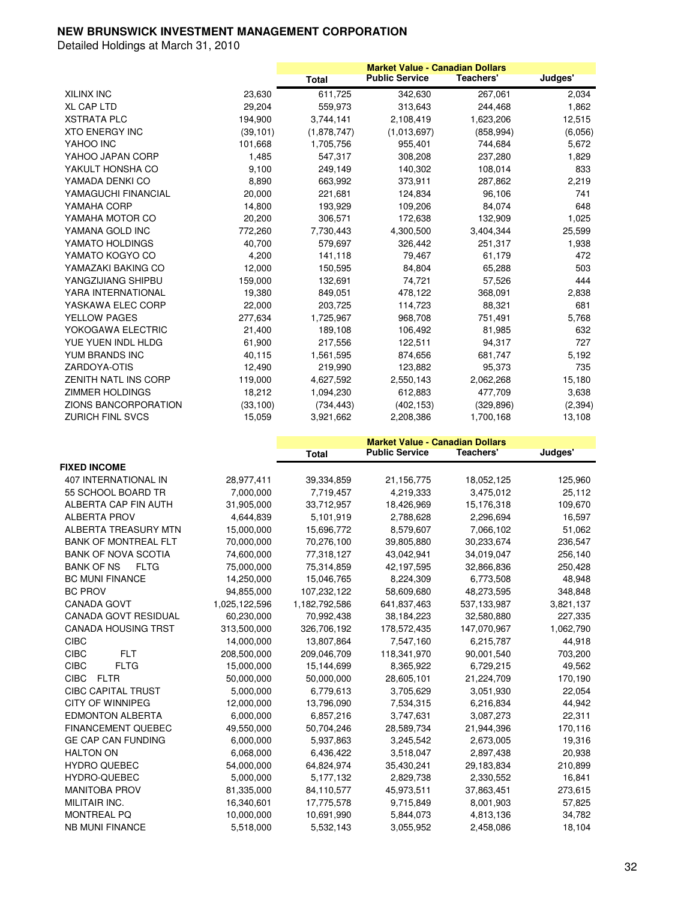**NEW BRUNSWICK INVESTMENT MANAGEMENT CORPORATION**

Detailed Holdings at March 31, 2010

| | | Market Value - Canadian Dollars | | | |
|---|---|---|---|---|---|
| | | Total | Public Service | Teachers' | Judges' |
| XILINX INC | 23,630 | 611,725 | 342,630 | 267,061 | 2,034 |
| XL CAP LTD | 29,204 | 559,973 | 313,643 | 244,468 | 1,862 |
| XSTRATA PLC | 194,900 | 3,744,141 | 2,108,419 | 1,623,206 | 12,515 |
| XTO ENERGY INC | (39,101) | (1,878,747) | (1,013,697) | (858,994) | (6,056) |
| YAHOO INC | 101,668 | 1,705,756 | 955,401 | 744,684 | 5,672 |
| YAHOO JAPAN CORP | 1,485 | 547,317 | 308,208 | 237,280 | 1,829 |
| YAKULT HONSHA CO | 9,100 | 249,149 | 140,302 | 108,014 | 833 |
| YAMADA DENKI CO | 8,890 | 663,992 | 373,911 | 287,862 | 2,219 |
| YAMAGUCHI FINANCIAL | 20,000 | 221,681 | 124,834 | 96,106 | 741 |
| YAMAHA CORP | 14,800 | 193,929 | 109,206 | 84,074 | 648 |
| YAMAHA MOTOR CO | 20,200 | 306,571 | 172,638 | 132,909 | 1,025 |
| YAMANA GOLD INC | 772,260 | 7,730,443 | 4,300,500 | 3,404,344 | 25,599 |
| YAMATO HOLDINGS | 40,700 | 579,697 | 326,442 | 251,317 | 1,938 |
| YAMATO KOGYO CO | 4,200 | 141,118 | 79,467 | 61,179 | 472 |
| YAMAZAKI BAKING CO | 12,000 | 150,595 | 84,804 | 65,288 | 503 |
| YANGZIJIANG SHIPBU | 159,000 | 132,691 | 74,721 | 57,526 | 444 |
| YARA INTERNATIONAL | 19,380 | 849,051 | 478,122 | 368,091 | 2,838 |
| YASKAWA ELEC CORP | 22,000 | 203,725 | 114,723 | 88,321 | 681 |
| YELLOW PAGES | 277,634 | 1,725,967 | 968,708 | 751,491 | 5,768 |
| YOKOGAWA ELECTRIC | 21,400 | 189,108 | 106,492 | 81,985 | 632 |
| YUE YUEN INDL HLDG | 61,900 | 217,556 | 122,511 | 94,317 | 727 |
| YUM BRANDS INC | 40,115 | 1,561,595 | 874,656 | 681,747 | 5,192 |
| ZARDOYA-OTIS | 12,490 | 219,990 | 123,882 | 95,373 | 735 |
| ZENITH NATL INS CORP | 119,000 | 4,627,592 | 2,550,143 | 2,062,268 | 15,180 |
| ZIMMER HOLDINGS | 18,212 | 1,094,230 | 612,883 | 477,709 | 3,638 |
| ZIONS BANCORPORATION | (33,100) | (734,443) | (402,153) | (329,896) | (2,394) |
| ZURICH FINL SVCS | 15,059 | 3,921,662 | 2,208,386 | 1,700,168 | 13,108 |

| | | Market Value - Canadian Dollars | | | |
|---|---|---|---|---|---|
| | | Total | Public Service | Teachers' | Judges' |
| **FIXED INCOME** | | | | | |
| 407 INTERNATIONAL IN | 28,977,411 | 39,334,859 | 21,156,775 | 18,052,125 | 125,960 |
| 55 SCHOOL BOARD TR | 7,000,000 | 7,719,457 | 4,219,333 | 3,475,012 | 25,112 |
| ALBERTA CAP FIN AUTH | 31,905,000 | 33,712,957 | 18,426,969 | 15,176,318 | 109,670 |
| ALBERTA PROV | 4,644,839 | 5,101,919 | 2,788,628 | 2,296,694 | 16,597 |
| ALBERTA TREASURY MTN | 15,000,000 | 15,696,772 | 8,579,607 | 7,066,102 | 51,062 |
| BANK OF MONTREAL FLT | 70,000,000 | 70,276,100 | 39,805,880 | 30,233,674 | 236,547 |
| BANK OF NOVA SCOTIA | 74,600,000 | 77,318,127 | 43,042,941 | 34,019,047 | 256,140 |
| BANK OF NS FLTG | 75,000,000 | 75,314,859 | 42,197,595 | 32,866,836 | 250,428 |
| BC MUNI FINANCE | 14,250,000 | 15,046,765 | 8,224,309 | 6,773,508 | 48,948 |
| BC PROV | 94,855,000 | 107,232,122 | 58,609,680 | 48,273,595 | 348,848 |
| CANADA GOVT | 1,025,122,596 | 1,182,792,586 | 641,837,463 | 537,133,987 | 3,821,137 |
| CANADA GOVT RESIDUAL | 60,230,000 | 70,992,438 | 38,184,223 | 32,580,880 | 227,335 |
| CANADA HOUSING TRST | 313,500,000 | 326,706,192 | 178,572,435 | 147,070,967 | 1,062,790 |
| CIBC | 14,000,000 | 13,807,864 | 7,547,160 | 6,215,787 | 44,918 |
| CIBC FLT | 208,500,000 | 209,046,709 | 118,341,970 | 90,001,540 | 703,200 |
| CIBC FLTG | 15,000,000 | 15,144,699 | 8,365,922 | 6,729,215 | 49,562 |
| CIBC FLTR | 50,000,000 | 50,000,000 | 28,605,101 | 21,224,709 | 170,190 |
| CIBC CAPITAL TRUST | 5,000,000 | 6,779,613 | 3,705,629 | 3,051,930 | 22,054 |
| CITY OF WINNIPEG | 12,000,000 | 13,796,090 | 7,534,315 | 6,216,834 | 44,942 |
| EDMONTON ALBERTA | 6,000,000 | 6,857,216 | 3,747,631 | 3,087,273 | 22,311 |
| FINANCEMENT QUEBEC | 49,550,000 | 50,704,246 | 28,589,734 | 21,944,396 | 170,116 |
| GE CAP CAN FUNDING | 6,000,000 | 5,937,863 | 3,245,542 | 2,673,005 | 19,316 |
| HALTON ON | 6,068,000 | 6,436,422 | 3,518,047 | 2,897,438 | 20,938 |
| HYDRO QUEBEC | 54,000,000 | 64,824,974 | 35,430,241 | 29,183,834 | 210,899 |
| HYDRO-QUEBEC | 5,000,000 | 5,177,132 | 2,829,738 | 2,330,552 | 16,841 |
| MANITOBA PROV | 81,335,000 | 84,110,577 | 45,973,511 | 37,863,451 | 273,615 |
| MILITAIR INC. | 16,340,601 | 17,775,578 | 9,715,849 | 8,001,903 | 57,825 |
| MONTREAL PQ | 10,000,000 | 10,691,990 | 5,844,073 | 4,813,136 | 34,782 |
| NB MUNI FINANCE | 5,518,000 | 5,532,143 | 3,055,952 | 2,458,086 | 18,104 |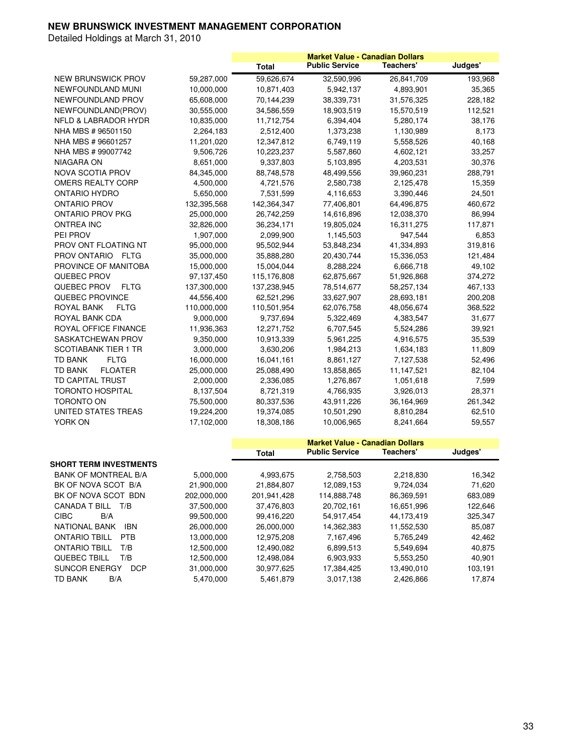**NEW BRUNSWICK INVESTMENT MANAGEMENT CORPORATION**

Detailed Holdings at March 31, 2010

| | | Market Value - Canadian Dollars | | | |
|---|---|---|---|---|---|
| | | Total | Public Service | Teachers' | Judges' |
| NEW BRUNSWICK PROV | 59,287,000 | 59,626,674 | 32,590,996 | 26,841,709 | 193,968 |
| NEWFOUNDLAND MUNI | 10,000,000 | 10,871,403 | 5,942,137 | 4,893,901 | 35,365 |
| NEWFOUNDLAND PROV | 65,608,000 | 70,144,239 | 38,339,731 | 31,576,325 | 228,182 |
| NEWFOUNDLAND(PROV) | 30,555,000 | 34,586,559 | 18,903,519 | 15,570,519 | 112,521 |
| NFLD & LABRADOR HYDR | 10,835,000 | 11,712,754 | 6,394,404 | 5,280,174 | 38,176 |
| NHA MBS # 96501150 | 2,264,183 | 2,512,400 | 1,373,238 | 1,130,989 | 8,173 |
| NHA MBS # 96601257 | 11,201,020 | 12,347,812 | 6,749,119 | 5,558,526 | 40,168 |
| NHA MBS # 99007742 | 9,506,726 | 10,223,237 | 5,587,860 | 4,602,121 | 33,257 |
| NIAGARA ON | 8,651,000 | 9,337,803 | 5,103,895 | 4,203,531 | 30,376 |
| NOVA SCOTIA PROV | 84,345,000 | 88,748,578 | 48,499,556 | 39,960,231 | 288,791 |
| OMERS REALTY CORP | 4,500,000 | 4,721,576 | 2,580,738 | 2,125,478 | 15,359 |
| ONTARIO HYDRO | 5,650,000 | 7,531,599 | 4,116,653 | 3,390,446 | 24,501 |
| ONTARIO PROV | 132,395,568 | 142,364,347 | 77,406,801 | 64,496,875 | 460,672 |
| ONTARIO PROV PKG | 25,000,000 | 26,742,259 | 14,616,896 | 12,038,370 | 86,994 |
| ONTREA INC | 32,826,000 | 36,234,171 | 19,805,024 | 16,311,275 | 117,871 |
| PEI PROV | 1,907,000 | 2,099,900 | 1,145,503 | 947,544 | 6,853 |
| PROV ONT FLOATING NT | 95,000,000 | 95,502,944 | 53,848,234 | 41,334,893 | 319,816 |
| PROV ONTARIO FLTG | 35,000,000 | 35,888,280 | 20,430,744 | 15,336,053 | 121,484 |
| PROVINCE OF MANITOBA | 15,000,000 | 15,004,044 | 8,288,224 | 6,666,718 | 49,102 |
| QUEBEC PROV | 97,137,450 | 115,176,808 | 62,875,667 | 51,926,868 | 374,272 |
| QUEBEC PROV FLTG | 137,300,000 | 137,238,945 | 78,514,677 | 58,257,134 | 467,133 |
| QUEBEC PROVINCE | 44,556,400 | 62,521,296 | 33,627,907 | 28,693,181 | 200,208 |
| ROYAL BANK FLTG | 110,000,000 | 110,501,954 | 62,076,758 | 48,056,674 | 368,522 |
| ROYAL BANK CDA | 9,000,000 | 9,737,694 | 5,322,469 | 4,383,547 | 31,677 |
| ROYAL OFFICE FINANCE | 11,936,363 | 12,271,752 | 6,707,545 | 5,524,286 | 39,921 |
| SASKATCHEWAN PROV | 9,350,000 | 10,913,339 | 5,961,225 | 4,916,575 | 35,539 |
| SCOTIABANK TIER 1 TR | 3,000,000 | 3,630,206 | 1,984,213 | 1,634,183 | 11,809 |
| TD BANK FLTG | 16,000,000 | 16,041,161 | 8,861,127 | 7,127,538 | 52,496 |
| TD BANK FLOATER | 25,000,000 | 25,088,490 | 13,858,865 | 11,147,521 | 82,104 |
| TD CAPITAL TRUST | 2,000,000 | 2,336,085 | 1,276,867 | 1,051,618 | 7,599 |
| TORONTO HOSPITAL | 8,137,504 | 8,721,319 | 4,766,935 | 3,926,013 | 28,371 |
| TORONTO ON | 75,500,000 | 80,337,536 | 43,911,226 | 36,164,969 | 261,342 |
| UNITED STATES TREAS | 19,224,200 | 19,374,085 | 10,501,290 | 8,810,284 | 62,510 |
| YORK ON | 17,102,000 | 18,308,186 | 10,006,965 | 8,241,664 | 59,557 |

| | | Market Value - Canadian Dollars | | | |
|---|---|---|---|---|---|
| | | Total | Public Service | Teachers' | Judges' |
| **SHORT TERM INVESTMENTS** | | | | | |
| BANK OF MONTREAL B/A | 5,000,000 | 4,993,675 | 2,758,503 | 2,218,830 | 16,342 |
| BK OF NOVA SCOT B/A | 21,900,000 | 21,884,807 | 12,089,153 | 9,724,034 | 71,620 |
| BK OF NOVA SCOT BDN | 202,000,000 | 201,941,428 | 114,888,748 | 86,369,591 | 683,089 |
| CANADA T BILL T/B | 37,500,000 | 37,476,803 | 20,702,161 | 16,651,996 | 122,646 |
| CIBC B/A | 99,500,000 | 99,416,220 | 54,917,454 | 44,173,419 | 325,347 |
| NATIONAL BANK IBN | 26,000,000 | 26,000,000 | 14,362,383 | 11,552,530 | 85,087 |
| ONTARIO TBILL PTB | 13,000,000 | 12,975,208 | 7,167,496 | 5,765,249 | 42,462 |
| ONTARIO TBILL T/B | 12,500,000 | 12,490,082 | 6,899,513 | 5,549,694 | 40,875 |
| QUEBEC TBILL T/B | 12,500,000 | 12,498,084 | 6,903,933 | 5,553,250 | 40,901 |
| SUNCOR ENERGY DCP | 31,000,000 | 30,977,625 | 17,384,425 | 13,490,010 | 103,191 |
| TD BANK B/A | 5,470,000 | 5,461,879 | 3,017,138 | 2,426,866 | 17,874 |